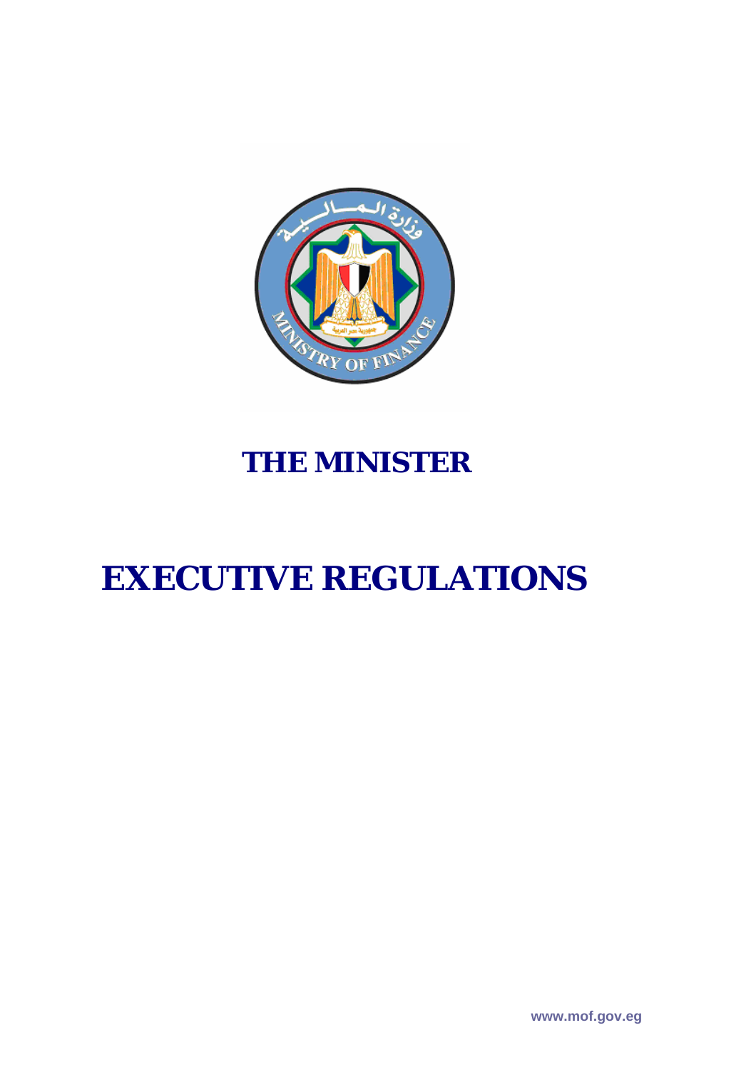# THE MINISTER

# EXECUTIVE REGULATIONS

www.mof.gov.eg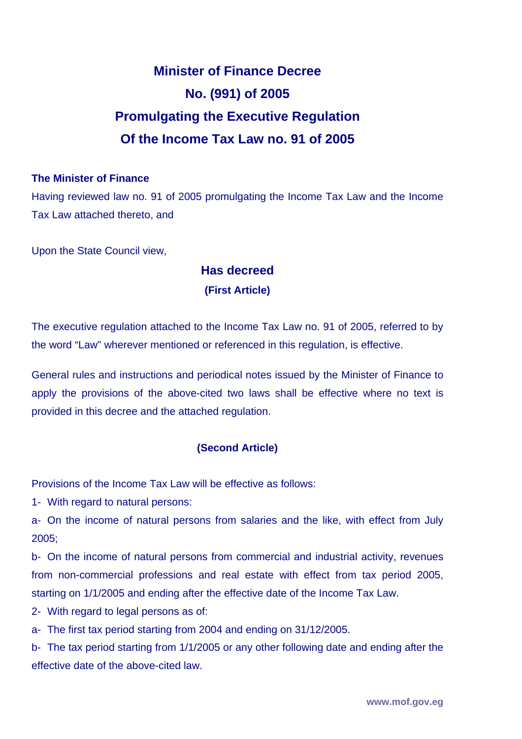# Minister of Finance Decree
# No. (991) of 2005
# Promulgating the Executive Regulation
# Of the Income Tax Law no. 91 of 2005

**The Minister of Finance**

Having reviewed law no. 91 of 2005 promulgating the Income Tax Law and the Income Tax Law attached thereto, and

Upon the State Council view,

## Has decreed

### (First Article)

The executive regulation attached to the Income Tax Law no. 91 of 2005, referred to by the word "Law" wherever mentioned or referenced in this regulation, is effective.

General rules and instructions and periodical notes issued by the Minister of Finance to apply the provisions of the above-cited two laws shall be effective where no text is provided in this decree and the attached regulation.

### (Second Article)

Provisions of the Income Tax Law will be effective as follows:

1- With regard to natural persons:

a- On the income of natural persons from salaries and the like, with effect from July 2005;

b- On the income of natural persons from commercial and industrial activity, revenues from non-commercial professions and real estate with effect from tax period 2005, starting on 1/1/2005 and ending after the effective date of the Income Tax Law.

2- With regard to legal persons as of:

a- The first tax period starting from 2004 and ending on 31/12/2005.

b- The tax period starting from 1/1/2005 or any other following date and ending after the effective date of the above-cited law.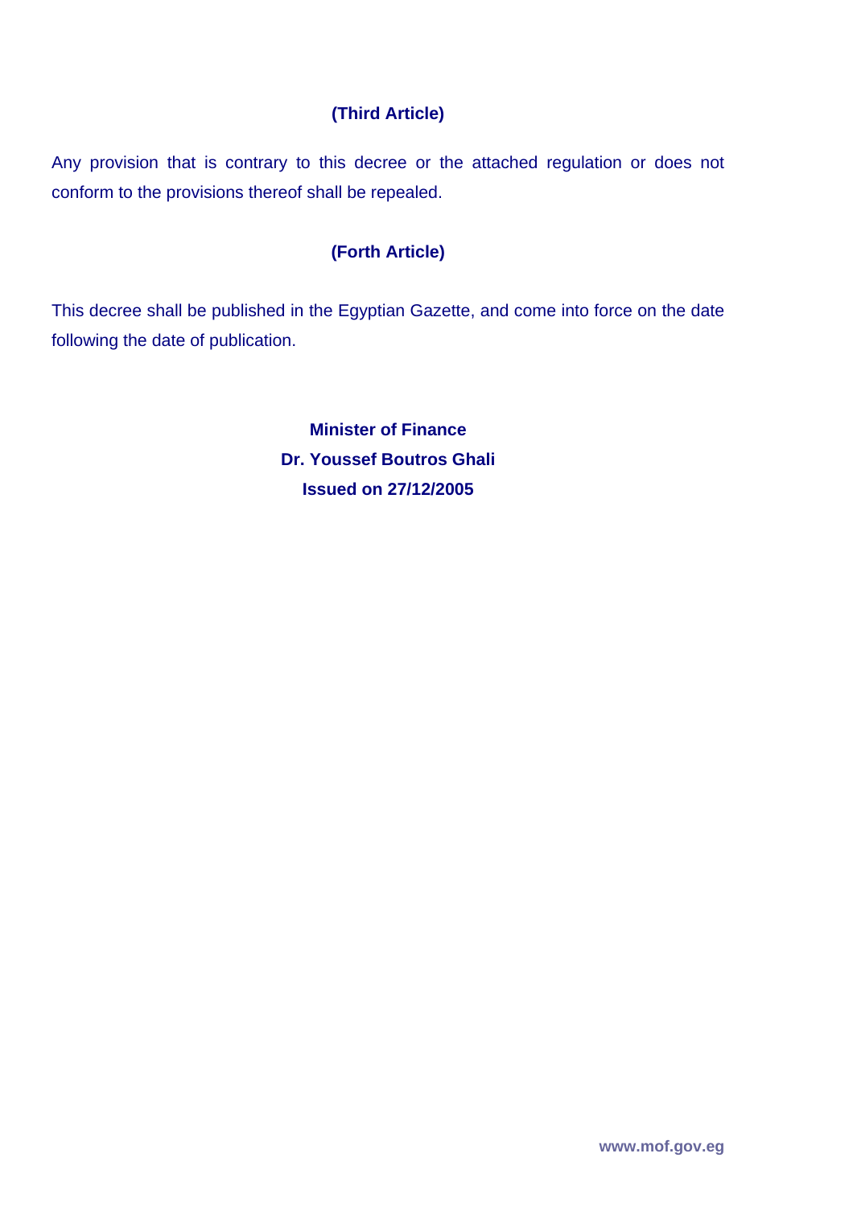**(Third Article)**

Any provision that is contrary to this decree or the attached regulation or does not conform to the provisions thereof shall be repealed.

**(Forth Article)**

This decree shall be published in the Egyptian Gazette, and come into force on the date following the date of publication.

**Minister of Finance**
**Dr. Youssef Boutros Ghali**
**Issued on 27/12/2005**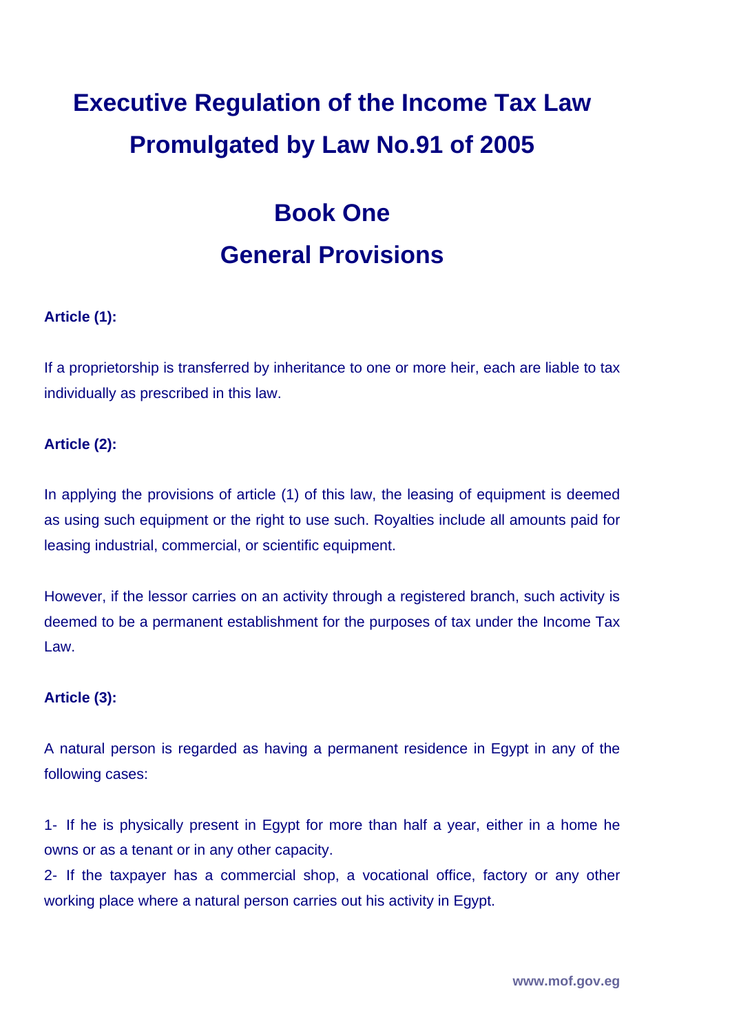# Executive Regulation of the Income Tax Law Promulgated by Law No.91 of 2005

## Book One

## General Provisions

**Article (1):**

If a proprietorship is transferred by inheritance to one or more heir, each are liable to tax individually as prescribed in this law.

**Article (2):**

In applying the provisions of article (1) of this law, the leasing of equipment is deemed as using such equipment or the right to use such. Royalties include all amounts paid for leasing industrial, commercial, or scientific equipment.

However, if the lessor carries on an activity through a registered branch, such activity is deemed to be a permanent establishment for the purposes of tax under the Income Tax Law.

**Article (3):**

A natural person is regarded as having a permanent residence in Egypt in any of the following cases:

1- If he is physically present in Egypt for more than half a year, either in a home he owns or as a tenant or in any other capacity.
2- If the taxpayer has a commercial shop, a vocational office, factory or any other working place where a natural person carries out his activity in Egypt.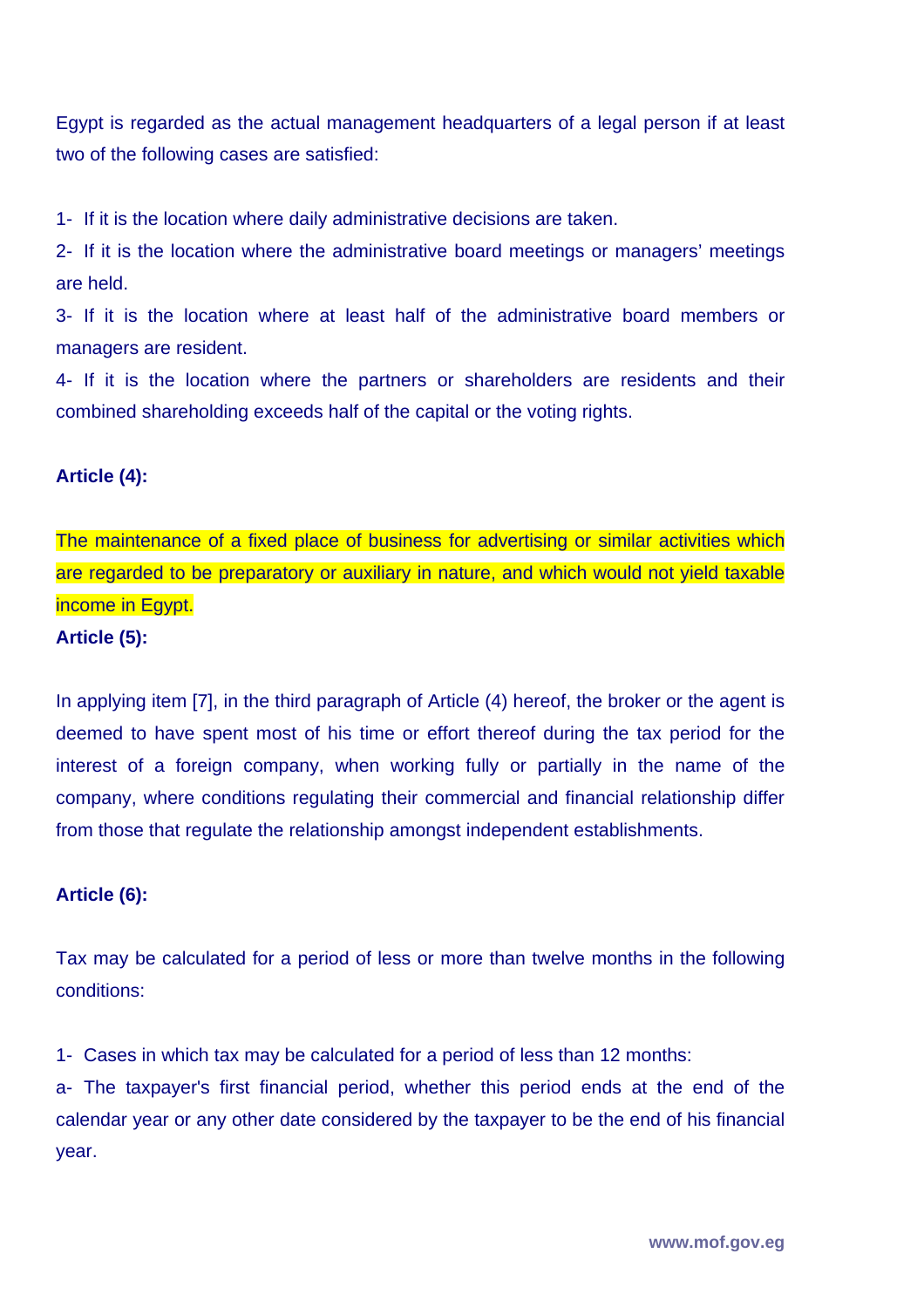Egypt is regarded as the actual management headquarters of a legal person if at least two of the following cases are satisfied:

1- If it is the location where daily administrative decisions are taken.
2- If it is the location where the administrative board meetings or managers' meetings are held.
3- If it is the location where at least half of the administrative board members or managers are resident.
4- If it is the location where the partners or shareholders are residents and their combined shareholding exceeds half of the capital or the voting rights.

**Article (4):**

The maintenance of a fixed place of business for advertising or similar activities which are regarded to be preparatory or auxiliary in nature, and which would not yield taxable income in Egypt.

**Article (5):**

In applying item [7], in the third paragraph of Article (4) hereof, the broker or the agent is deemed to have spent most of his time or effort thereof during the tax period for the interest of a foreign company, when working fully or partially in the name of the company, where conditions regulating their commercial and financial relationship differ from those that regulate the relationship amongst independent establishments.

**Article (6):**

Tax may be calculated for a period of less or more than twelve months in the following conditions:

1- Cases in which tax may be calculated for a period of less than 12 months:
a- The taxpayer's first financial period, whether this period ends at the end of the calendar year or any other date considered by the taxpayer to be the end of his financial year.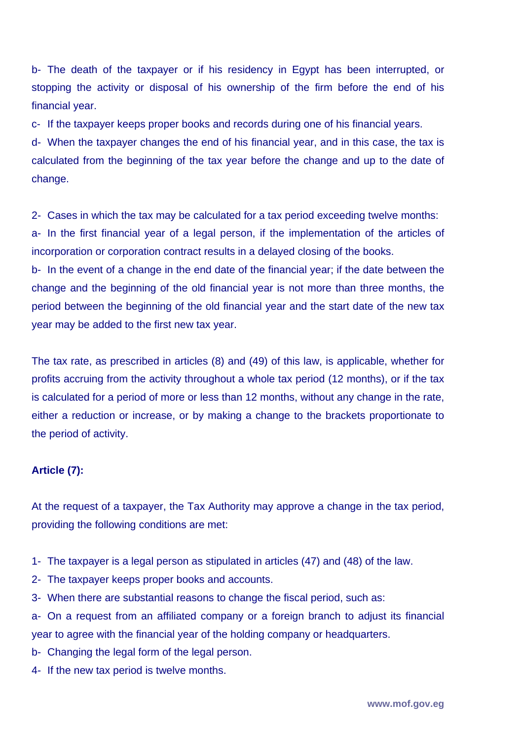b- The death of the taxpayer or if his residency in Egypt has been interrupted, or stopping the activity or disposal of his ownership of the firm before the end of his financial year.

c- If the taxpayer keeps proper books and records during one of his financial years.

d- When the taxpayer changes the end of his financial year, and in this case, the tax is calculated from the beginning of the tax year before the change and up to the date of change.

2- Cases in which the tax may be calculated for a tax period exceeding twelve months:

a- In the first financial year of a legal person, if the implementation of the articles of incorporation or corporation contract results in a delayed closing of the books.

b- In the event of a change in the end date of the financial year; if the date between the change and the beginning of the old financial year is not more than three months, the period between the beginning of the old financial year and the start date of the new tax year may be added to the first new tax year.

The tax rate, as prescribed in articles (8) and (49) of this law, is applicable, whether for profits accruing from the activity throughout a whole tax period (12 months), or if the tax is calculated for a period of more or less than 12 months, without any change in the rate, either a reduction or increase, or by making a change to the brackets proportionate to the period of activity.

**Article (7):**

At the request of a taxpayer, the Tax Authority may approve a change in the tax period, providing the following conditions are met:

1- The taxpayer is a legal person as stipulated in articles (47) and (48) of the law.

2- The taxpayer keeps proper books and accounts.

3- When there are substantial reasons to change the fiscal period, such as:

a- On a request from an affiliated company or a foreign branch to adjust its financial year to agree with the financial year of the holding company or headquarters.

b- Changing the legal form of the legal person.

4- If the new tax period is twelve months.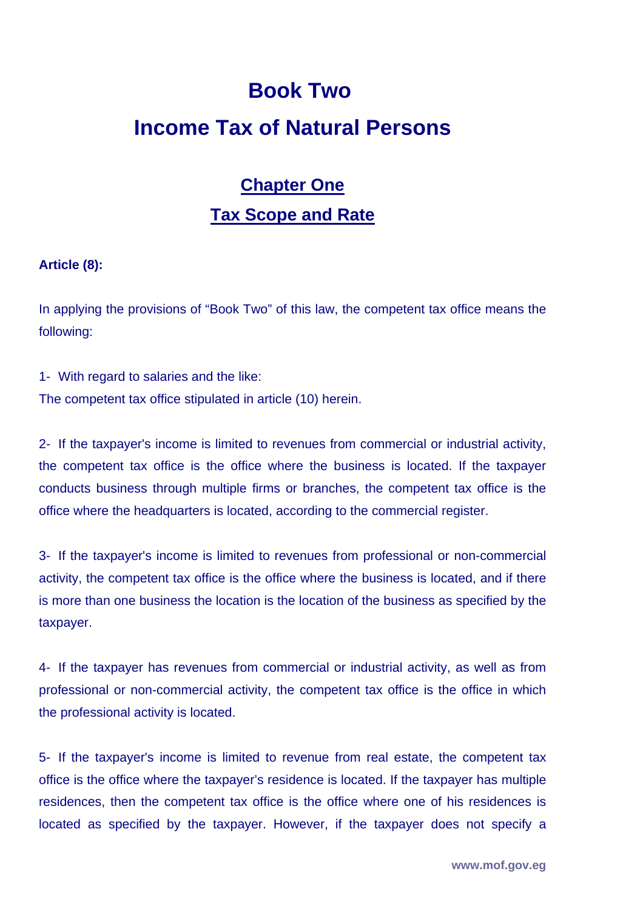# Book Two

# Income Tax of Natural Persons

## Chapter One

## Tax Scope and Rate

**Article (8):**

In applying the provisions of “Book Two” of this law, the competent tax office means the following:

1- With regard to salaries and the like:
The competent tax office stipulated in article (10) herein.

2- If the taxpayer's income is limited to revenues from commercial or industrial activity, the competent tax office is the office where the business is located. If the taxpayer conducts business through multiple firms or branches, the competent tax office is the office where the headquarters is located, according to the commercial register.

3- If the taxpayer's income is limited to revenues from professional or non-commercial activity, the competent tax office is the office where the business is located, and if there is more than one business the location is the location of the business as specified by the taxpayer.

4- If the taxpayer has revenues from commercial or industrial activity, as well as from professional or non-commercial activity, the competent tax office is the office in which the professional activity is located.

5- If the taxpayer's income is limited to revenue from real estate, the competent tax office is the office where the taxpayer’s residence is located. If the taxpayer has multiple residences, then the competent tax office is the office where one of his residences is located as specified by the taxpayer. However, if the taxpayer does not specify a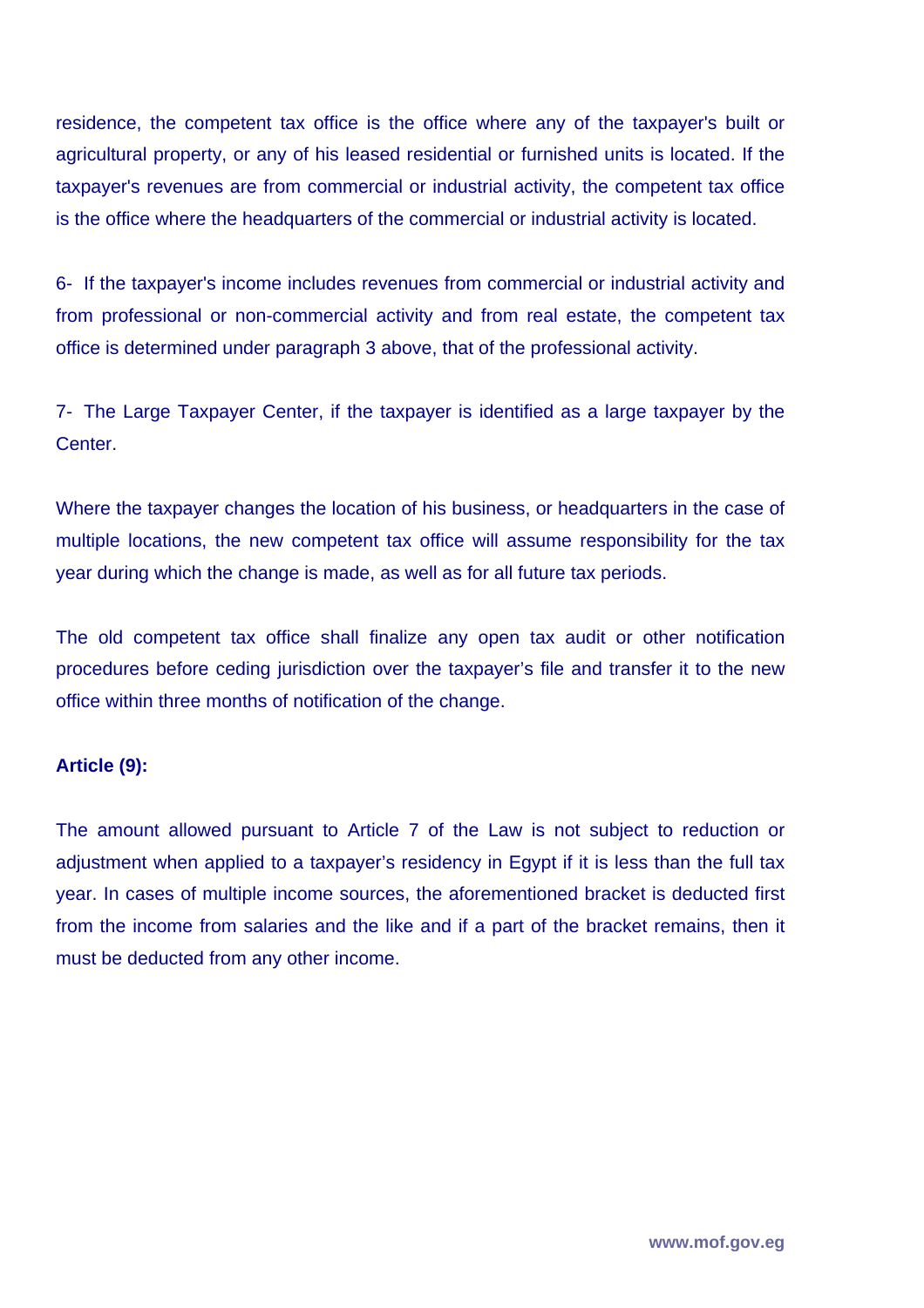residence, the competent tax office is the office where any of the taxpayer's built or agricultural property, or any of his leased residential or furnished units is located. If the taxpayer's revenues are from commercial or industrial activity, the competent tax office is the office where the headquarters of the commercial or industrial activity is located.

6- If the taxpayer's income includes revenues from commercial or industrial activity and from professional or non-commercial activity and from real estate, the competent tax office is determined under paragraph 3 above, that of the professional activity.

7- The Large Taxpayer Center, if the taxpayer is identified as a large taxpayer by the Center.

Where the taxpayer changes the location of his business, or headquarters in the case of multiple locations, the new competent tax office will assume responsibility for the tax year during which the change is made, as well as for all future tax periods.

The old competent tax office shall finalize any open tax audit or other notification procedures before ceding jurisdiction over the taxpayer's file and transfer it to the new office within three months of notification of the change.

**Article (9):**

The amount allowed pursuant to Article 7 of the Law is not subject to reduction or adjustment when applied to a taxpayer's residency in Egypt if it is less than the full tax year. In cases of multiple income sources, the aforementioned bracket is deducted first from the income from salaries and the like and if a part of the bracket remains, then it must be deducted from any other income.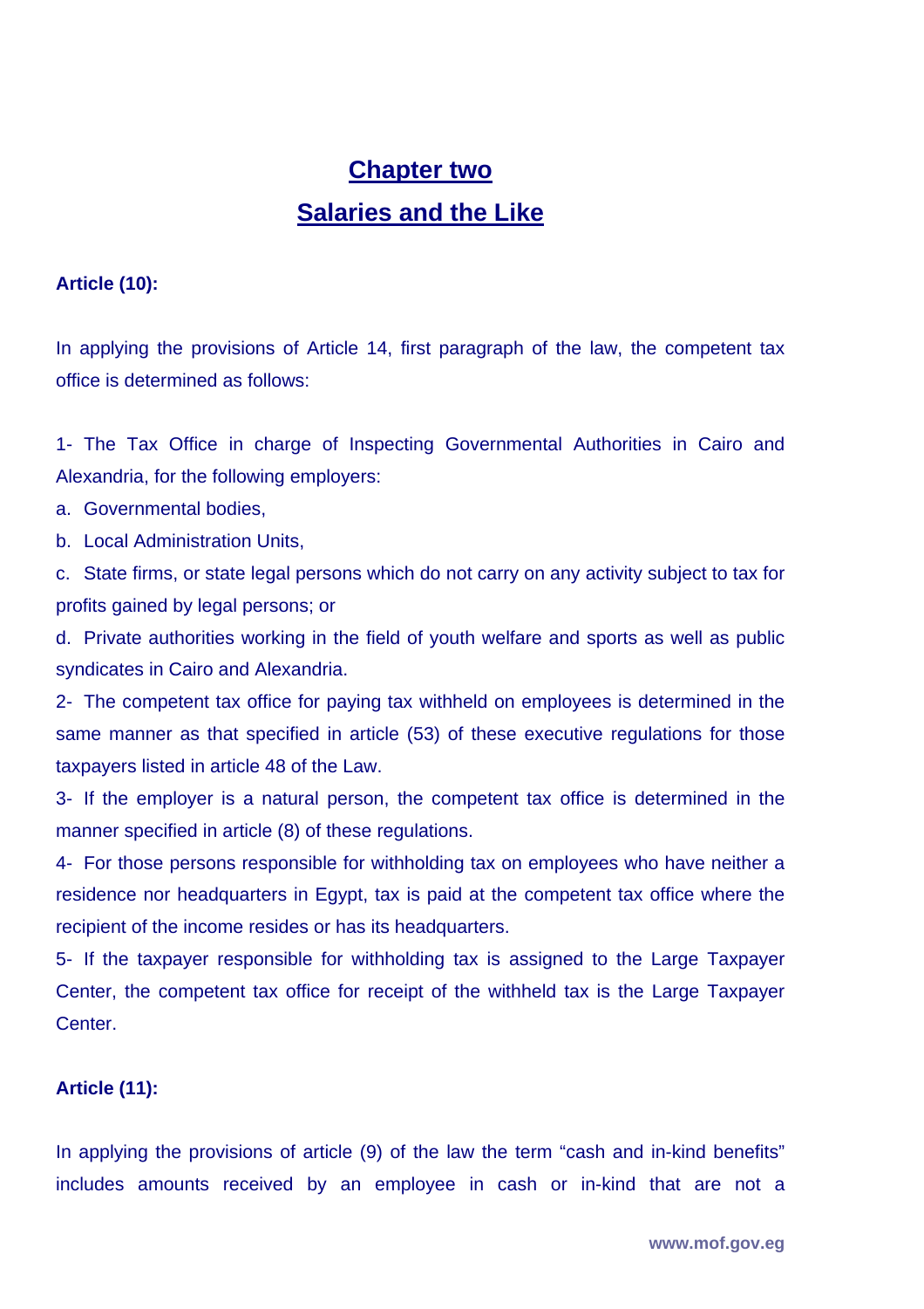# Chapter two

# Salaries and the Like

**Article (10):**

In applying the provisions of Article 14, first paragraph of the law, the competent tax office is determined as follows:

1- The Tax Office in charge of Inspecting Governmental Authorities in Cairo and Alexandria, for the following employers:

a. Governmental bodies,

b. Local Administration Units,

c. State firms, or state legal persons which do not carry on any activity subject to tax for profits gained by legal persons; or

d. Private authorities working in the field of youth welfare and sports as well as public syndicates in Cairo and Alexandria.

2- The competent tax office for paying tax withheld on employees is determined in the same manner as that specified in article (53) of these executive regulations for those taxpayers listed in article 48 of the Law.

3- If the employer is a natural person, the competent tax office is determined in the manner specified in article (8) of these regulations.

4- For those persons responsible for withholding tax on employees who have neither a residence nor headquarters in Egypt, tax is paid at the competent tax office where the recipient of the income resides or has its headquarters.

5- If the taxpayer responsible for withholding tax is assigned to the Large Taxpayer Center, the competent tax office for receipt of the withheld tax is the Large Taxpayer Center.

**Article (11):**

In applying the provisions of article (9) of the law the term "cash and in-kind benefits" includes amounts received by an employee in cash or in-kind that are not a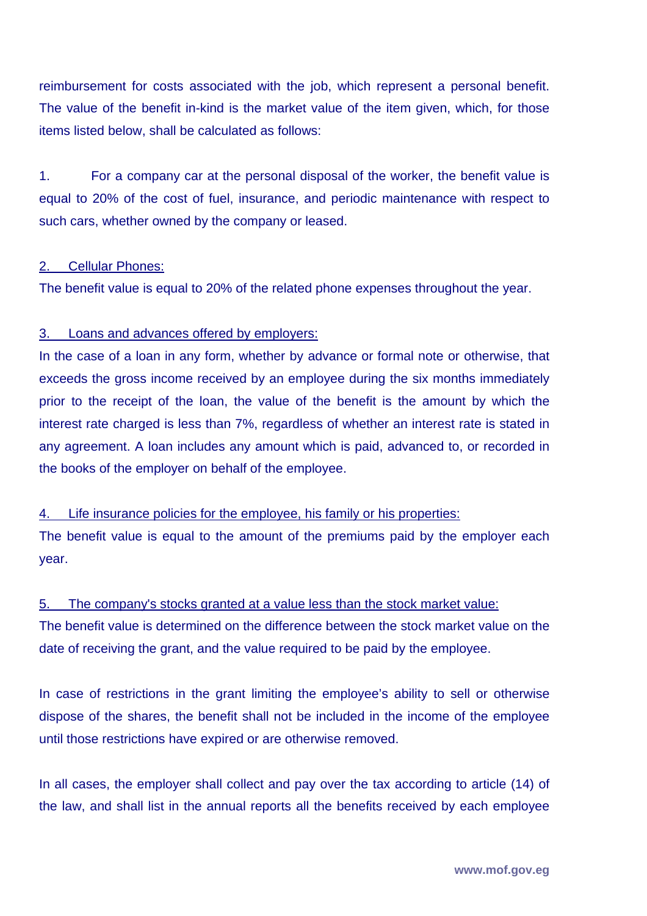reimbursement for costs associated with the job, which represent a personal benefit. The value of the benefit in-kind is the market value of the item given, which, for those items listed below, shall be calculated as follows:

1. For a company car at the personal disposal of the worker, the benefit value is equal to 20% of the cost of fuel, insurance, and periodic maintenance with respect to such cars, whether owned by the company or leased.

2. Cellular Phones:

The benefit value is equal to 20% of the related phone expenses throughout the year.

3. Loans and advances offered by employers:

In the case of a loan in any form, whether by advance or formal note or otherwise, that exceeds the gross income received by an employee during the six months immediately prior to the receipt of the loan, the value of the benefit is the amount by which the interest rate charged is less than 7%, regardless of whether an interest rate is stated in any agreement. A loan includes any amount which is paid, advanced to, or recorded in the books of the employer on behalf of the employee.

4. Life insurance policies for the employee, his family or his properties:

The benefit value is equal to the amount of the premiums paid by the employer each year.

5. The company's stocks granted at a value less than the stock market value:

The benefit value is determined on the difference between the stock market value on the date of receiving the grant, and the value required to be paid by the employee.

In case of restrictions in the grant limiting the employee's ability to sell or otherwise dispose of the shares, the benefit shall not be included in the income of the employee until those restrictions have expired or are otherwise removed.

In all cases, the employer shall collect and pay over the tax according to article (14) of the law, and shall list in the annual reports all the benefits received by each employee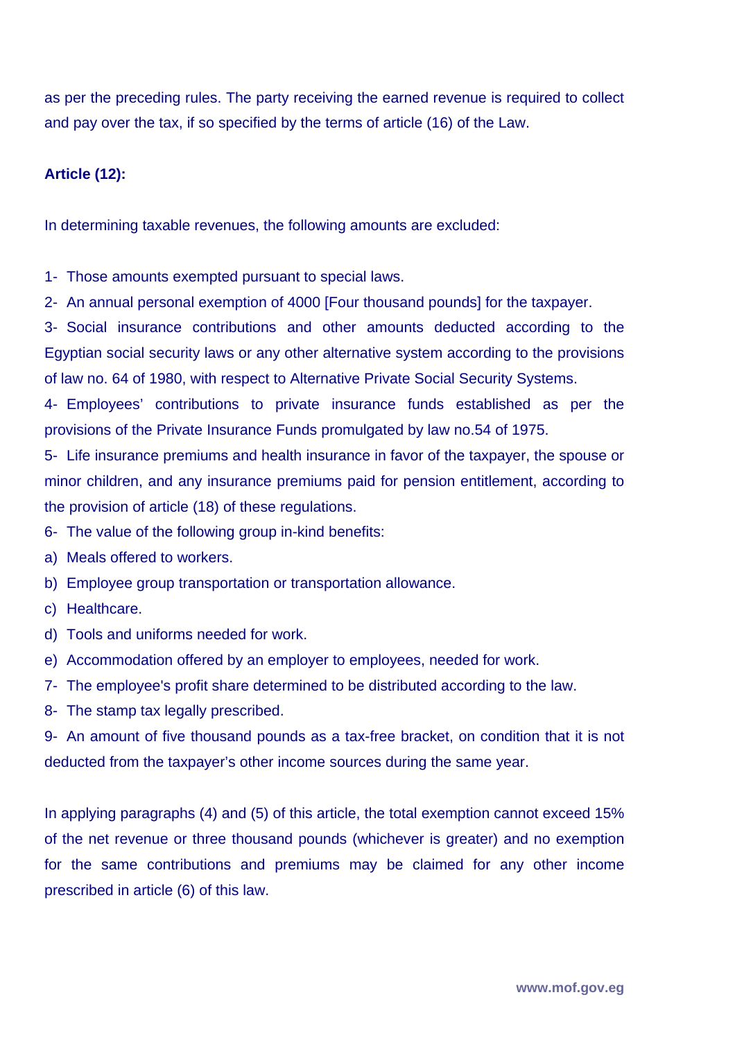as per the preceding rules. The party receiving the earned revenue is required to collect and pay over the tax, if so specified by the terms of article (16) of the Law.

**Article (12):**

In determining taxable revenues, the following amounts are excluded:

1- Those amounts exempted pursuant to special laws.
2- An annual personal exemption of 4000 [Four thousand pounds] for the taxpayer.
3- Social insurance contributions and other amounts deducted according to the Egyptian social security laws or any other alternative system according to the provisions of law no. 64 of 1980, with respect to Alternative Private Social Security Systems.
4- Employees' contributions to private insurance funds established as per the provisions of the Private Insurance Funds promulgated by law no.54 of 1975.
5- Life insurance premiums and health insurance in favor of the taxpayer, the spouse or minor children, and any insurance premiums paid for pension entitlement, according to the provision of article (18) of these regulations.
6- The value of the following group in-kind benefits:
a) Meals offered to workers.
b) Employee group transportation or transportation allowance.
c) Healthcare.
d) Tools and uniforms needed for work.
e) Accommodation offered by an employer to employees, needed for work.
7- The employee's profit share determined to be distributed according to the law.
8- The stamp tax legally prescribed.
9- An amount of five thousand pounds as a tax-free bracket, on condition that it is not deducted from the taxpayer's other income sources during the same year.

In applying paragraphs (4) and (5) of this article, the total exemption cannot exceed 15% of the net revenue or three thousand pounds (whichever is greater) and no exemption for the same contributions and premiums may be claimed for any other income prescribed in article (6) of this law.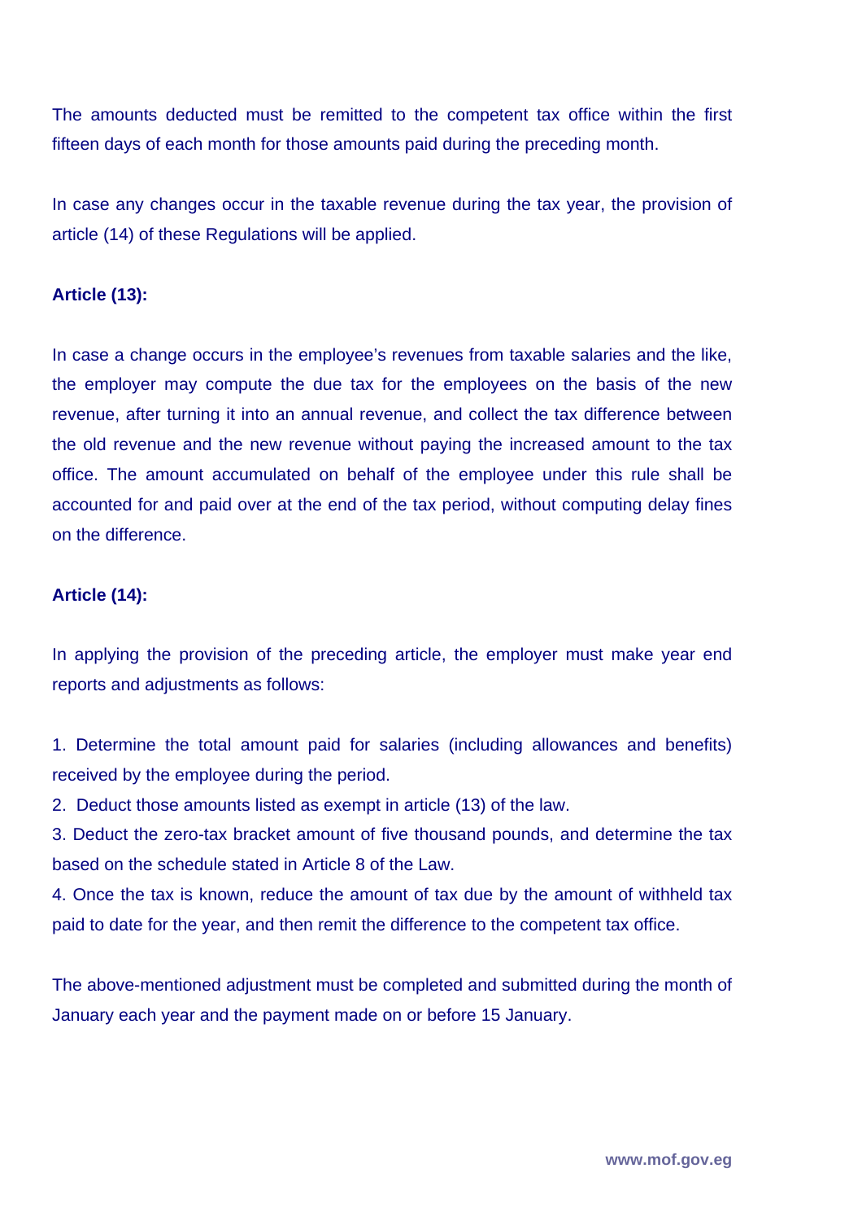The amounts deducted must be remitted to the competent tax office within the first fifteen days of each month for those amounts paid during the preceding month.

In case any changes occur in the taxable revenue during the tax year, the provision of article (14) of these Regulations will be applied.

**Article (13):**

In case a change occurs in the employee's revenues from taxable salaries and the like, the employer may compute the due tax for the employees on the basis of the new revenue, after turning it into an annual revenue, and collect the tax difference between the old revenue and the new revenue without paying the increased amount to the tax office. The amount accumulated on behalf of the employee under this rule shall be accounted for and paid over at the end of the tax period, without computing delay fines on the difference.

**Article (14):**

In applying the provision of the preceding article, the employer must make year end reports and adjustments as follows:

1. Determine the total amount paid for salaries (including allowances and benefits) received by the employee during the period.
2. Deduct those amounts listed as exempt in article (13) of the law.
3. Deduct the zero-tax bracket amount of five thousand pounds, and determine the tax based on the schedule stated in Article 8 of the Law.
4. Once the tax is known, reduce the amount of tax due by the amount of withheld tax paid to date for the year, and then remit the difference to the competent tax office.

The above-mentioned adjustment must be completed and submitted during the month of January each year and the payment made on or before 15 January.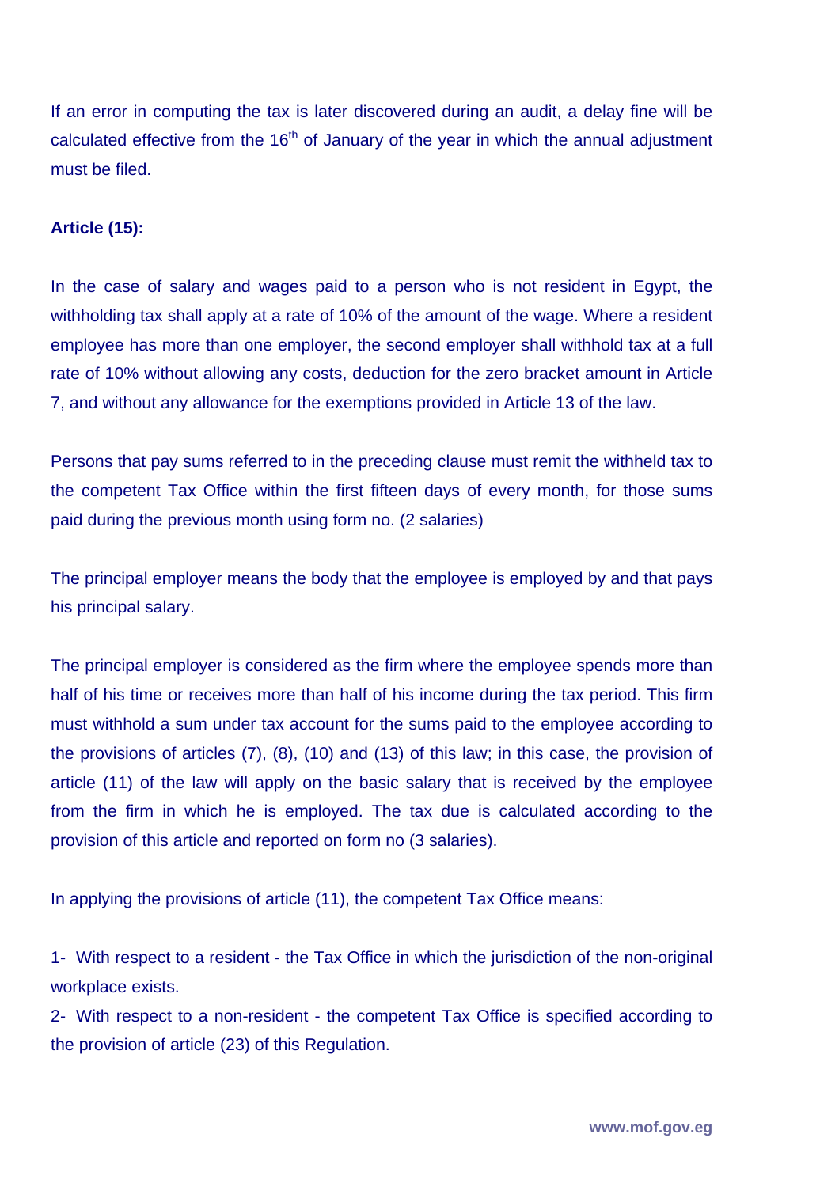If an error in computing the tax is later discovered during an audit, a delay fine will be calculated effective from the 16th of January of the year in which the annual adjustment must be filed.

**Article (15):**

In the case of salary and wages paid to a person who is not resident in Egypt, the withholding tax shall apply at a rate of 10% of the amount of the wage. Where a resident employee has more than one employer, the second employer shall withhold tax at a full rate of 10% without allowing any costs, deduction for the zero bracket amount in Article 7, and without any allowance for the exemptions provided in Article 13 of the law.

Persons that pay sums referred to in the preceding clause must remit the withheld tax to the competent Tax Office within the first fifteen days of every month, for those sums paid during the previous month using form no. (2 salaries)

The principal employer means the body that the employee is employed by and that pays his principal salary.

The principal employer is considered as the firm where the employee spends more than half of his time or receives more than half of his income during the tax period. This firm must withhold a sum under tax account for the sums paid to the employee according to the provisions of articles (7), (8), (10) and (13) of this law; in this case, the provision of article (11) of the law will apply on the basic salary that is received by the employee from the firm in which he is employed. The tax due is calculated according to the provision of this article and reported on form no (3 salaries).

In applying the provisions of article (11), the competent Tax Office means:

1- With respect to a resident - the Tax Office in which the jurisdiction of the non-original workplace exists.
2- With respect to a non-resident - the competent Tax Office is specified according to the provision of article (23) of this Regulation.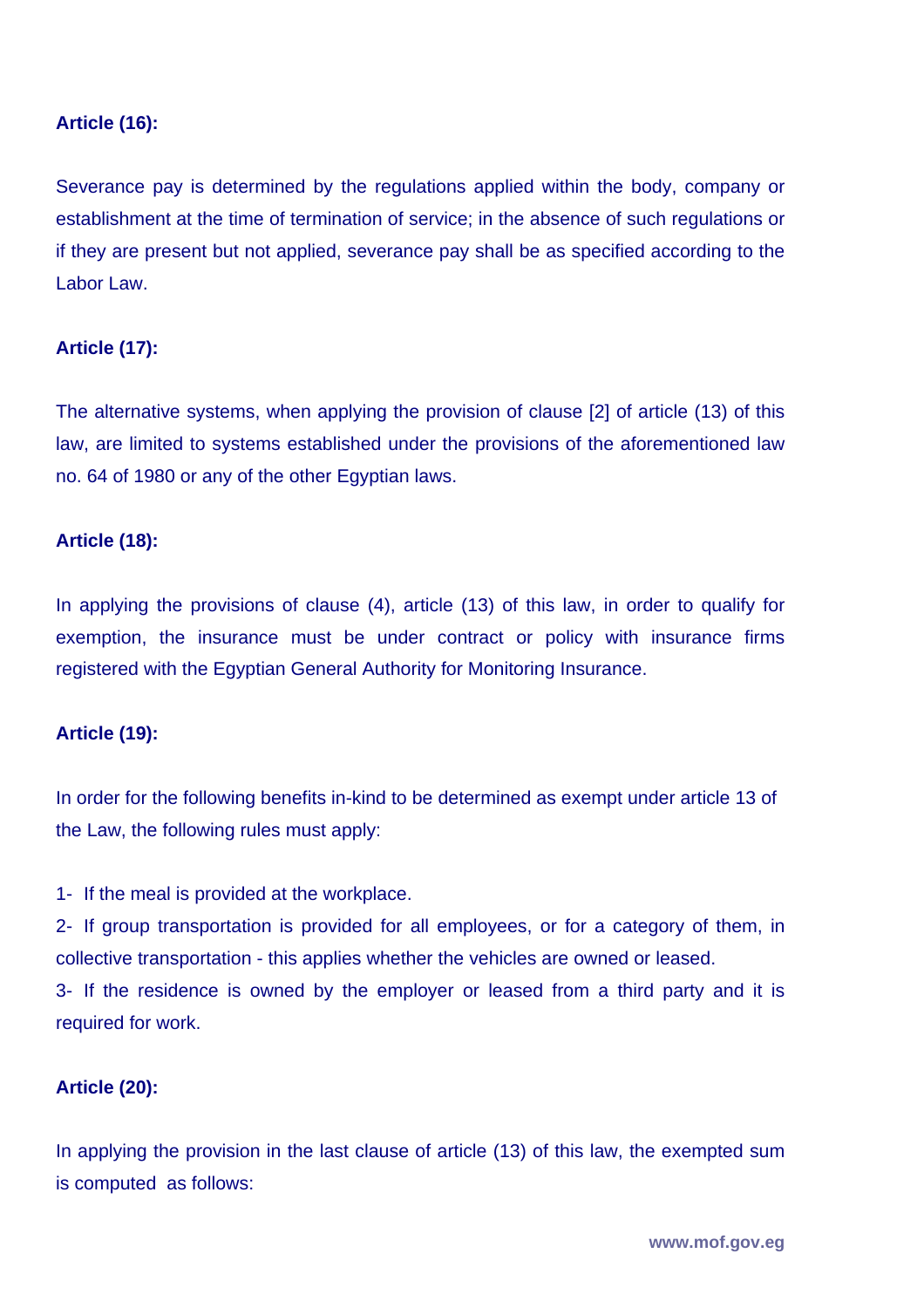**Article (16):**

Severance pay is determined by the regulations applied within the body, company or establishment at the time of termination of service; in the absence of such regulations or if they are present but not applied, severance pay shall be as specified according to the Labor Law.

**Article (17):**

The alternative systems, when applying the provision of clause [2] of article (13) of this law, are limited to systems established under the provisions of the aforementioned law no. 64 of 1980 or any of the other Egyptian laws.

**Article (18):**

In applying the provisions of clause (4), article (13) of this law, in order to qualify for exemption, the insurance must be under contract or policy with insurance firms registered with the Egyptian General Authority for Monitoring Insurance.

**Article (19):**

In order for the following benefits in-kind to be determined as exempt under article 13 of the Law, the following rules must apply:

1- If the meal is provided at the workplace.
2- If group transportation is provided for all employees, or for a category of them, in collective transportation - this applies whether the vehicles are owned or leased.
3- If the residence is owned by the employer or leased from a third party and it is required for work.

**Article (20):**

In applying the provision in the last clause of article (13) of this law, the exempted sum is computed as follows: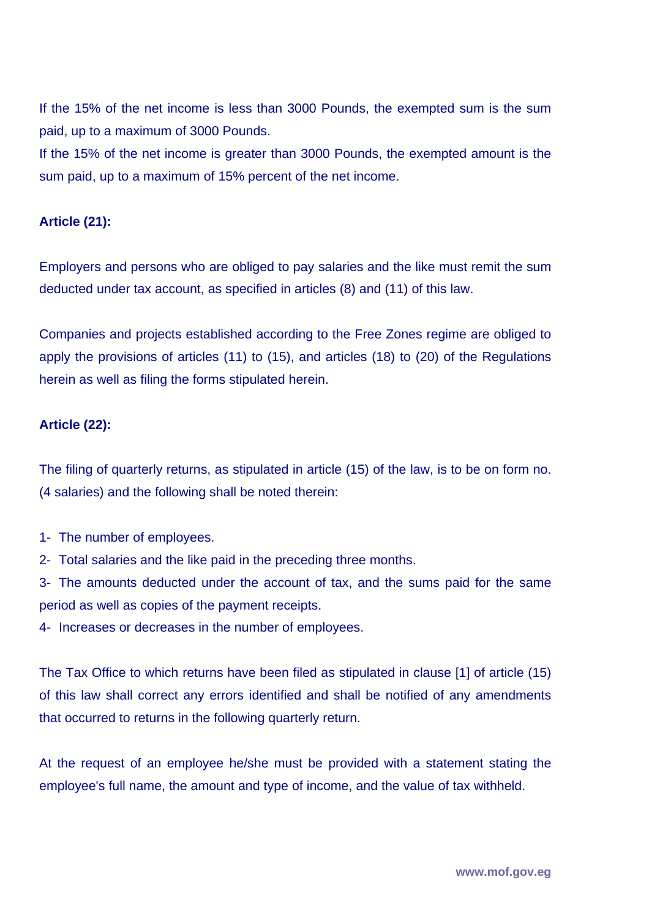If the 15% of the net income is less than 3000 Pounds, the exempted sum is the sum paid, up to a maximum of 3000 Pounds.
If the 15% of the net income is greater than 3000 Pounds, the exempted amount is the sum paid, up to a maximum of 15% percent of the net income.

**Article (21):**

Employers and persons who are obliged to pay salaries and the like must remit the sum deducted under tax account, as specified in articles (8) and (11) of this law.

Companies and projects established according to the Free Zones regime are obliged to apply the provisions of articles (11) to (15), and articles (18) to (20) of the Regulations herein as well as filing the forms stipulated herein.

**Article (22):**

The filing of quarterly returns, as stipulated in article (15) of the law, is to be on form no. (4 salaries) and the following shall be noted therein:

1- The number of employees.
2- Total salaries and the like paid in the preceding three months.
3- The amounts deducted under the account of tax, and the sums paid for the same period as well as copies of the payment receipts.
4- Increases or decreases in the number of employees.

The Tax Office to which returns have been filed as stipulated in clause [1] of article (15) of this law shall correct any errors identified and shall be notified of any amendments that occurred to returns in the following quarterly return.

At the request of an employee he/she must be provided with a statement stating the employee's full name, the amount and type of income, and the value of tax withheld.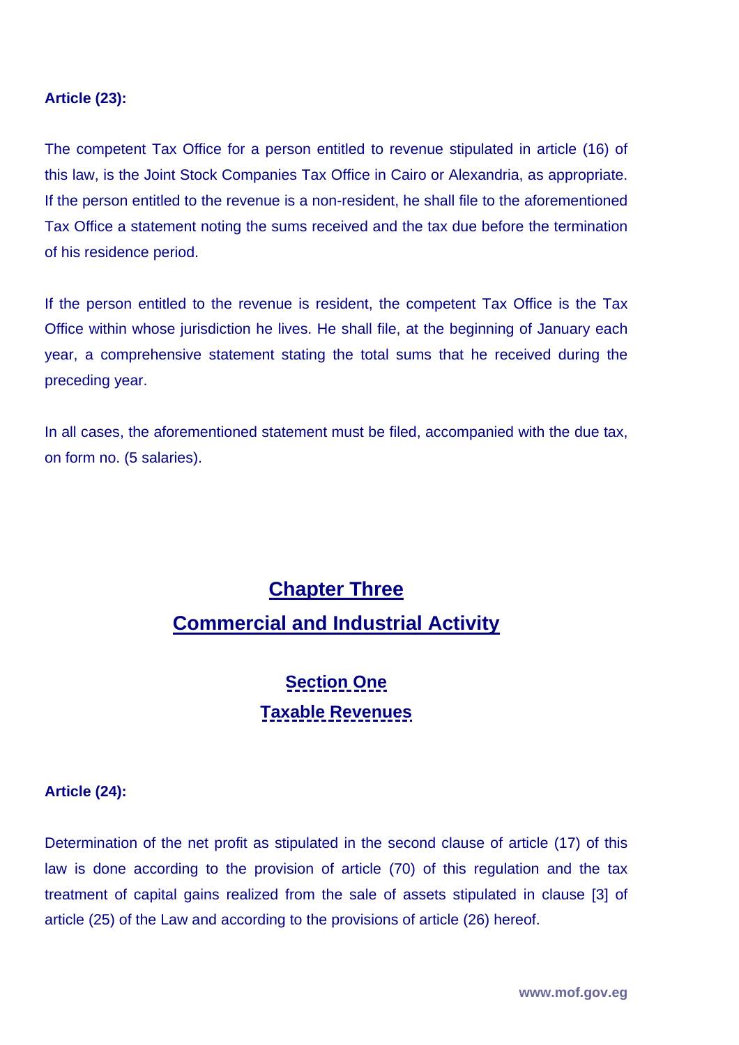**Article (23):**

The competent Tax Office for a person entitled to revenue stipulated in article (16) of this law, is the Joint Stock Companies Tax Office in Cairo or Alexandria, as appropriate. If the person entitled to the revenue is a non-resident, he shall file to the aforementioned Tax Office a statement noting the sums received and the tax due before the termination of his residence period.

If the person entitled to the revenue is resident, the competent Tax Office is the Tax Office within whose jurisdiction he lives. He shall file, at the beginning of January each year, a comprehensive statement stating the total sums that he received during the preceding year.

In all cases, the aforementioned statement must be filed, accompanied with the due tax, on form no. (5 salaries).

## Chapter Three
## Commercial and Industrial Activity

### Section One
### Taxable Revenues

**Article (24):**

Determination of the net profit as stipulated in the second clause of article (17) of this law is done according to the provision of article (70) of this regulation and the tax treatment of capital gains realized from the sale of assets stipulated in clause [3] of article (25) of the Law and according to the provisions of article (26) hereof.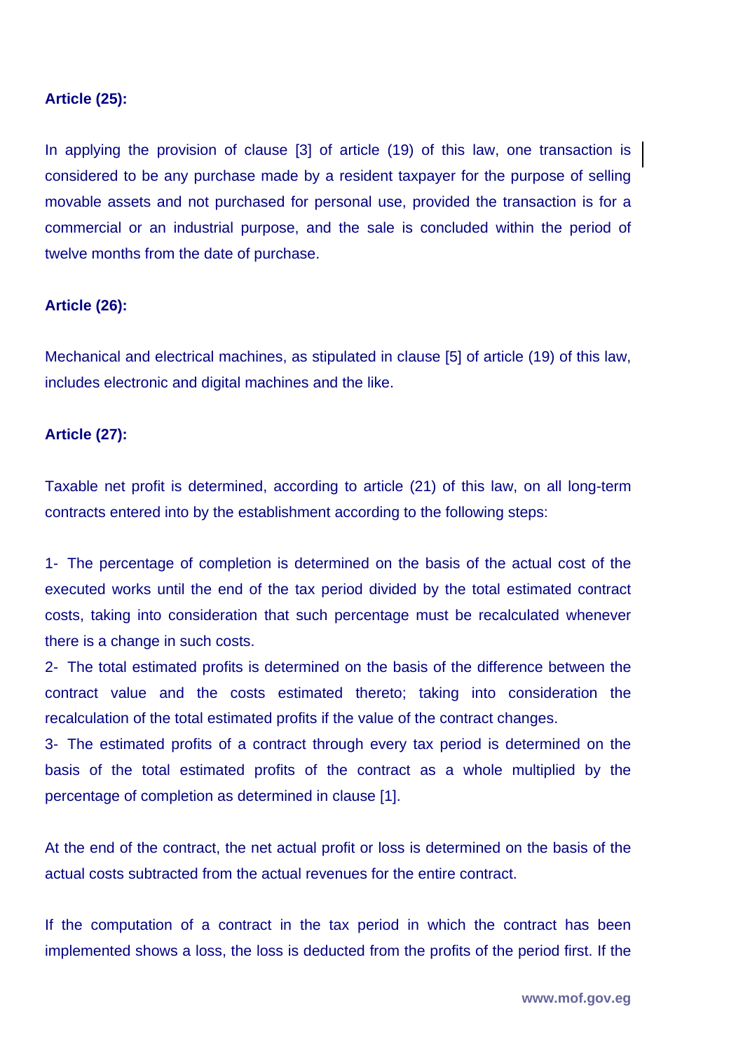**Article (25):**

In applying the provision of clause [3] of article (19) of this law, one transaction is considered to be any purchase made by a resident taxpayer for the purpose of selling movable assets and not purchased for personal use, provided the transaction is for a commercial or an industrial purpose, and the sale is concluded within the period of twelve months from the date of purchase.

**Article (26):**

Mechanical and electrical machines, as stipulated in clause [5] of article (19) of this law, includes electronic and digital machines and the like.

**Article (27):**

Taxable net profit is determined, according to article (21) of this law, on all long-term contracts entered into by the establishment according to the following steps:

1- The percentage of completion is determined on the basis of the actual cost of the executed works until the end of the tax period divided by the total estimated contract costs, taking into consideration that such percentage must be recalculated whenever there is a change in such costs.
2- The total estimated profits is determined on the basis of the difference between the contract value and the costs estimated thereto; taking into consideration the recalculation of the total estimated profits if the value of the contract changes.
3- The estimated profits of a contract through every tax period is determined on the basis of the total estimated profits of the contract as a whole multiplied by the percentage of completion as determined in clause [1].

At the end of the contract, the net actual profit or loss is determined on the basis of the actual costs subtracted from the actual revenues for the entire contract.

If the computation of a contract in the tax period in which the contract has been implemented shows a loss, the loss is deducted from the profits of the period first. If the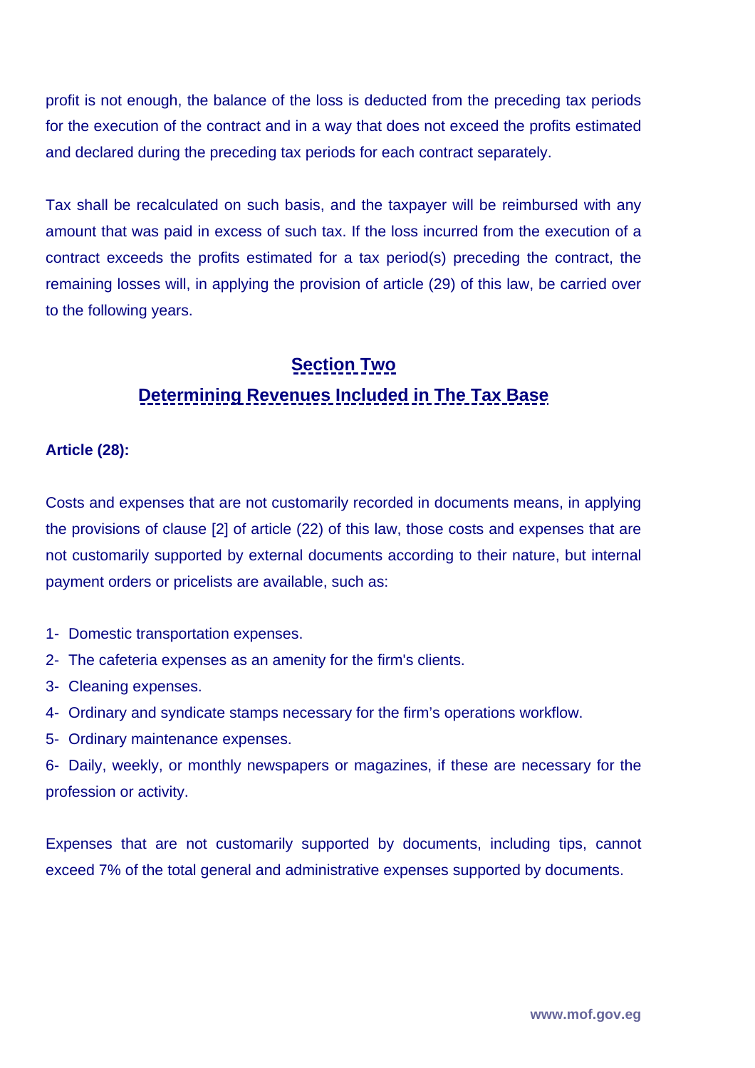profit is not enough, the balance of the loss is deducted from the preceding tax periods for the execution of the contract and in a way that does not exceed the profits estimated and declared during the preceding tax periods for each contract separately.

Tax shall be recalculated on such basis, and the taxpayer will be reimbursed with any amount that was paid in excess of such tax. If the loss incurred from the execution of a contract exceeds the profits estimated for a tax period(s) preceding the contract, the remaining losses will, in applying the provision of article (29) of this law, be carried over to the following years.

## Section Two
## Determining Revenues Included in The Tax Base

**Article (28):**

Costs and expenses that are not customarily recorded in documents means, in applying the provisions of clause [2] of article (22) of this law, those costs and expenses that are not customarily supported by external documents according to their nature, but internal payment orders or pricelists are available, such as:

1- Domestic transportation expenses.
2- The cafeteria expenses as an amenity for the firm's clients.
3- Cleaning expenses.
4- Ordinary and syndicate stamps necessary for the firm's operations workflow.
5- Ordinary maintenance expenses.
6- Daily, weekly, or monthly newspapers or magazines, if these are necessary for the profession or activity.

Expenses that are not customarily supported by documents, including tips, cannot exceed 7% of the total general and administrative expenses supported by documents.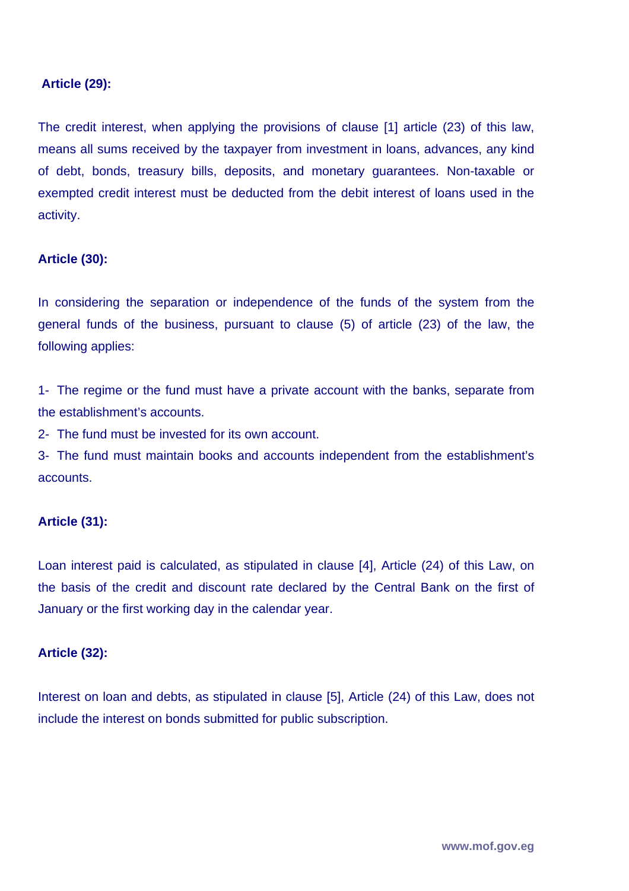**Article (29):**

The credit interest, when applying the provisions of clause [1] article (23) of this law, means all sums received by the taxpayer from investment in loans, advances, any kind of debt, bonds, treasury bills, deposits, and monetary guarantees. Non-taxable or exempted credit interest must be deducted from the debit interest of loans used in the activity.

**Article (30):**

In considering the separation or independence of the funds of the system from the general funds of the business, pursuant to clause (5) of article (23) of the law, the following applies:

1- The regime or the fund must have a private account with the banks, separate from the establishment's accounts.
2- The fund must be invested for its own account.
3- The fund must maintain books and accounts independent from the establishment's accounts.

**Article (31):**

Loan interest paid is calculated, as stipulated in clause [4], Article (24) of this Law, on the basis of the credit and discount rate declared by the Central Bank on the first of January or the first working day in the calendar year.

**Article (32):**

Interest on loan and debts, as stipulated in clause [5], Article (24) of this Law, does not include the interest on bonds submitted for public subscription.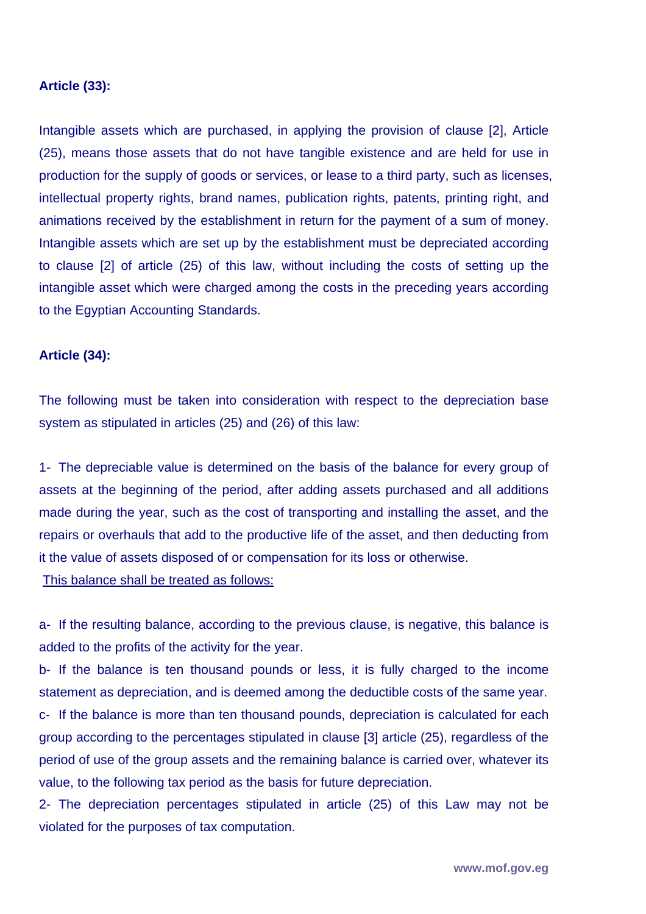**Article (33):**

Intangible assets which are purchased, in applying the provision of clause [2], Article (25), means those assets that do not have tangible existence and are held for use in production for the supply of goods or services, or lease to a third party, such as licenses, intellectual property rights, brand names, publication rights, patents, printing right, and animations received by the establishment in return for the payment of a sum of money. Intangible assets which are set up by the establishment must be depreciated according to clause [2] of article (25) of this law, without including the costs of setting up the intangible asset which were charged among the costs in the preceding years according to the Egyptian Accounting Standards.

**Article (34):**

The following must be taken into consideration with respect to the depreciation base system as stipulated in articles (25) and (26) of this law:

1- The depreciable value is determined on the basis of the balance for every group of assets at the beginning of the period, after adding assets purchased and all additions made during the year, such as the cost of transporting and installing the asset, and the repairs or overhauls that add to the productive life of the asset, and then deducting from it the value of assets disposed of or compensation for its loss or otherwise.

<u>This balance shall be treated as follows:</u>

a- If the resulting balance, according to the previous clause, is negative, this balance is added to the profits of the activity for the year.

b- If the balance is ten thousand pounds or less, it is fully charged to the income statement as depreciation, and is deemed among the deductible costs of the same year.

c- If the balance is more than ten thousand pounds, depreciation is calculated for each group according to the percentages stipulated in clause [3] article (25), regardless of the period of use of the group assets and the remaining balance is carried over, whatever its value, to the following tax period as the basis for future depreciation.

2- The depreciation percentages stipulated in article (25) of this Law may not be violated for the purposes of tax computation.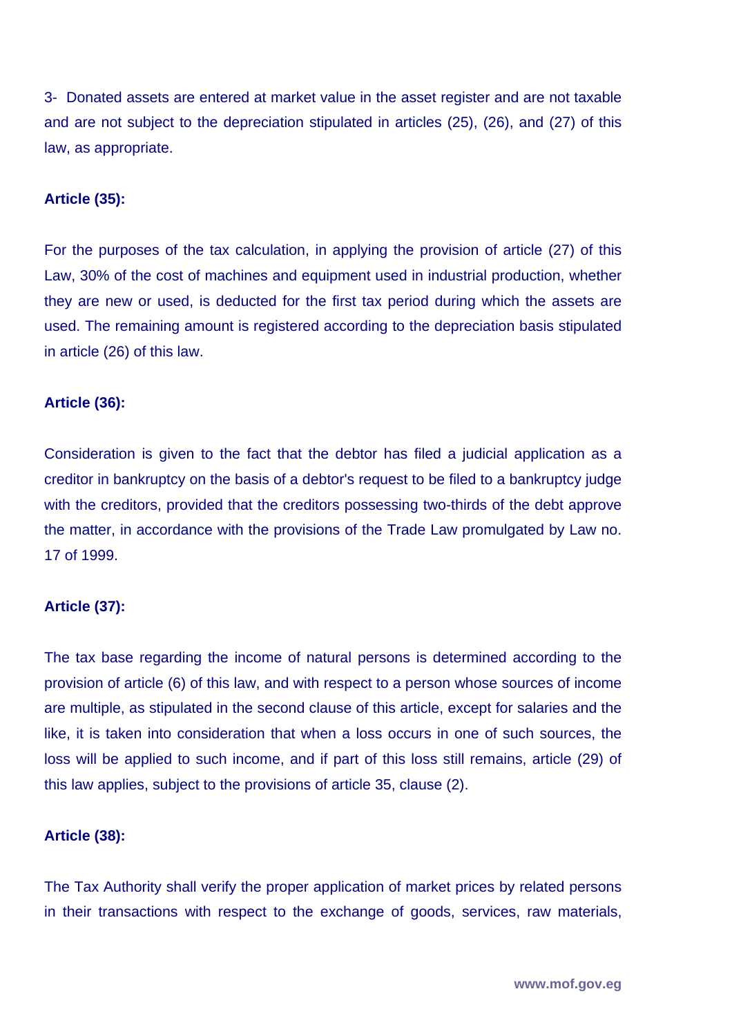3- Donated assets are entered at market value in the asset register and are not taxable and are not subject to the depreciation stipulated in articles (25), (26), and (27) of this law, as appropriate.

**Article (35):**

For the purposes of the tax calculation, in applying the provision of article (27) of this Law, 30% of the cost of machines and equipment used in industrial production, whether they are new or used, is deducted for the first tax period during which the assets are used. The remaining amount is registered according to the depreciation basis stipulated in article (26) of this law.

**Article (36):**

Consideration is given to the fact that the debtor has filed a judicial application as a creditor in bankruptcy on the basis of a debtor's request to be filed to a bankruptcy judge with the creditors, provided that the creditors possessing two-thirds of the debt approve the matter, in accordance with the provisions of the Trade Law promulgated by Law no. 17 of 1999.

**Article (37):**

The tax base regarding the income of natural persons is determined according to the provision of article (6) of this law, and with respect to a person whose sources of income are multiple, as stipulated in the second clause of this article, except for salaries and the like, it is taken into consideration that when a loss occurs in one of such sources, the loss will be applied to such income, and if part of this loss still remains, article (29) of this law applies, subject to the provisions of article 35, clause (2).

**Article (38):**

The Tax Authority shall verify the proper application of market prices by related persons in their transactions with respect to the exchange of goods, services, raw materials,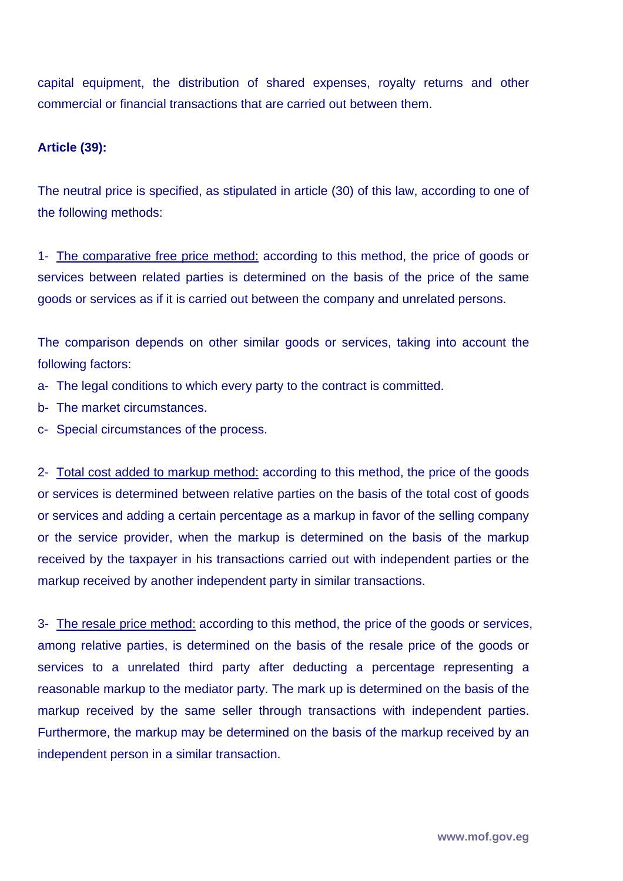capital equipment, the distribution of shared expenses, royalty returns and other commercial or financial transactions that are carried out between them.

**Article (39):**

The neutral price is specified, as stipulated in article (30) of this law, according to one of the following methods:

1- The comparative free price method: according to this method, the price of goods or services between related parties is determined on the basis of the price of the same goods or services as if it is carried out between the company and unrelated persons.

The comparison depends on other similar goods or services, taking into account the following factors:

a- The legal conditions to which every party to the contract is committed.
b- The market circumstances.
c- Special circumstances of the process.

2- Total cost added to markup method: according to this method, the price of the goods or services is determined between relative parties on the basis of the total cost of goods or services and adding a certain percentage as a markup in favor of the selling company or the service provider, when the markup is determined on the basis of the markup received by the taxpayer in his transactions carried out with independent parties or the markup received by another independent party in similar transactions.

3- The resale price method: according to this method, the price of the goods or services, among relative parties, is determined on the basis of the resale price of the goods or services to a unrelated third party after deducting a percentage representing a reasonable markup to the mediator party. The mark up is determined on the basis of the markup received by the same seller through transactions with independent parties. Furthermore, the markup may be determined on the basis of the markup received by an independent person in a similar transaction.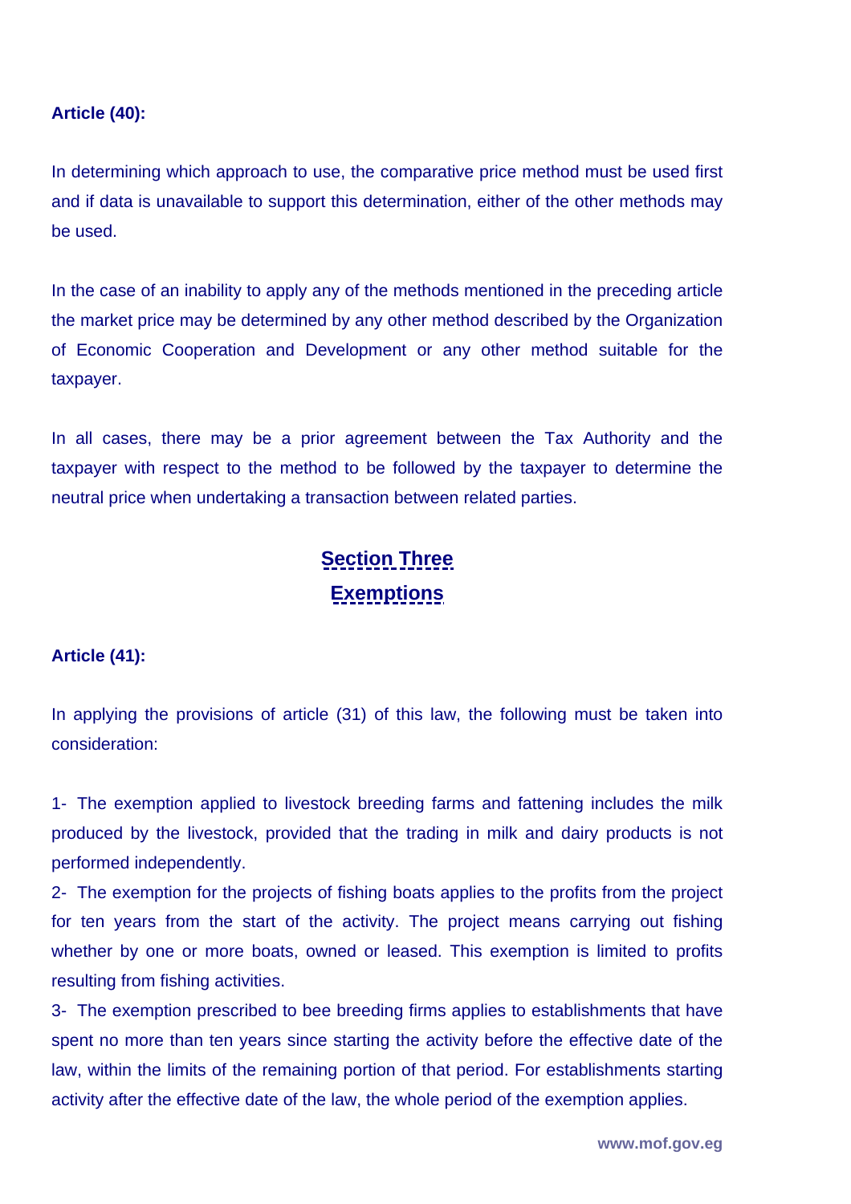**Article (40):**

In determining which approach to use, the comparative price method must be used first and if data is unavailable to support this determination, either of the other methods may be used.

In the case of an inability to apply any of the methods mentioned in the preceding article the market price may be determined by any other method described by the Organization of Economic Cooperation and Development or any other method suitable for the taxpayer.

In all cases, there may be a prior agreement between the Tax Authority and the taxpayer with respect to the method to be followed by the taxpayer to determine the neutral price when undertaking a transaction between related parties.

## Section Three
## Exemptions

**Article (41):**

In applying the provisions of article (31) of this law, the following must be taken into consideration:

1- The exemption applied to livestock breeding farms and fattening includes the milk produced by the livestock, provided that the trading in milk and dairy products is not performed independently.

2- The exemption for the projects of fishing boats applies to the profits from the project for ten years from the start of the activity. The project means carrying out fishing whether by one or more boats, owned or leased. This exemption is limited to profits resulting from fishing activities.

3- The exemption prescribed to bee breeding firms applies to establishments that have spent no more than ten years since starting the activity before the effective date of the law, within the limits of the remaining portion of that period. For establishments starting activity after the effective date of the law, the whole period of the exemption applies.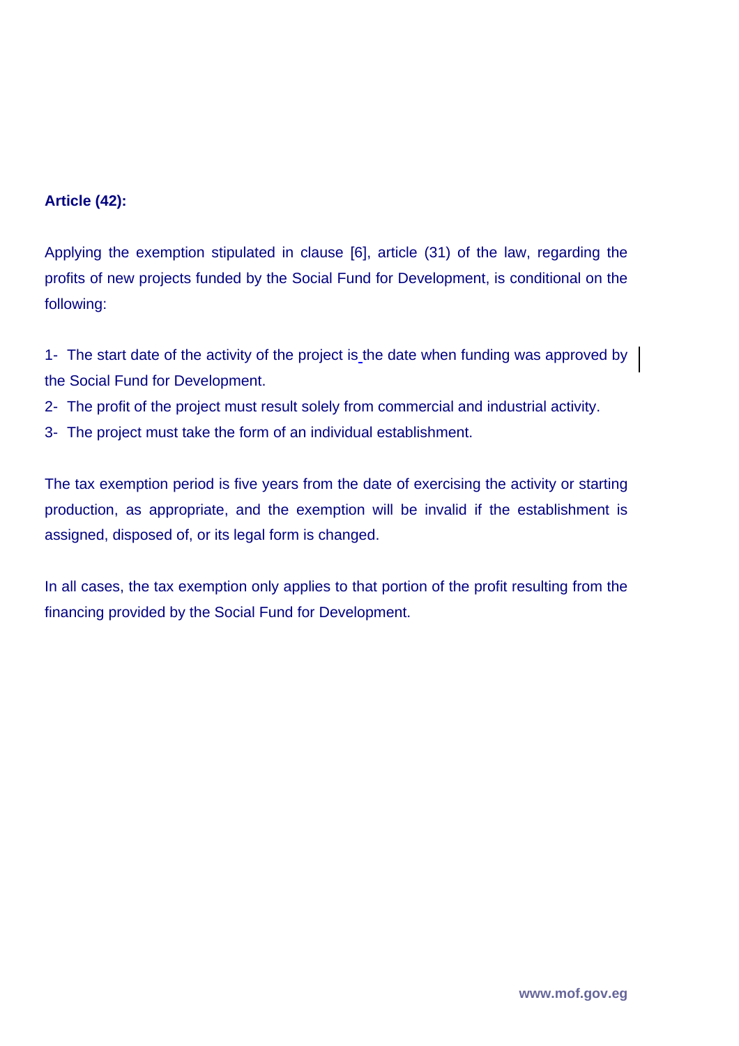**Article (42):**

Applying the exemption stipulated in clause [6], article (31) of the law, regarding the profits of new projects funded by the Social Fund for Development, is conditional on the following:

1- The start date of the activity of the project is the date when funding was approved by the Social Fund for Development.
2- The profit of the project must result solely from commercial and industrial activity.
3- The project must take the form of an individual establishment.

The tax exemption period is five years from the date of exercising the activity or starting production, as appropriate, and the exemption will be invalid if the establishment is assigned, disposed of, or its legal form is changed.

In all cases, the tax exemption only applies to that portion of the profit resulting from the financing provided by the Social Fund for Development.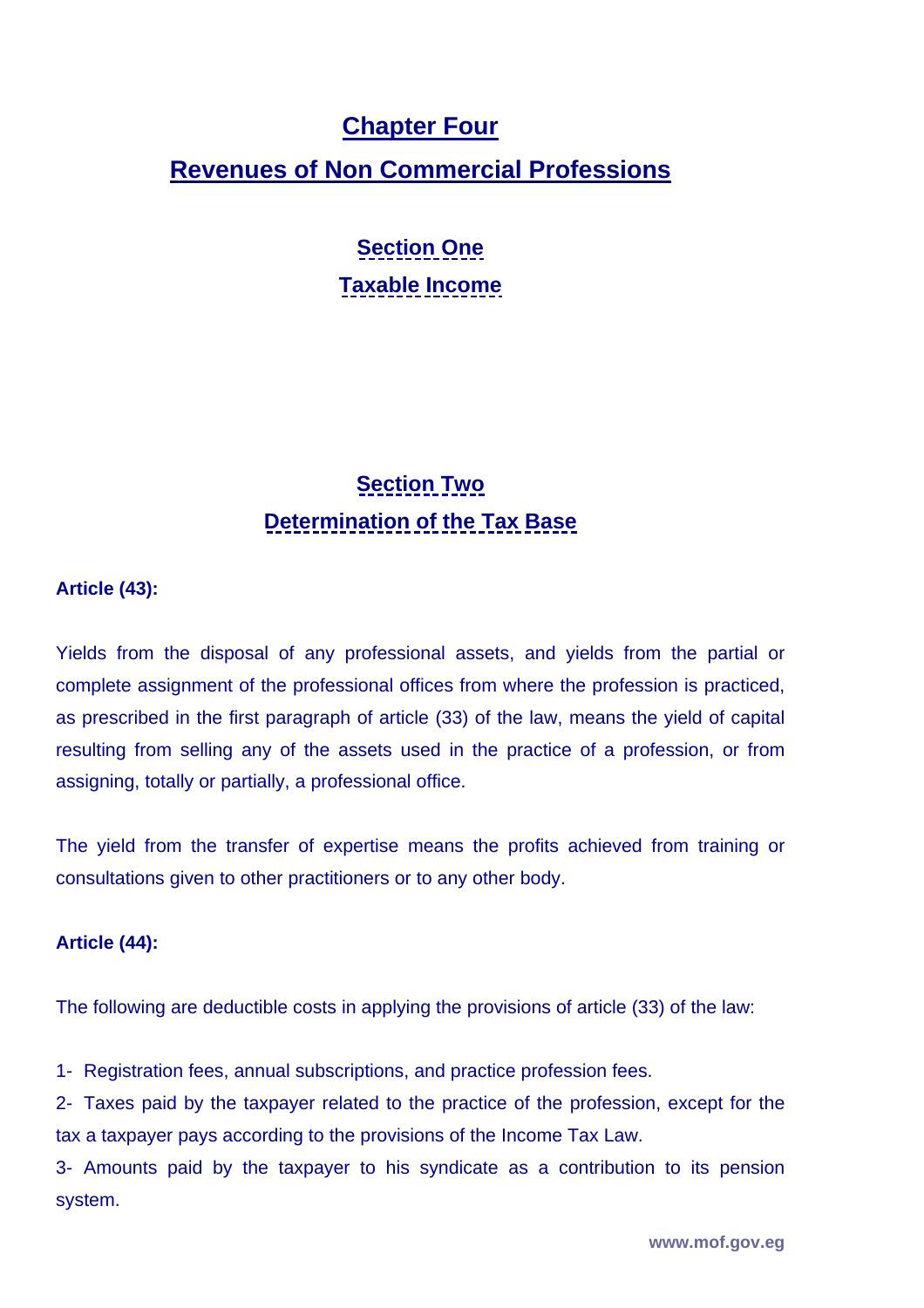# Chapter Four

# Revenues of Non Commercial Professions

## Section One

## Taxable Income

## Section Two

## Determination of the Tax Base

**Article (43):**

Yields from the disposal of any professional assets, and yields from the partial or complete assignment of the professional offices from where the profession is practiced, as prescribed in the first paragraph of article (33) of the law, means the yield of capital resulting from selling any of the assets used in the practice of a profession, or from assigning, totally or partially, a professional office.

The yield from the transfer of expertise means the profits achieved from training or consultations given to other practitioners or to any other body.

**Article (44):**

The following are deductible costs in applying the provisions of article (33) of the law:

1- Registration fees, annual subscriptions, and practice profession fees.
2- Taxes paid by the taxpayer related to the practice of the profession, except for the tax a taxpayer pays according to the provisions of the Income Tax Law.
3- Amounts paid by the taxpayer to his syndicate as a contribution to its pension system.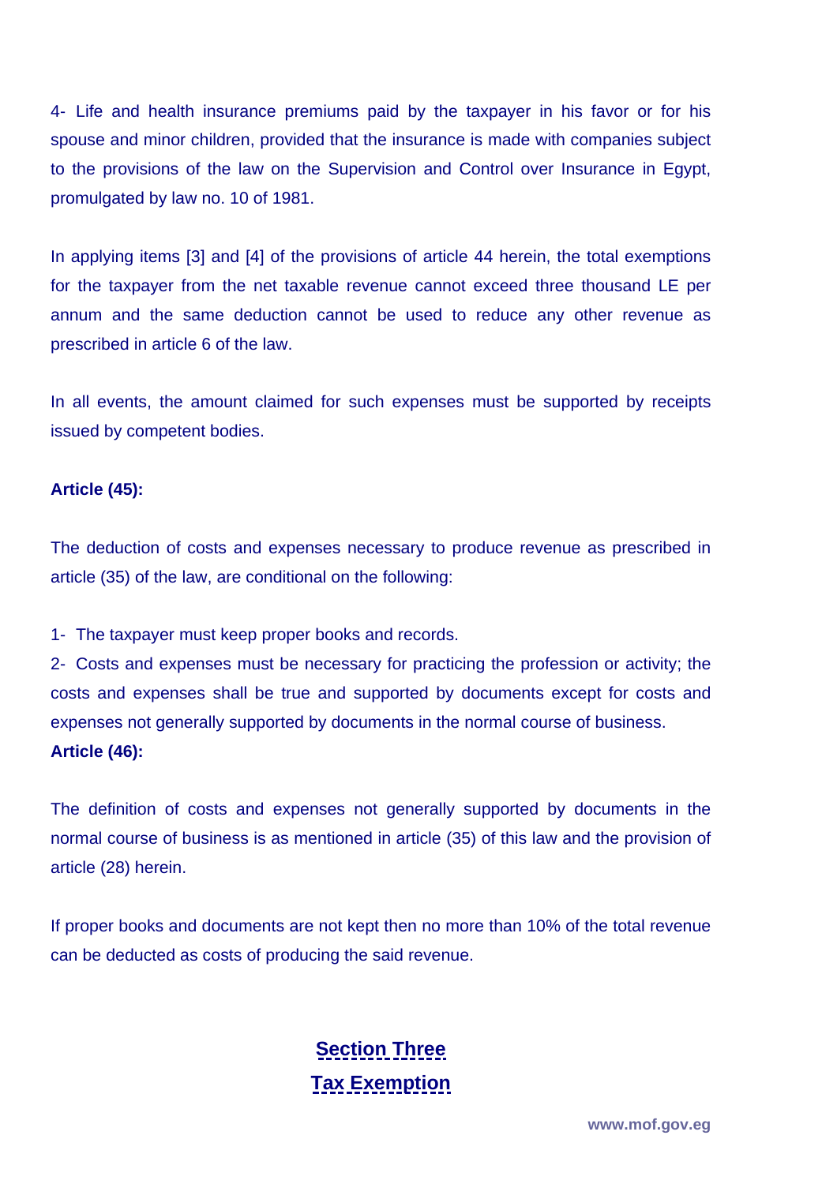4- Life and health insurance premiums paid by the taxpayer in his favor or for his spouse and minor children, provided that the insurance is made with companies subject to the provisions of the law on the Supervision and Control over Insurance in Egypt, promulgated by law no. 10 of 1981.

In applying items [3] and [4] of the provisions of article 44 herein, the total exemptions for the taxpayer from the net taxable revenue cannot exceed three thousand LE per annum and the same deduction cannot be used to reduce any other revenue as prescribed in article 6 of the law.

In all events, the amount claimed for such expenses must be supported by receipts issued by competent bodies.

**Article (45):**

The deduction of costs and expenses necessary to produce revenue as prescribed in article (35) of the law, are conditional on the following:

1- The taxpayer must keep proper books and records.
2- Costs and expenses must be necessary for practicing the profession or activity; the costs and expenses shall be true and supported by documents except for costs and expenses not generally supported by documents in the normal course of business.

**Article (46):**

The definition of costs and expenses not generally supported by documents in the normal course of business is as mentioned in article (35) of this law and the provision of article (28) herein.

If proper books and documents are not kept then no more than 10% of the total revenue can be deducted as costs of producing the said revenue.

## Section Three
## Tax Exemption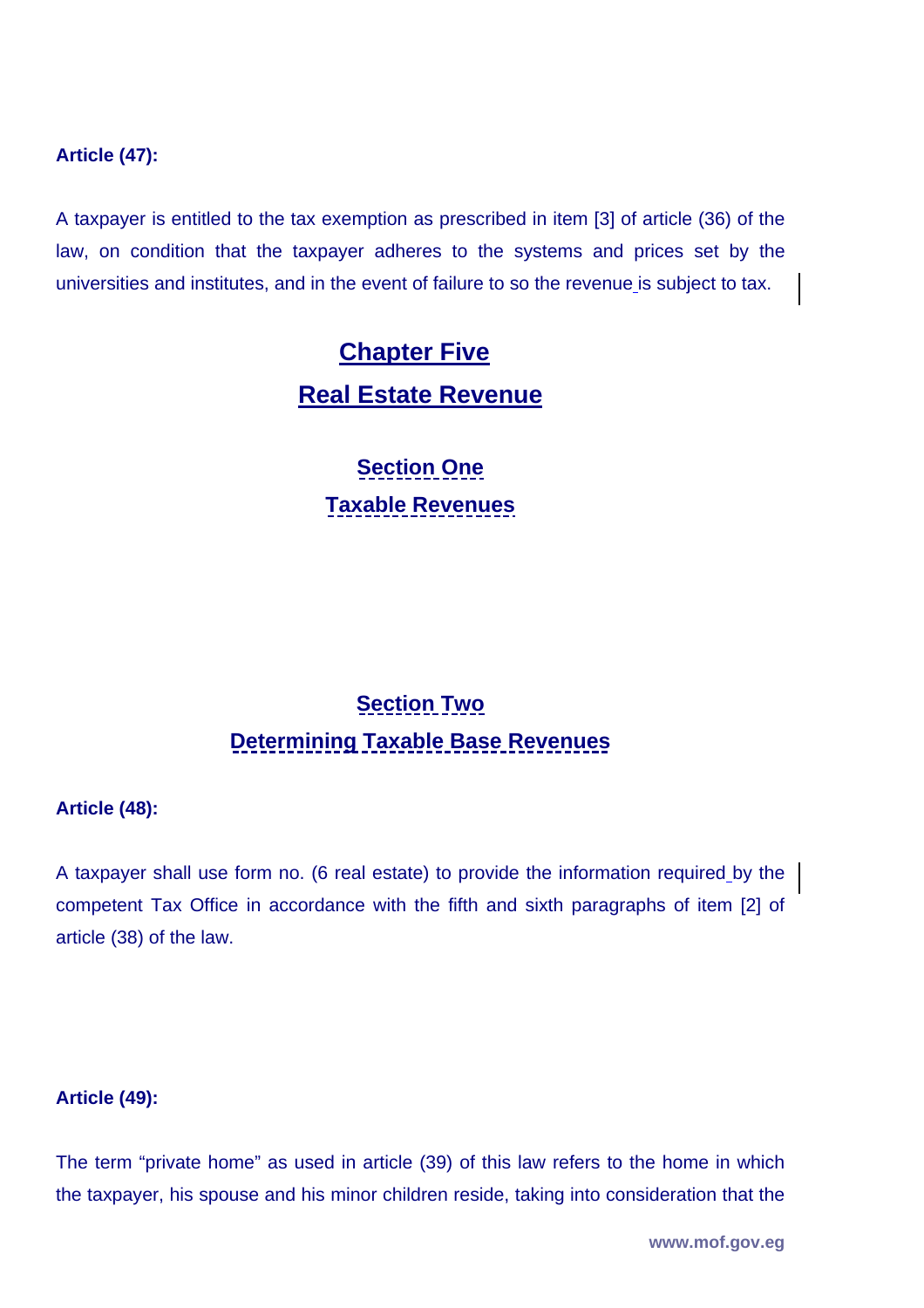**Article (47):**

A taxpayer is entitled to the tax exemption as prescribed in item [3] of article (36) of the law, on condition that the taxpayer adheres to the systems and prices set by the universities and institutes, and in the event of failure to so the revenue is subject to tax.

# Chapter Five
# Real Estate Revenue

## Section One
## Taxable Revenues

## Section Two
## Determining Taxable Base Revenues

**Article (48):**

A taxpayer shall use form no. (6 real estate) to provide the information required by the competent Tax Office in accordance with the fifth and sixth paragraphs of item [2] of article (38) of the law.

**Article (49):**

The term "private home" as used in article (39) of this law refers to the home in which the taxpayer, his spouse and his minor children reside, taking into consideration that the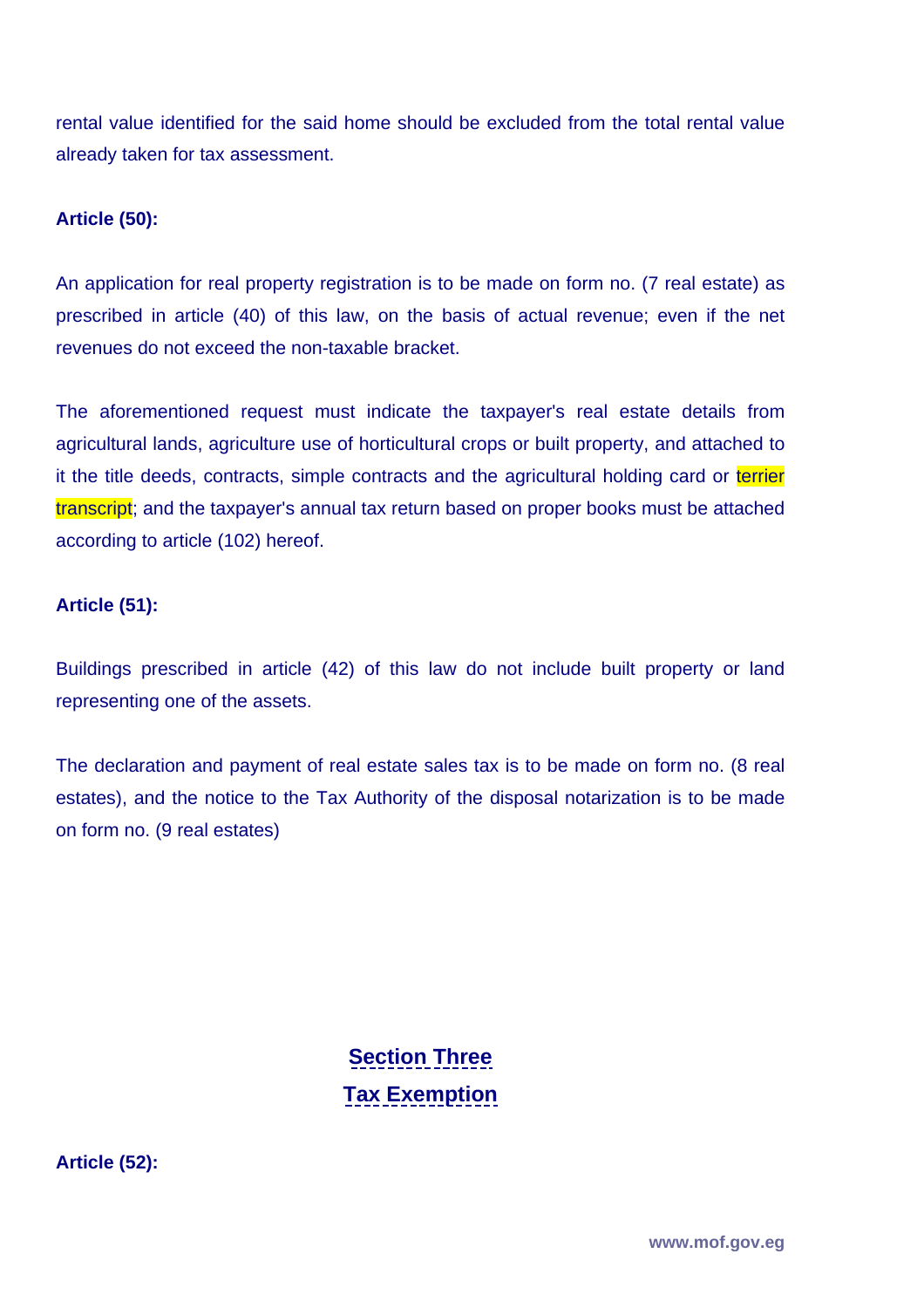rental value identified for the said home should be excluded from the total rental value already taken for tax assessment.

**Article (50):**

An application for real property registration is to be made on form no. (7 real estate) as prescribed in article (40) of this law, on the basis of actual revenue; even if the net revenues do not exceed the non-taxable bracket.

The aforementioned request must indicate the taxpayer's real estate details from agricultural lands, agriculture use of horticultural crops or built property, and attached to it the title deeds, contracts, simple contracts and the agricultural holding card or terrier transcript; and the taxpayer's annual tax return based on proper books must be attached according to article (102) hereof.

**Article (51):**

Buildings prescribed in article (42) of this law do not include built property or land representing one of the assets.

The declaration and payment of real estate sales tax is to be made on form no. (8 real estates), and the notice to the Tax Authority of the disposal notarization is to be made on form no. (9 real estates)

## Section Three
## Tax Exemption

**Article (52):**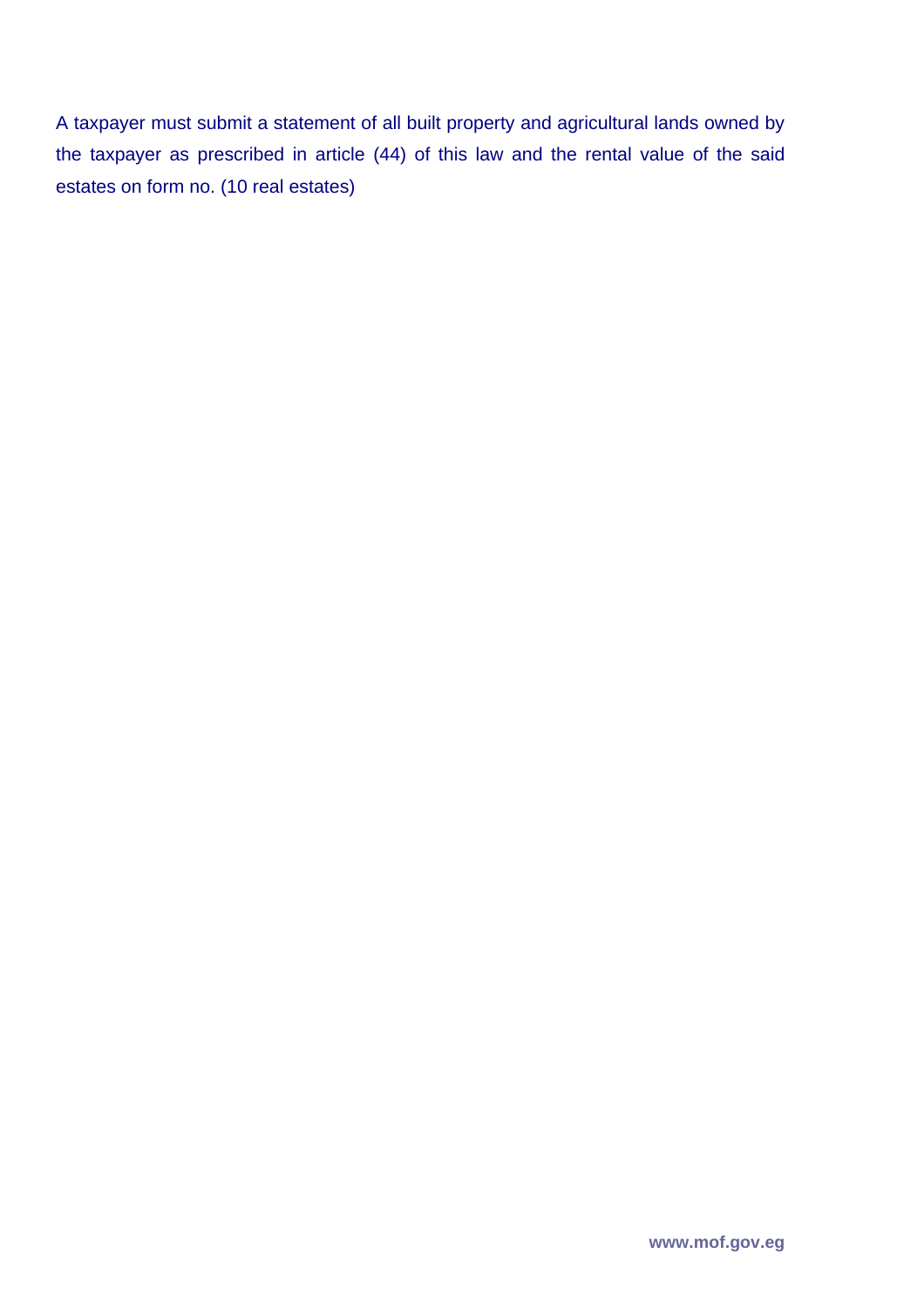A taxpayer must submit a statement of all built property and agricultural lands owned by the taxpayer as prescribed in article (44) of this law and the rental value of the said estates on form no. (10 real estates)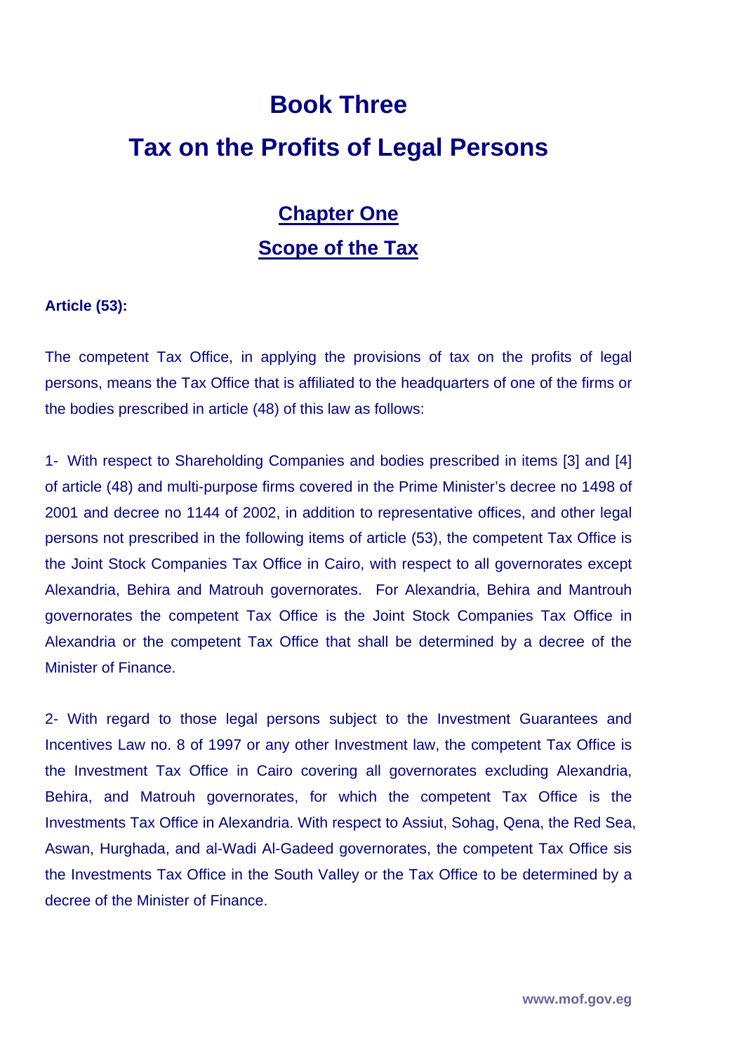# Book Three

# Tax on the Profits of Legal Persons

## Chapter One

## Scope of the Tax

**Article (53):**

The competent Tax Office, in applying the provisions of tax on the profits of legal persons, means the Tax Office that is affiliated to the headquarters of one of the firms or the bodies prescribed in article (48) of this law as follows:

1- With respect to Shareholding Companies and bodies prescribed in items [3] and [4] of article (48) and multi-purpose firms covered in the Prime Minister's decree no 1498 of 2001 and decree no 1144 of 2002, in addition to representative offices, and other legal persons not prescribed in the following items of article (53), the competent Tax Office is the Joint Stock Companies Tax Office in Cairo, with respect to all governorates except Alexandria, Behira and Matrouh governorates. For Alexandria, Behira and Mantrouh governorates the competent Tax Office is the Joint Stock Companies Tax Office in Alexandria or the competent Tax Office that shall be determined by a decree of the Minister of Finance.

2- With regard to those legal persons subject to the Investment Guarantees and Incentives Law no. 8 of 1997 or any other Investment law, the competent Tax Office is the Investment Tax Office in Cairo covering all governorates excluding Alexandria, Behira, and Matrouh governorates, for which the competent Tax Office is the Investments Tax Office in Alexandria. With respect to Assiut, Sohag, Qena, the Red Sea, Aswan, Hurghada, and al-Wadi Al-Gadeed governorates, the competent Tax Office sis the Investments Tax Office in the South Valley or the Tax Office to be determined by a decree of the Minister of Finance.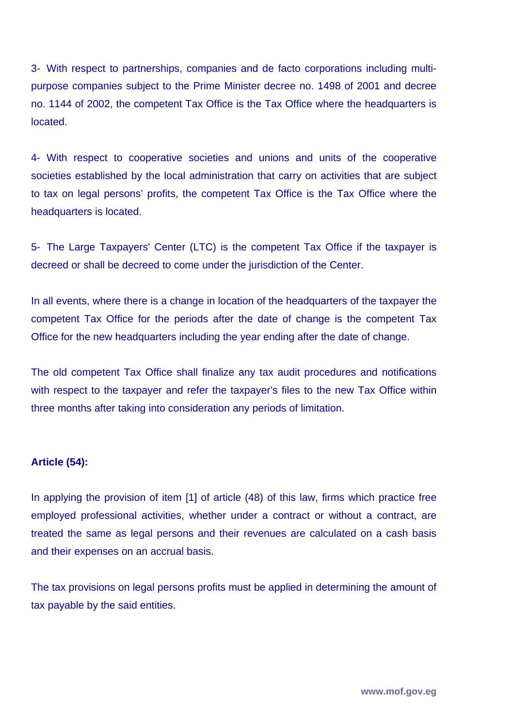3- With respect to partnerships, companies and de facto corporations including multi-purpose companies subject to the Prime Minister decree no. 1498 of 2001 and decree no. 1144 of 2002, the competent Tax Office is the Tax Office where the headquarters is located.

4- With respect to cooperative societies and unions and units of the cooperative societies established by the local administration that carry on activities that are subject to tax on legal persons' profits, the competent Tax Office is the Tax Office where the headquarters is located.

5- The Large Taxpayers' Center (LTC) is the competent Tax Office if the taxpayer is decreed or shall be decreed to come under the jurisdiction of the Center.

In all events, where there is a change in location of the headquarters of the taxpayer the competent Tax Office for the periods after the date of change is the competent Tax Office for the new headquarters including the year ending after the date of change.

The old competent Tax Office shall finalize any tax audit procedures and notifications with respect to the taxpayer and refer the taxpayer's files to the new Tax Office within three months after taking into consideration any periods of limitation.

**Article (54):**

In applying the provision of item [1] of article (48) of this law, firms which practice free employed professional activities, whether under a contract or without a contract, are treated the same as legal persons and their revenues are calculated on a cash basis and their expenses on an accrual basis.

The tax provisions on legal persons profits must be applied in determining the amount of tax payable by the said entities.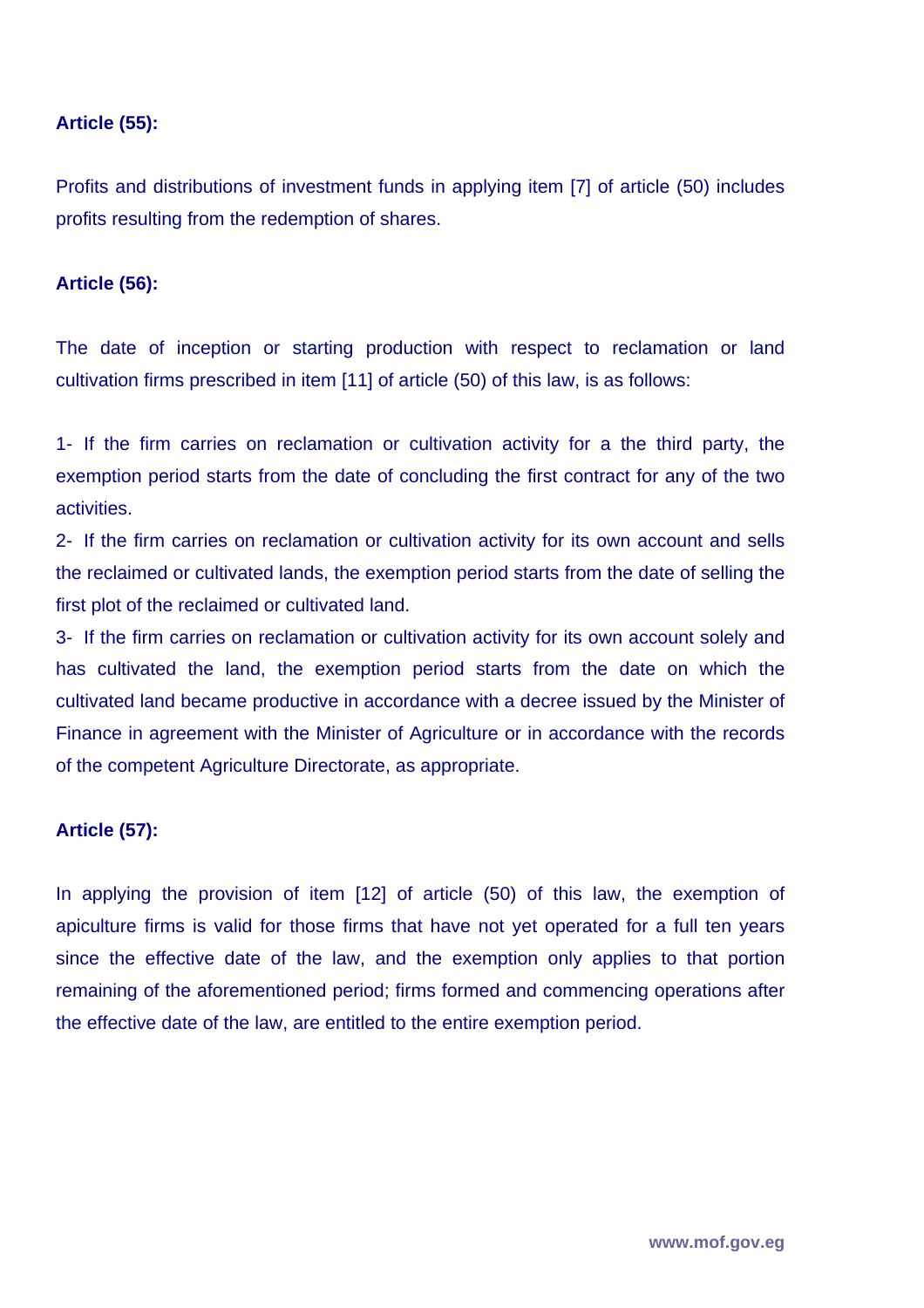**Article (55):**

Profits and distributions of investment funds in applying item [7] of article (50) includes profits resulting from the redemption of shares.

**Article (56):**

The date of inception or starting production with respect to reclamation or land cultivation firms prescribed in item [11] of article (50) of this law, is as follows:

1- If the firm carries on reclamation or cultivation activity for a the third party, the exemption period starts from the date of concluding the first contract for any of the two activities.

2- If the firm carries on reclamation or cultivation activity for its own account and sells the reclaimed or cultivated lands, the exemption period starts from the date of selling the first plot of the reclaimed or cultivated land.

3- If the firm carries on reclamation or cultivation activity for its own account solely and has cultivated the land, the exemption period starts from the date on which the cultivated land became productive in accordance with a decree issued by the Minister of Finance in agreement with the Minister of Agriculture or in accordance with the records of the competent Agriculture Directorate, as appropriate.

**Article (57):**

In applying the provision of item [12] of article (50) of this law, the exemption of apiculture firms is valid for those firms that have not yet operated for a full ten years since the effective date of the law, and the exemption only applies to that portion remaining of the aforementioned period; firms formed and commencing operations after the effective date of the law, are entitled to the entire exemption period.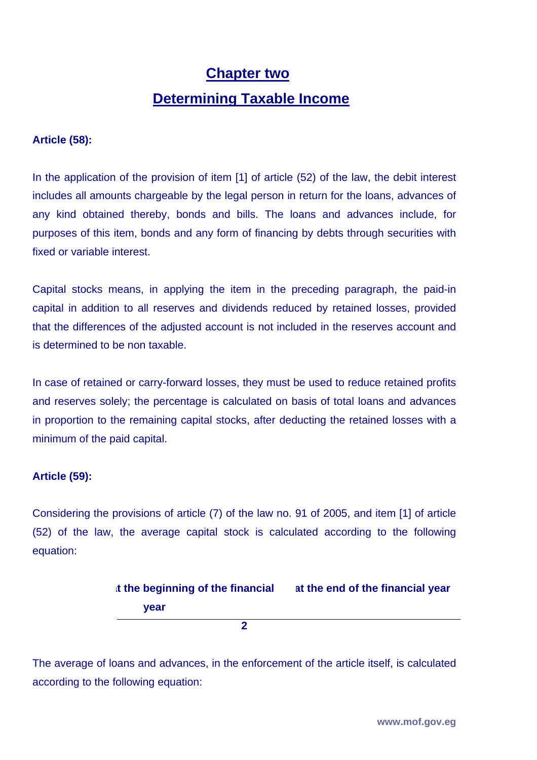# Chapter two

# Determining Taxable Income

**Article (58):**

In the application of the provision of item [1] of article (52) of the law, the debit interest includes all amounts chargeable by the legal person in return for the loans, advances of any kind obtained thereby, bonds and bills. The loans and advances include, for purposes of this item, bonds and any form of financing by debts through securities with fixed or variable interest.

Capital stocks means, in applying the item in the preceding paragraph, the paid-in capital in addition to all reserves and dividends reduced by retained losses, provided that the differences of the adjusted account is not included in the reserves account and is determined to be non taxable.

In case of retained or carry-forward losses, they must be used to reduce retained profits and reserves solely; the percentage is calculated on basis of total loans and advances in proportion to the remaining capital stocks, after deducting the retained losses with a minimum of the paid capital.

**Article (59):**

Considering the provisions of article (7) of the law no. 91 of 2005, and item [1] of article (52) of the law, the average capital stock is calculated according to the following equation:

$$\frac{\text{t the beginning of the financial year} \quad \text{at the end of the financial year}}{2}$$

The average of loans and advances, in the enforcement of the article itself, is calculated according to the following equation: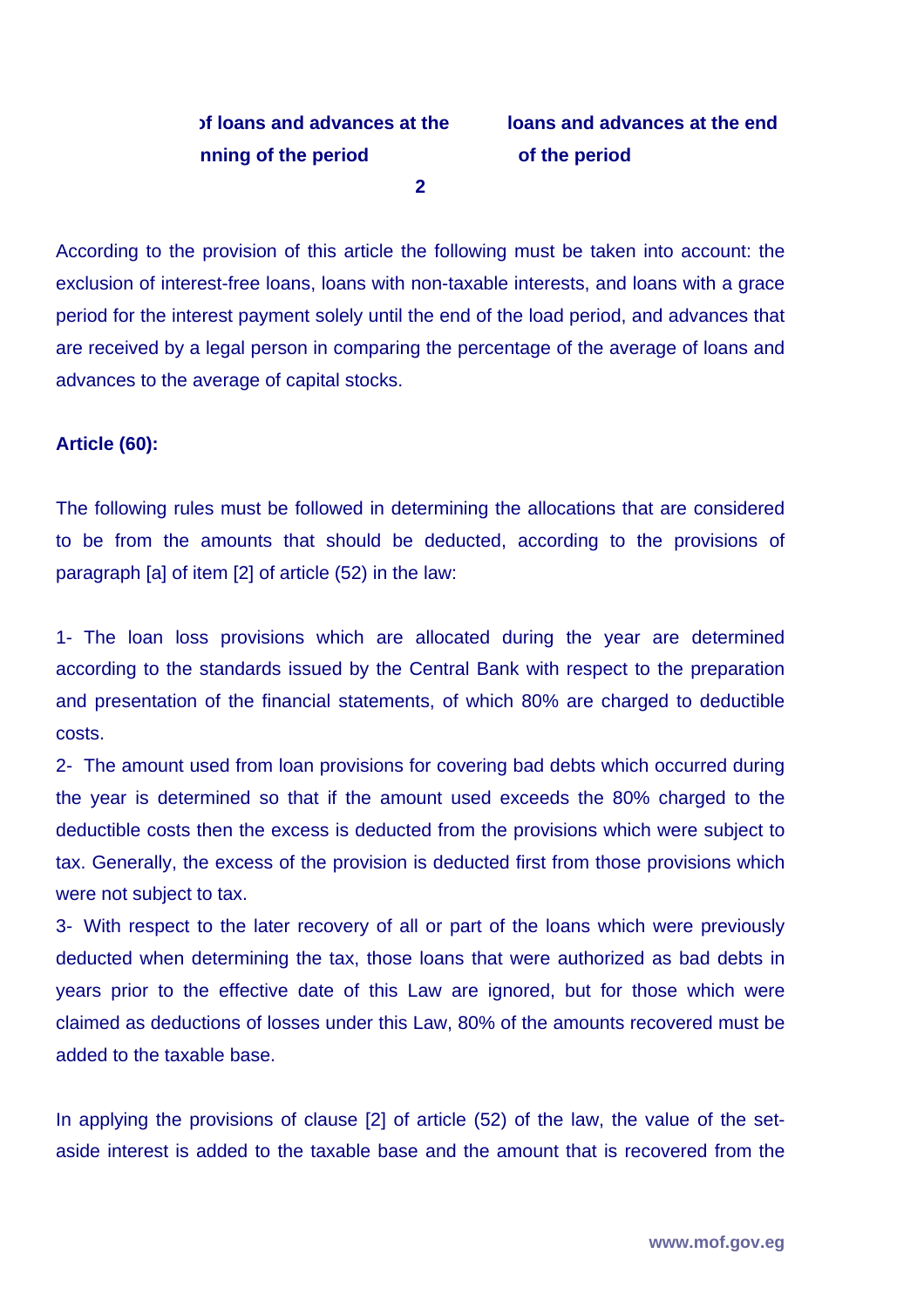| ɔf loans and advances at the nning of the period | loans and advances at the end of the period |
|---|---|

**2**

According to the provision of this article the following must be taken into account: the exclusion of interest-free loans, loans with non-taxable interests, and loans with a grace period for the interest payment solely until the end of the load period, and advances that are received by a legal person in comparing the percentage of the average of loans and advances to the average of capital stocks.

**Article (60):**

The following rules must be followed in determining the allocations that are considered to be from the amounts that should be deducted, according to the provisions of paragraph [a] of item [2] of article (52) in the law:

1- The loan loss provisions which are allocated during the year are determined according to the standards issued by the Central Bank with respect to the preparation and presentation of the financial statements, of which 80% are charged to deductible costs.

2- The amount used from loan provisions for covering bad debts which occurred during the year is determined so that if the amount used exceeds the 80% charged to the deductible costs then the excess is deducted from the provisions which were subject to tax. Generally, the excess of the provision is deducted first from those provisions which were not subject to tax.

3- With respect to the later recovery of all or part of the loans which were previously deducted when determining the tax, those loans that were authorized as bad debts in years prior to the effective date of this Law are ignored, but for those which were claimed as deductions of losses under this Law, 80% of the amounts recovered must be added to the taxable base.

In applying the provisions of clause [2] of article (52) of the law, the value of the set-aside interest is added to the taxable base and the amount that is recovered from the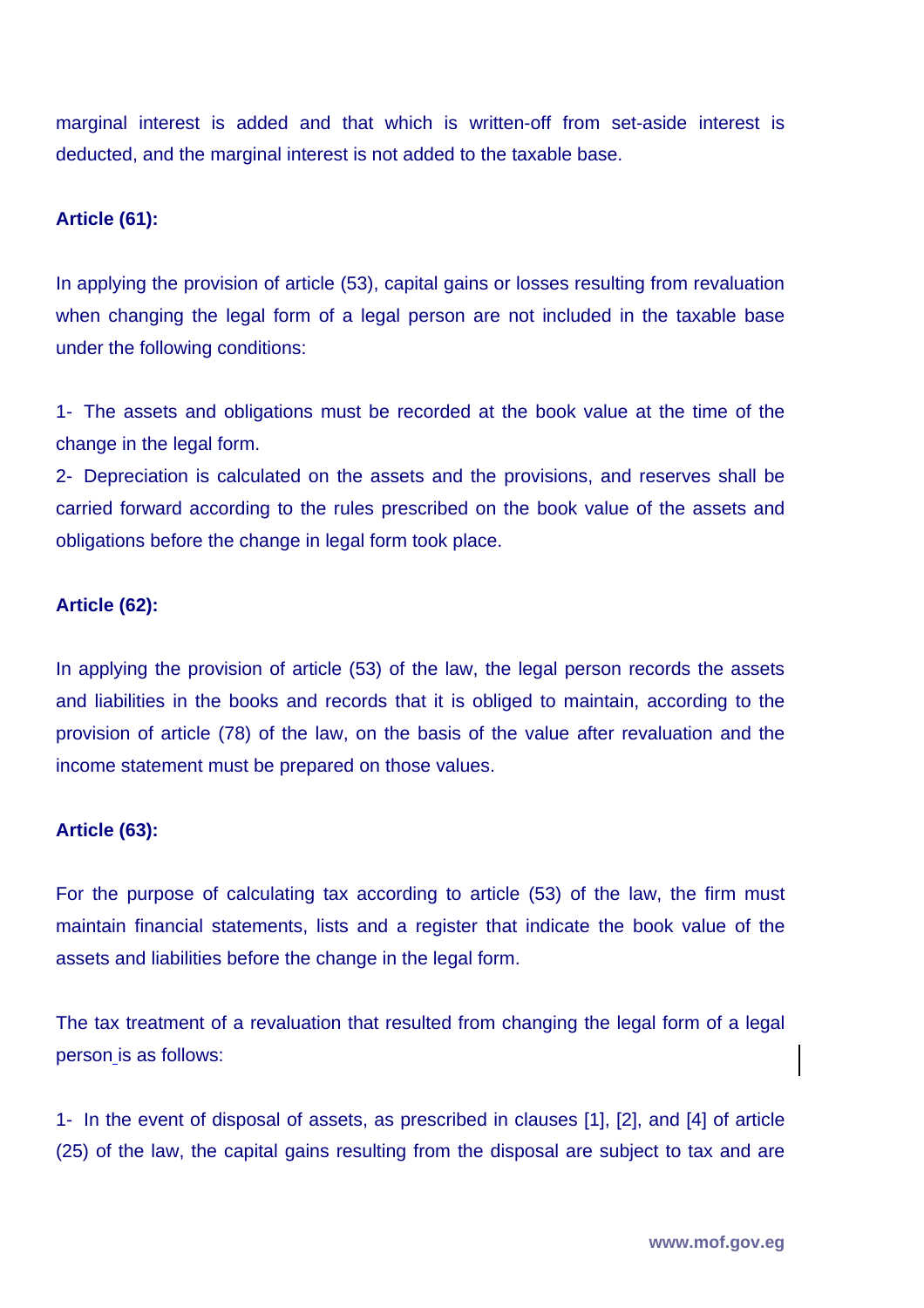marginal interest is added and that which is written-off from set-aside interest is deducted, and the marginal interest is not added to the taxable base.

**Article (61):**

In applying the provision of article (53), capital gains or losses resulting from revaluation when changing the legal form of a legal person are not included in the taxable base under the following conditions:

1- The assets and obligations must be recorded at the book value at the time of the change in the legal form.
2- Depreciation is calculated on the assets and the provisions, and reserves shall be carried forward according to the rules prescribed on the book value of the assets and obligations before the change in legal form took place.

**Article (62):**

In applying the provision of article (53) of the law, the legal person records the assets and liabilities in the books and records that it is obliged to maintain, according to the provision of article (78) of the law, on the basis of the value after revaluation and the income statement must be prepared on those values.

**Article (63):**

For the purpose of calculating tax according to article (53) of the law, the firm must maintain financial statements, lists and a register that indicate the book value of the assets and liabilities before the change in the legal form.

The tax treatment of a revaluation that resulted from changing the legal form of a legal person is as follows:

1- In the event of disposal of assets, as prescribed in clauses [1], [2], and [4] of article (25) of the law, the capital gains resulting from the disposal are subject to tax and are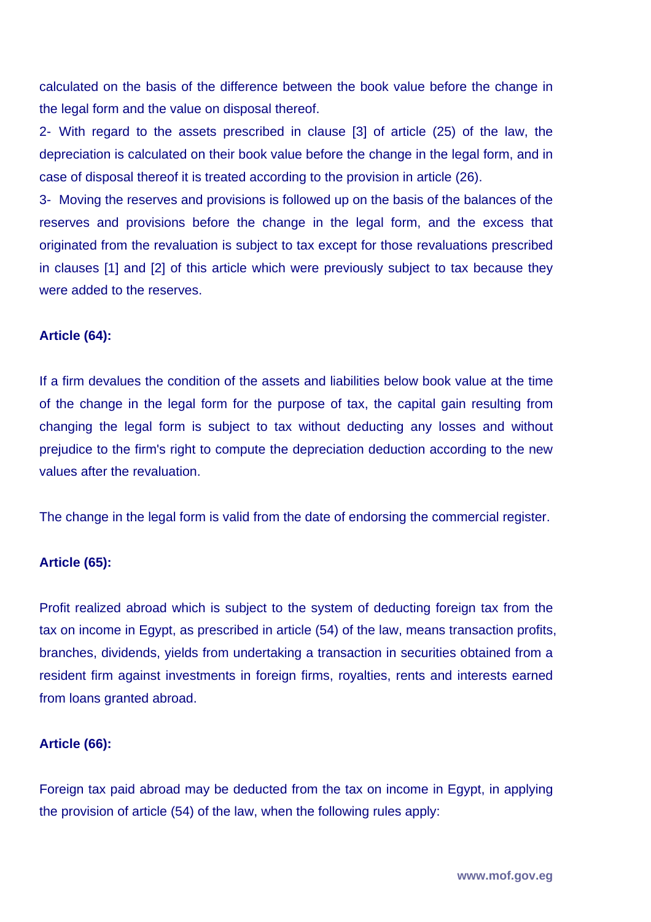calculated on the basis of the difference between the book value before the change in the legal form and the value on disposal thereof.

2- With regard to the assets prescribed in clause [3] of article (25) of the law, the depreciation is calculated on their book value before the change in the legal form, and in case of disposal thereof it is treated according to the provision in article (26).

3- Moving the reserves and provisions is followed up on the basis of the balances of the reserves and provisions before the change in the legal form, and the excess that originated from the revaluation is subject to tax except for those revaluations prescribed in clauses [1] and [2] of this article which were previously subject to tax because they were added to the reserves.

**Article (64):**

If a firm devalues the condition of the assets and liabilities below book value at the time of the change in the legal form for the purpose of tax, the capital gain resulting from changing the legal form is subject to tax without deducting any losses and without prejudice to the firm's right to compute the depreciation deduction according to the new values after the revaluation.

The change in the legal form is valid from the date of endorsing the commercial register.

**Article (65):**

Profit realized abroad which is subject to the system of deducting foreign tax from the tax on income in Egypt, as prescribed in article (54) of the law, means transaction profits, branches, dividends, yields from undertaking a transaction in securities obtained from a resident firm against investments in foreign firms, royalties, rents and interests earned from loans granted abroad.

**Article (66):**

Foreign tax paid abroad may be deducted from the tax on income in Egypt, in applying the provision of article (54) of the law, when the following rules apply: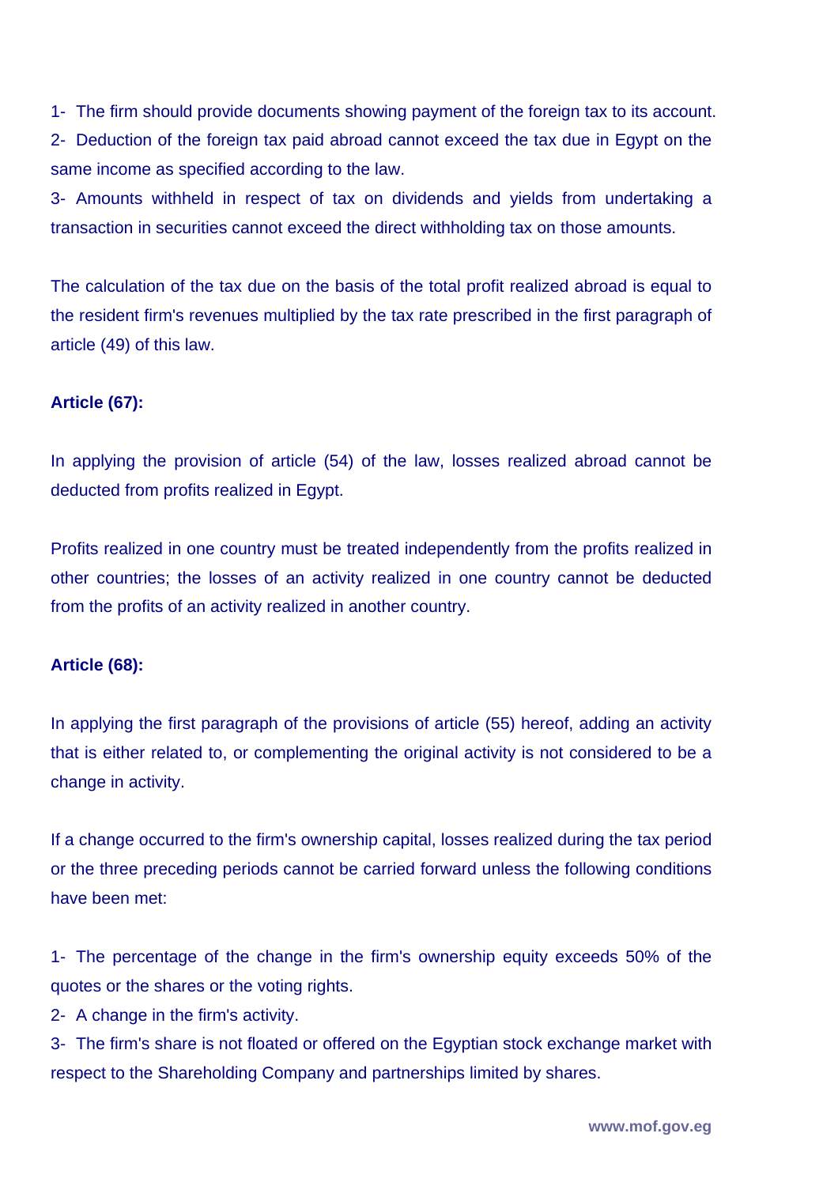1- The firm should provide documents showing payment of the foreign tax to its account.
2- Deduction of the foreign tax paid abroad cannot exceed the tax due in Egypt on the same income as specified according to the law.
3- Amounts withheld in respect of tax on dividends and yields from undertaking a transaction in securities cannot exceed the direct withholding tax on those amounts.

The calculation of the tax due on the basis of the total profit realized abroad is equal to the resident firm's revenues multiplied by the tax rate prescribed in the first paragraph of article (49) of this law.

**Article (67):**

In applying the provision of article (54) of the law, losses realized abroad cannot be deducted from profits realized in Egypt.

Profits realized in one country must be treated independently from the profits realized in other countries; the losses of an activity realized in one country cannot be deducted from the profits of an activity realized in another country.

**Article (68):**

In applying the first paragraph of the provisions of article (55) hereof, adding an activity that is either related to, or complementing the original activity is not considered to be a change in activity.

If a change occurred to the firm's ownership capital, losses realized during the tax period or the three preceding periods cannot be carried forward unless the following conditions have been met:

1- The percentage of the change in the firm's ownership equity exceeds 50% of the quotes or the shares or the voting rights.
2- A change in the firm's activity.
3- The firm's share is not floated or offered on the Egyptian stock exchange market with respect to the Shareholding Company and partnerships limited by shares.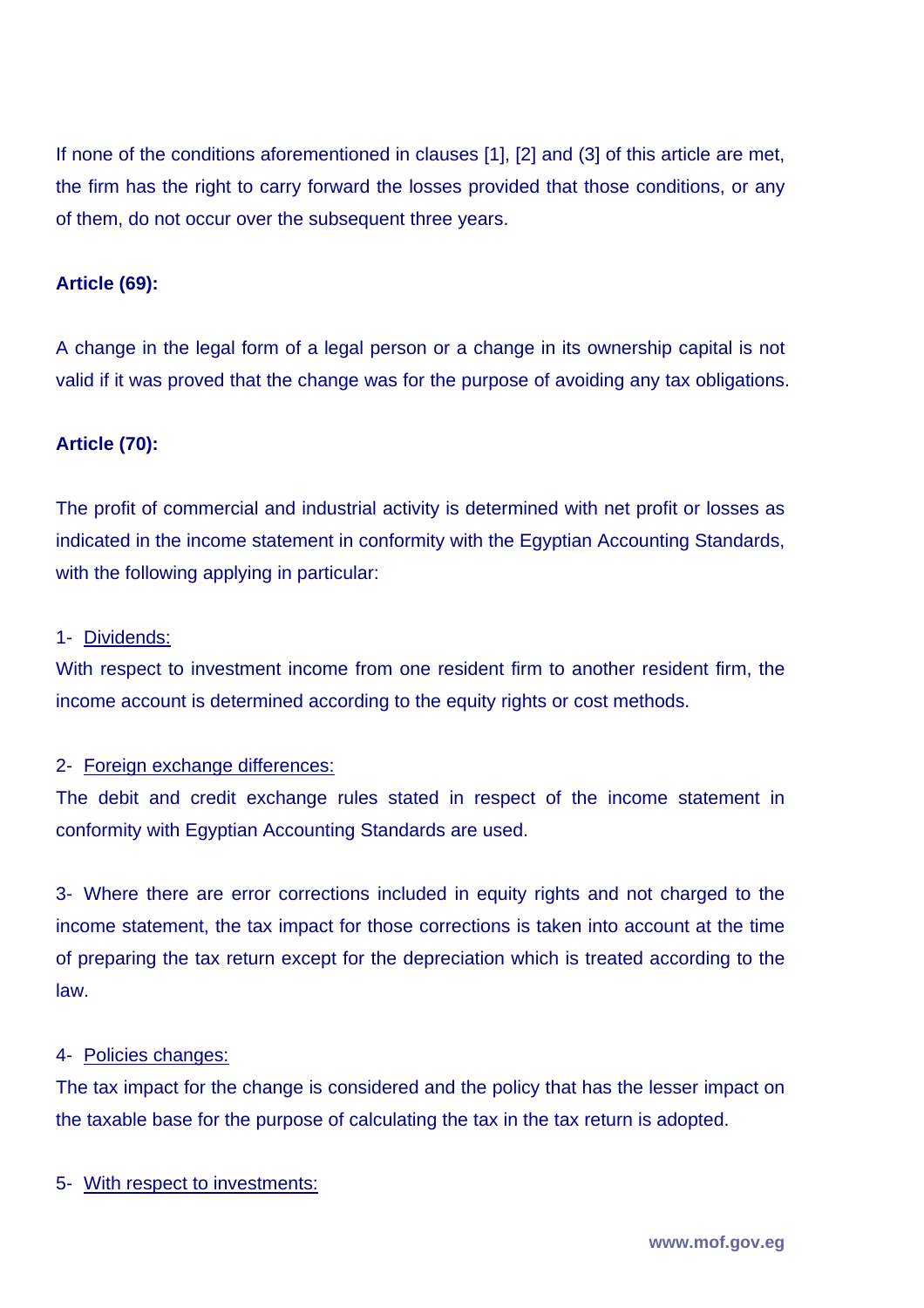If none of the conditions aforementioned in clauses [1], [2] and (3] of this article are met, the firm has the right to carry forward the losses provided that those conditions, or any of them, do not occur over the subsequent three years.

**Article (69):**

A change in the legal form of a legal person or a change in its ownership capital is not valid if it was proved that the change was for the purpose of avoiding any tax obligations.

**Article (70):**

The profit of commercial and industrial activity is determined with net profit or losses as indicated in the income statement in conformity with the Egyptian Accounting Standards, with the following applying in particular:

1- Dividends:

With respect to investment income from one resident firm to another resident firm, the income account is determined according to the equity rights or cost methods.

2- Foreign exchange differences:

The debit and credit exchange rules stated in respect of the income statement in conformity with Egyptian Accounting Standards are used.

3- Where there are error corrections included in equity rights and not charged to the income statement, the tax impact for those corrections is taken into account at the time of preparing the tax return except for the depreciation which is treated according to the law.

4- Policies changes:

The tax impact for the change is considered and the policy that has the lesser impact on the taxable base for the purpose of calculating the tax in the tax return is adopted.

5- With respect to investments: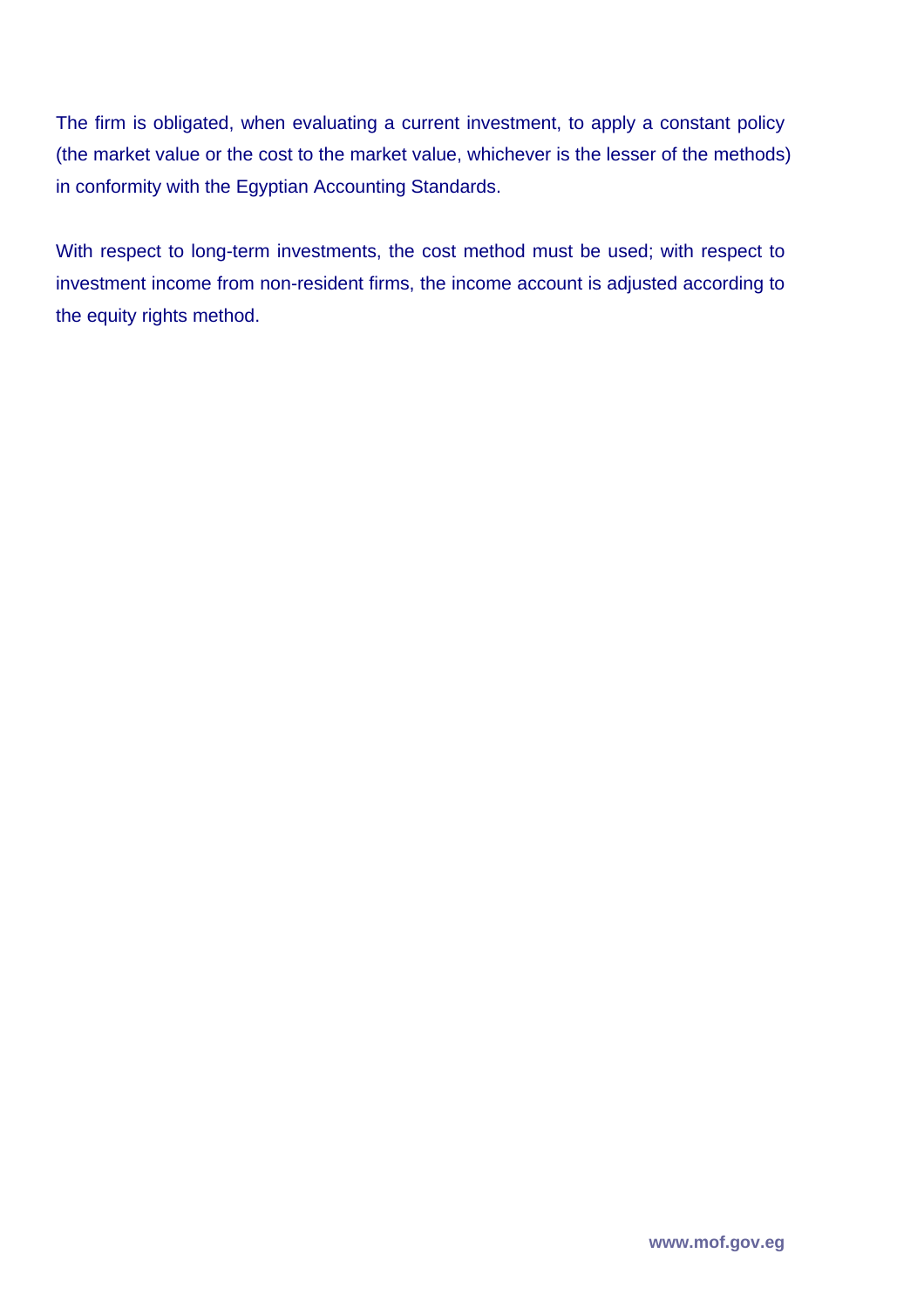The firm is obligated, when evaluating a current investment, to apply a constant policy (the market value or the cost to the market value, whichever is the lesser of the methods) in conformity with the Egyptian Accounting Standards.

With respect to long-term investments, the cost method must be used; with respect to investment income from non-resident firms, the income account is adjusted according to the equity rights method.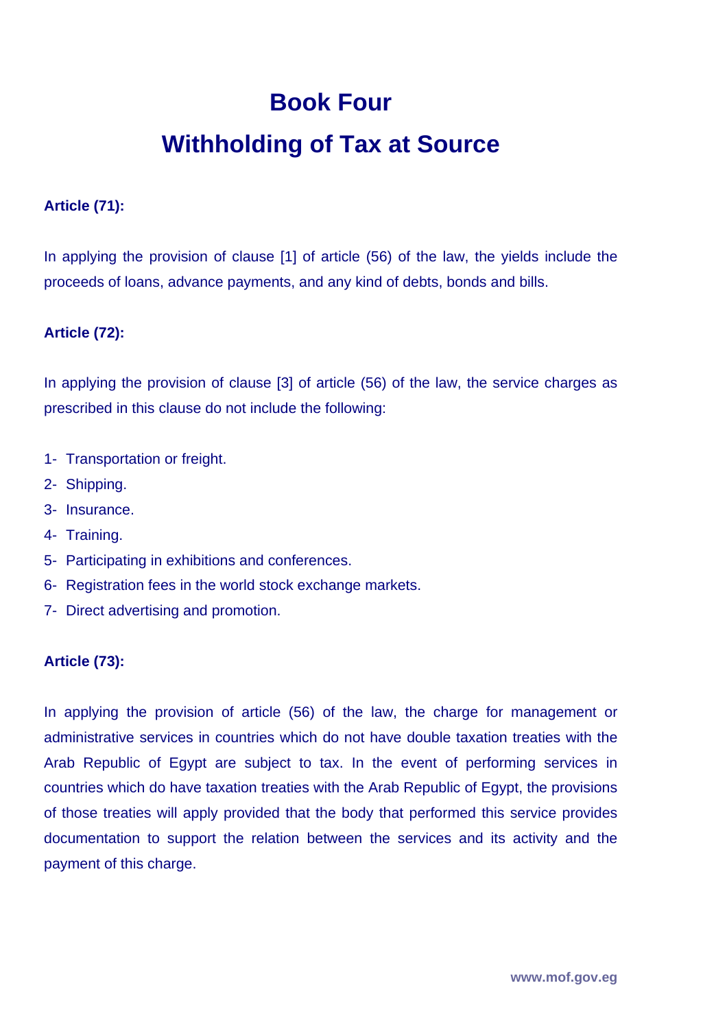# Book Four

# Withholding of Tax at Source

**Article (71):**

In applying the provision of clause [1] of article (56) of the law, the yields include the proceeds of loans, advance payments, and any kind of debts, bonds and bills.

**Article (72):**

In applying the provision of clause [3] of article (56) of the law, the service charges as prescribed in this clause do not include the following:

1- Transportation or freight.
2- Shipping.
3- Insurance.
4- Training.
5- Participating in exhibitions and conferences.
6- Registration fees in the world stock exchange markets.
7- Direct advertising and promotion.

**Article (73):**

In applying the provision of article (56) of the law, the charge for management or administrative services in countries which do not have double taxation treaties with the Arab Republic of Egypt are subject to tax. In the event of performing services in countries which do have taxation treaties with the Arab Republic of Egypt, the provisions of those treaties will apply provided that the body that performed this service provides documentation to support the relation between the services and its activity and the payment of this charge.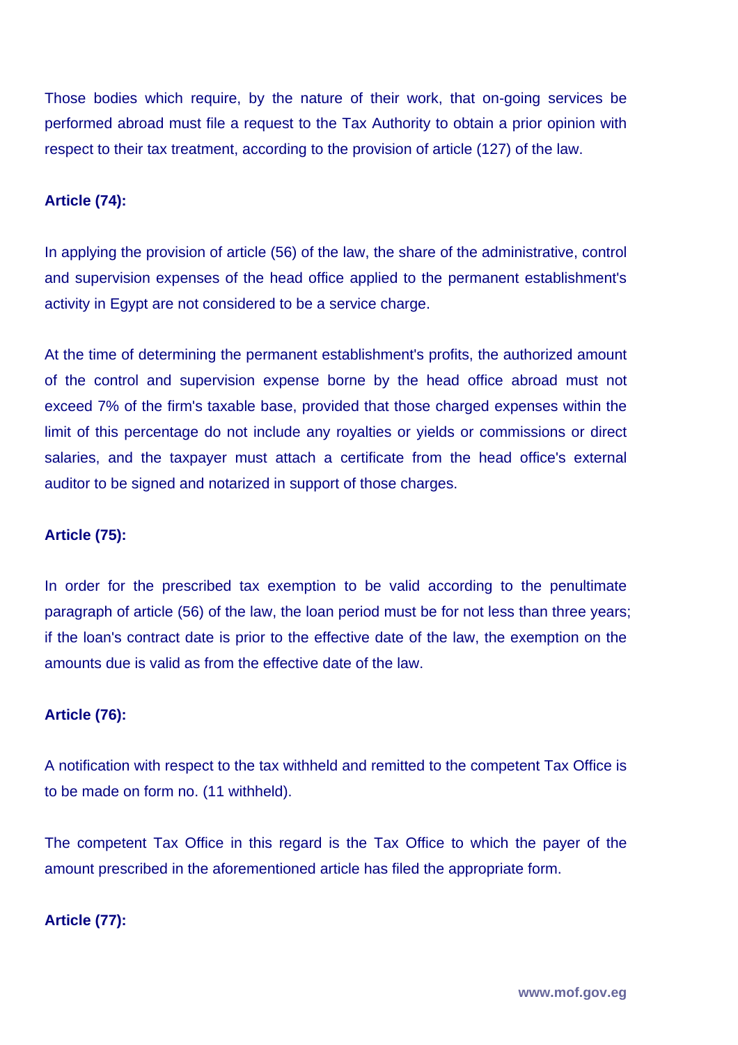Those bodies which require, by the nature of their work, that on-going services be performed abroad must file a request to the Tax Authority to obtain a prior opinion with respect to their tax treatment, according to the provision of article (127) of the law.

**Article (74):**

In applying the provision of article (56) of the law, the share of the administrative, control and supervision expenses of the head office applied to the permanent establishment's activity in Egypt are not considered to be a service charge.

At the time of determining the permanent establishment's profits, the authorized amount of the control and supervision expense borne by the head office abroad must not exceed 7% of the firm's taxable base, provided that those charged expenses within the limit of this percentage do not include any royalties or yields or commissions or direct salaries, and the taxpayer must attach a certificate from the head office's external auditor to be signed and notarized in support of those charges.

**Article (75):**

In order for the prescribed tax exemption to be valid according to the penultimate paragraph of article (56) of the law, the loan period must be for not less than three years; if the loan's contract date is prior to the effective date of the law, the exemption on the amounts due is valid as from the effective date of the law.

**Article (76):**

A notification with respect to the tax withheld and remitted to the competent Tax Office is to be made on form no. (11 withheld).

The competent Tax Office in this regard is the Tax Office to which the payer of the amount prescribed in the aforementioned article has filed the appropriate form.

**Article (77):**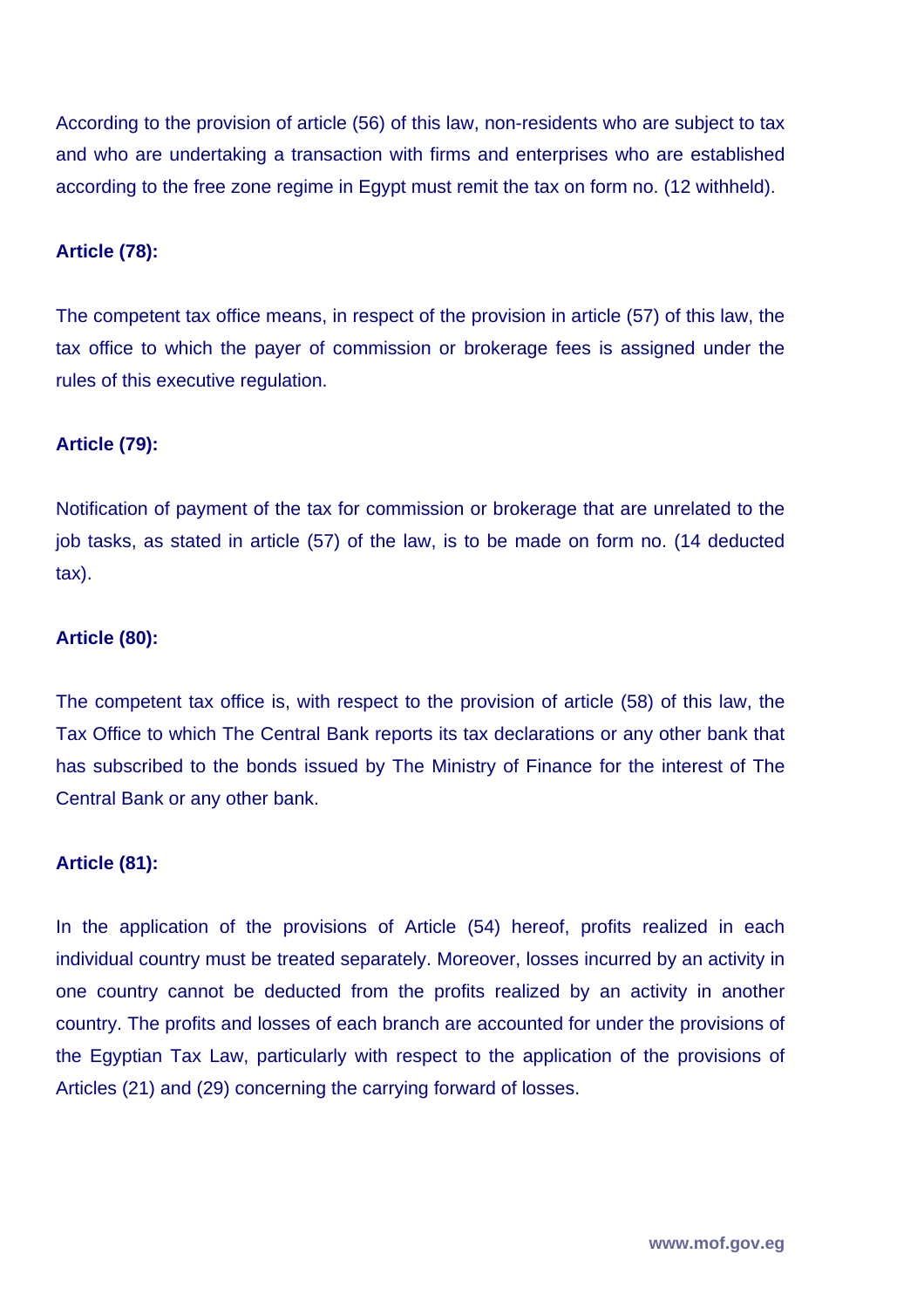According to the provision of article (56) of this law, non-residents who are subject to tax and who are undertaking a transaction with firms and enterprises who are established according to the free zone regime in Egypt must remit the tax on form no. (12 withheld).

**Article (78):**

The competent tax office means, in respect of the provision in article (57) of this law, the tax office to which the payer of commission or brokerage fees is assigned under the rules of this executive regulation.

**Article (79):**

Notification of payment of the tax for commission or brokerage that are unrelated to the job tasks, as stated in article (57) of the law, is to be made on form no. (14 deducted tax).

**Article (80):**

The competent tax office is, with respect to the provision of article (58) of this law, the Tax Office to which The Central Bank reports its tax declarations or any other bank that has subscribed to the bonds issued by The Ministry of Finance for the interest of The Central Bank or any other bank.

**Article (81):**

In the application of the provisions of Article (54) hereof, profits realized in each individual country must be treated separately. Moreover, losses incurred by an activity in one country cannot be deducted from the profits realized by an activity in another country. The profits and losses of each branch are accounted for under the provisions of the Egyptian Tax Law, particularly with respect to the application of the provisions of Articles (21) and (29) concerning the carrying forward of losses.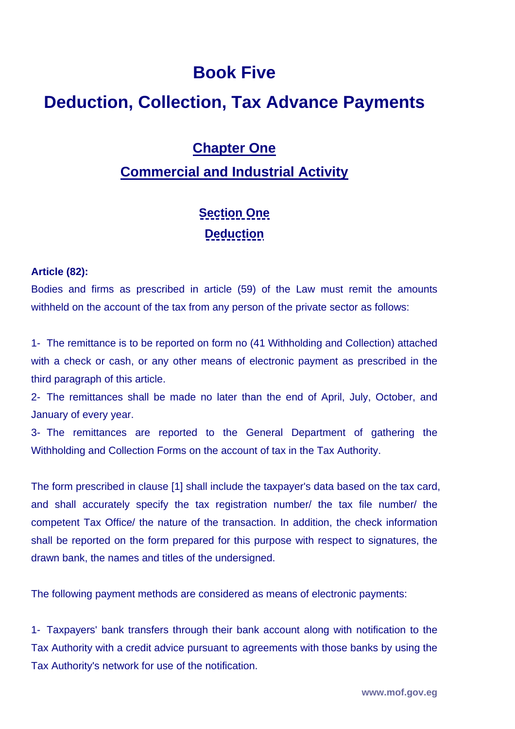# Book Five

# Deduction, Collection, Tax Advance Payments

## Chapter One

## Commercial and Industrial Activity

### Section One

### Deduction

**Article (82):**

Bodies and firms as prescribed in article (59) of the Law must remit the amounts withheld on the account of the tax from any person of the private sector as follows:

1- The remittance is to be reported on form no (41 Withholding and Collection) attached with a check or cash, or any other means of electronic payment as prescribed in the third paragraph of this article.

2- The remittances shall be made no later than the end of April, July, October, and January of every year.

3- The remittances are reported to the General Department of gathering the Withholding and Collection Forms on the account of tax in the Tax Authority.

The form prescribed in clause [1] shall include the taxpayer's data based on the tax card, and shall accurately specify the tax registration number/ the tax file number/ the competent Tax Office/ the nature of the transaction. In addition, the check information shall be reported on the form prepared for this purpose with respect to signatures, the drawn bank, the names and titles of the undersigned.

The following payment methods are considered as means of electronic payments:

1- Taxpayers' bank transfers through their bank account along with notification to the Tax Authority with a credit advice pursuant to agreements with those banks by using the Tax Authority's network for use of the notification.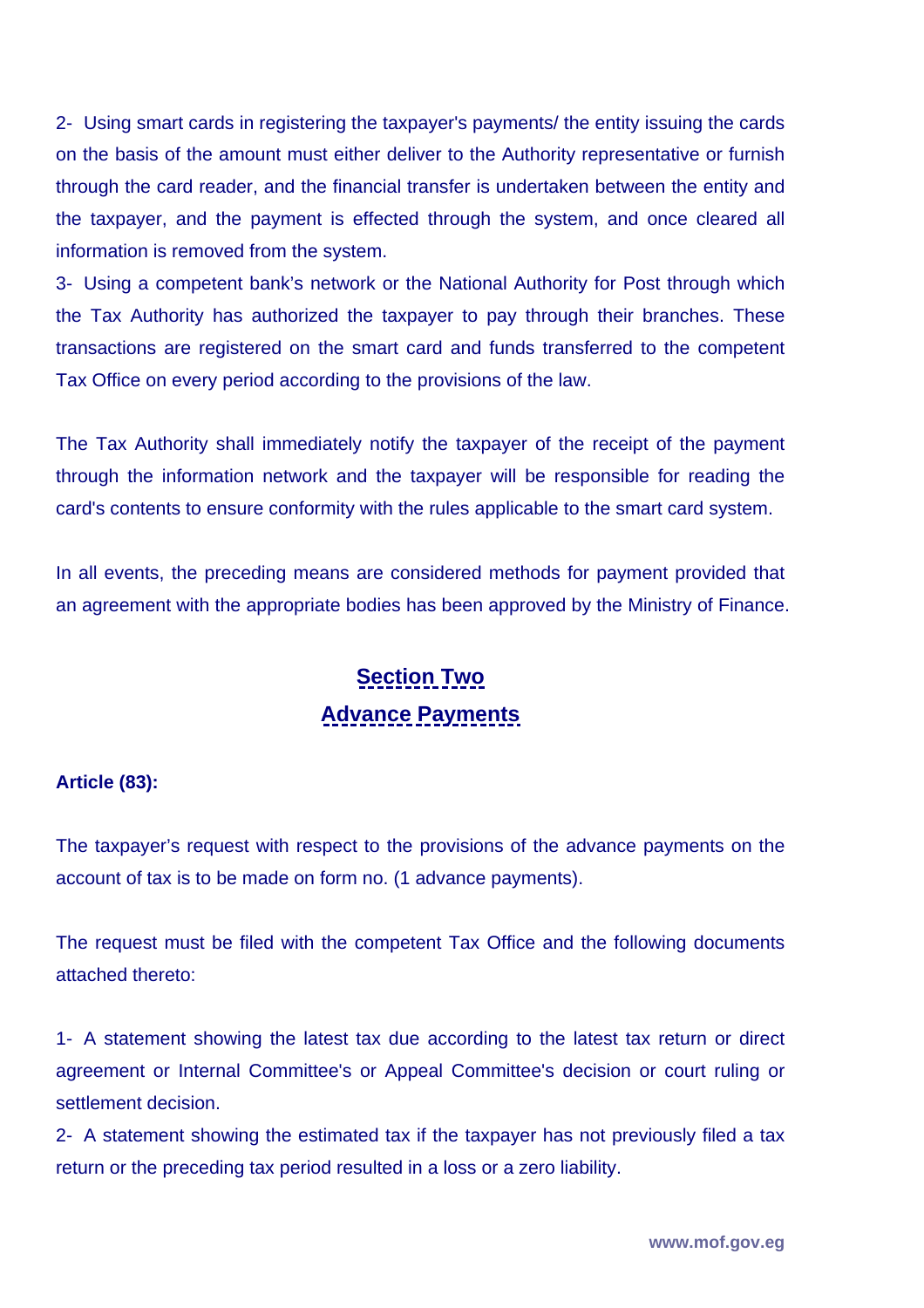2- Using smart cards in registering the taxpayer's payments/ the entity issuing the cards on the basis of the amount must either deliver to the Authority representative or furnish through the card reader, and the financial transfer is undertaken between the entity and the taxpayer, and the payment is effected through the system, and once cleared all information is removed from the system.

3- Using a competent bank's network or the National Authority for Post through which the Tax Authority has authorized the taxpayer to pay through their branches. These transactions are registered on the smart card and funds transferred to the competent Tax Office on every period according to the provisions of the law.

The Tax Authority shall immediately notify the taxpayer of the receipt of the payment through the information network and the taxpayer will be responsible for reading the card's contents to ensure conformity with the rules applicable to the smart card system.

In all events, the preceding means are considered methods for payment provided that an agreement with the appropriate bodies has been approved by the Ministry of Finance.

## Section Two
## Advance Payments

**Article (83):**

The taxpayer's request with respect to the provisions of the advance payments on the account of tax is to be made on form no. (1 advance payments).

The request must be filed with the competent Tax Office and the following documents attached thereto:

1- A statement showing the latest tax due according to the latest tax return or direct agreement or Internal Committee's or Appeal Committee's decision or court ruling or settlement decision.

2- A statement showing the estimated tax if the taxpayer has not previously filed a tax return or the preceding tax period resulted in a loss or a zero liability.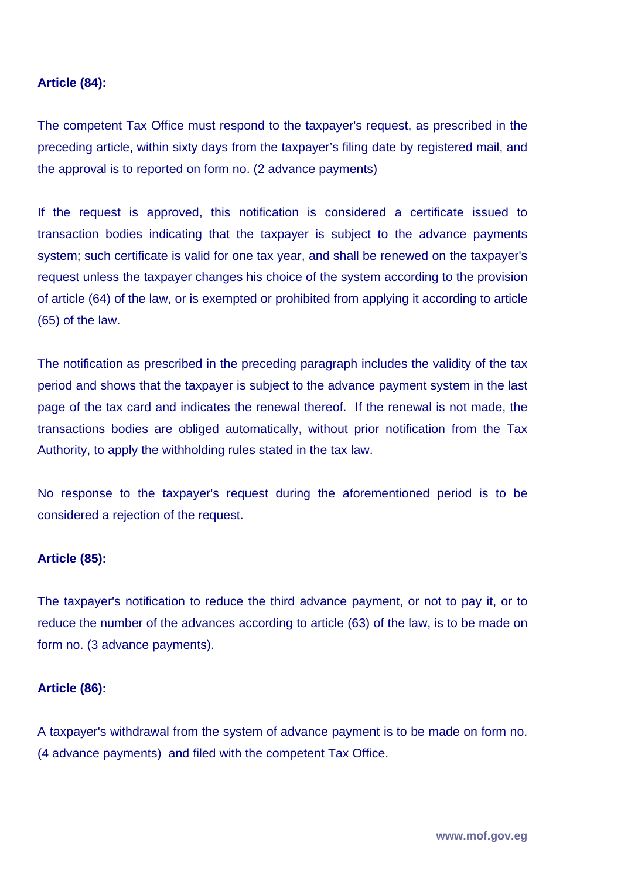**Article (84):**

The competent Tax Office must respond to the taxpayer's request, as prescribed in the preceding article, within sixty days from the taxpayer's filing date by registered mail, and the approval is to reported on form no. (2 advance payments)

If the request is approved, this notification is considered a certificate issued to transaction bodies indicating that the taxpayer is subject to the advance payments system; such certificate is valid for one tax year, and shall be renewed on the taxpayer's request unless the taxpayer changes his choice of the system according to the provision of article (64) of the law, or is exempted or prohibited from applying it according to article (65) of the law.

The notification as prescribed in the preceding paragraph includes the validity of the tax period and shows that the taxpayer is subject to the advance payment system in the last page of the tax card and indicates the renewal thereof. If the renewal is not made, the transactions bodies are obliged automatically, without prior notification from the Tax Authority, to apply the withholding rules stated in the tax law.

No response to the taxpayer's request during the aforementioned period is to be considered a rejection of the request.

**Article (85):**

The taxpayer's notification to reduce the third advance payment, or not to pay it, or to reduce the number of the advances according to article (63) of the law, is to be made on form no. (3 advance payments).

**Article (86):**

A taxpayer's withdrawal from the system of advance payment is to be made on form no. (4 advance payments) and filed with the competent Tax Office.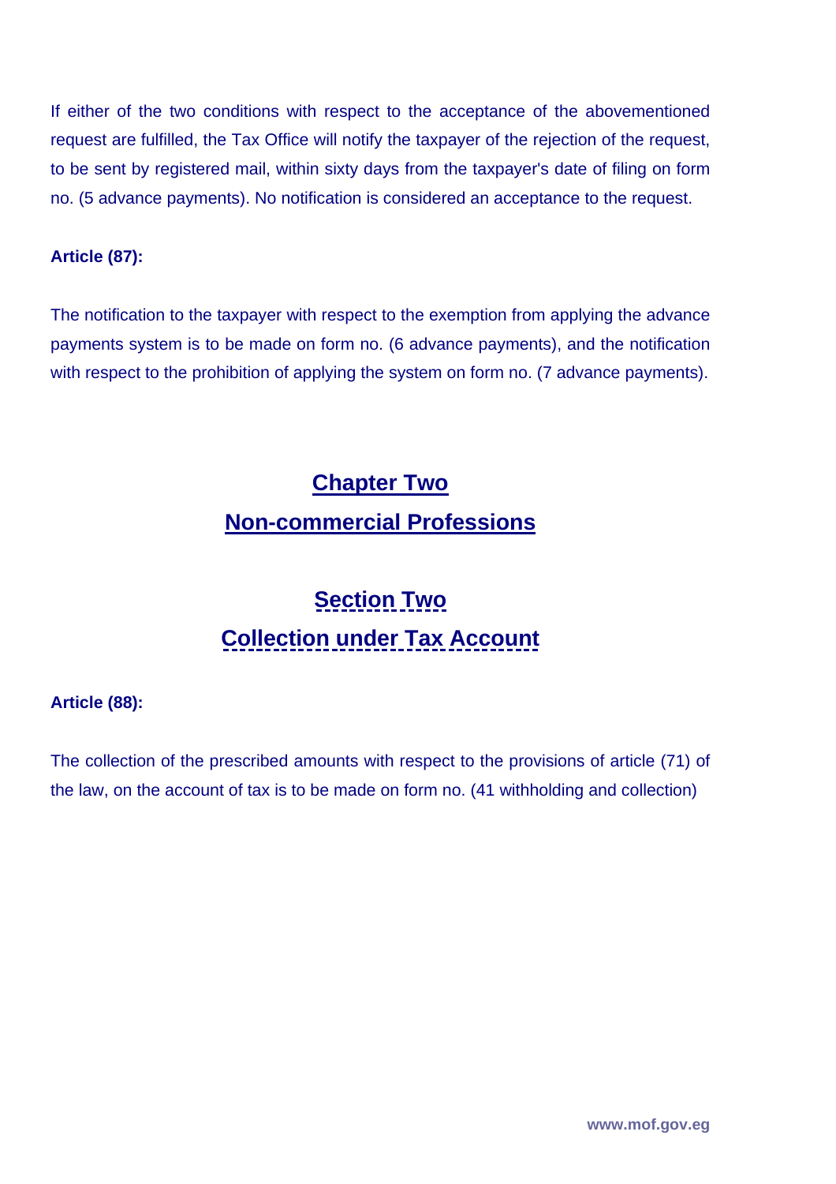If either of the two conditions with respect to the acceptance of the abovementioned request are fulfilled, the Tax Office will notify the taxpayer of the rejection of the request, to be sent by registered mail, within sixty days from the taxpayer's date of filing on form no. (5 advance payments). No notification is considered an acceptance to the request.

**Article (87):**

The notification to the taxpayer with respect to the exemption from applying the advance payments system is to be made on form no. (6 advance payments), and the notification with respect to the prohibition of applying the system on form no. (7 advance payments).

## Chapter Two
## Non-commercial Professions

### Section Two
### Collection under Tax Account

**Article (88):**

The collection of the prescribed amounts with respect to the provisions of article (71) of the law, on the account of tax is to be made on form no. (41 withholding and collection)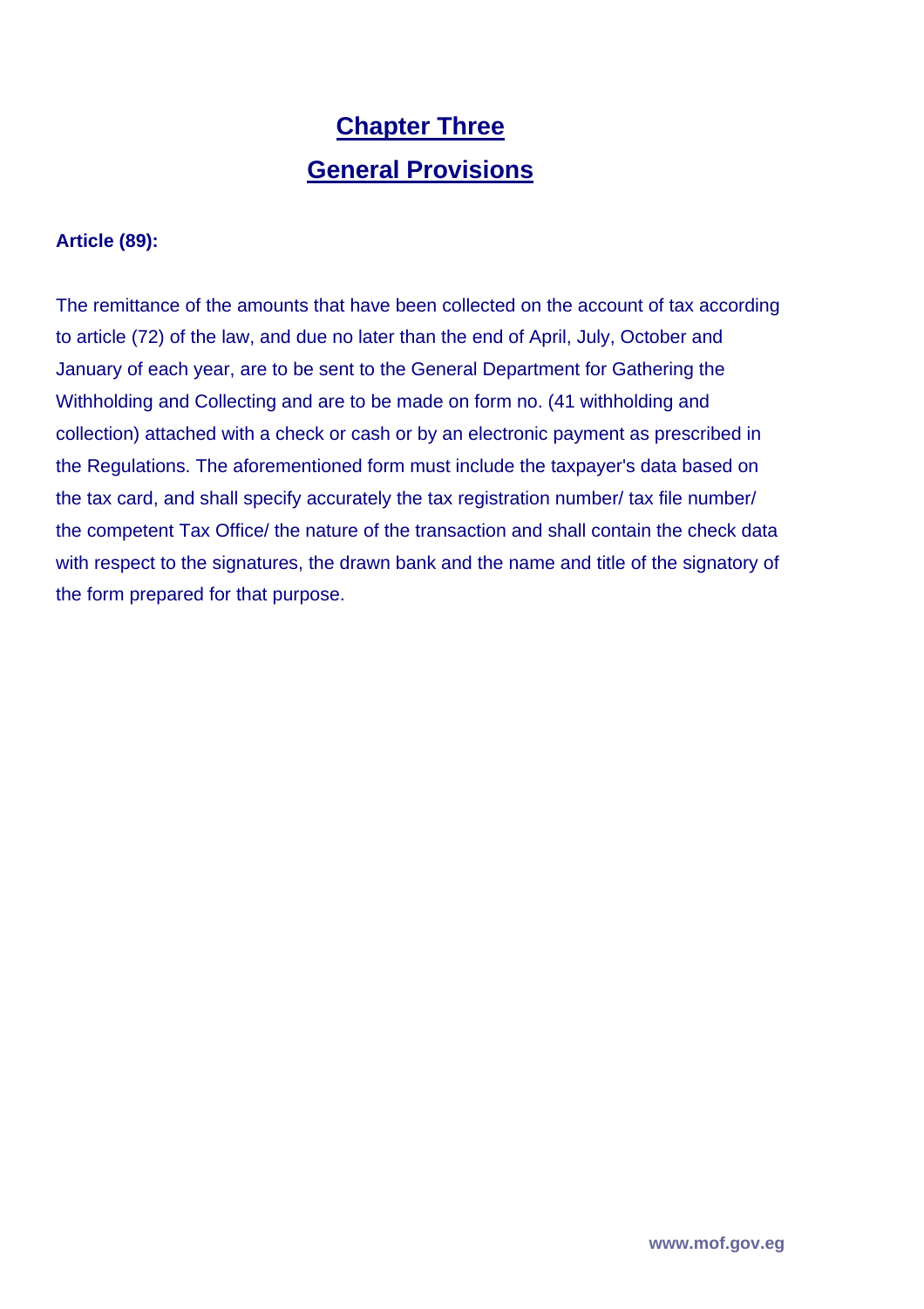# Chapter Three

# General Provisions

**Article (89):**

The remittance of the amounts that have been collected on the account of tax according to article (72) of the law, and due no later than the end of April, July, October and January of each year, are to be sent to the General Department for Gathering the Withholding and Collecting and are to be made on form no. (41 withholding and collection) attached with a check or cash or by an electronic payment as prescribed in the Regulations. The aforementioned form must include the taxpayer's data based on the tax card, and shall specify accurately the tax registration number/ tax file number/ the competent Tax Office/ the nature of the transaction and shall contain the check data with respect to the signatures, the drawn bank and the name and title of the signatory of the form prepared for that purpose.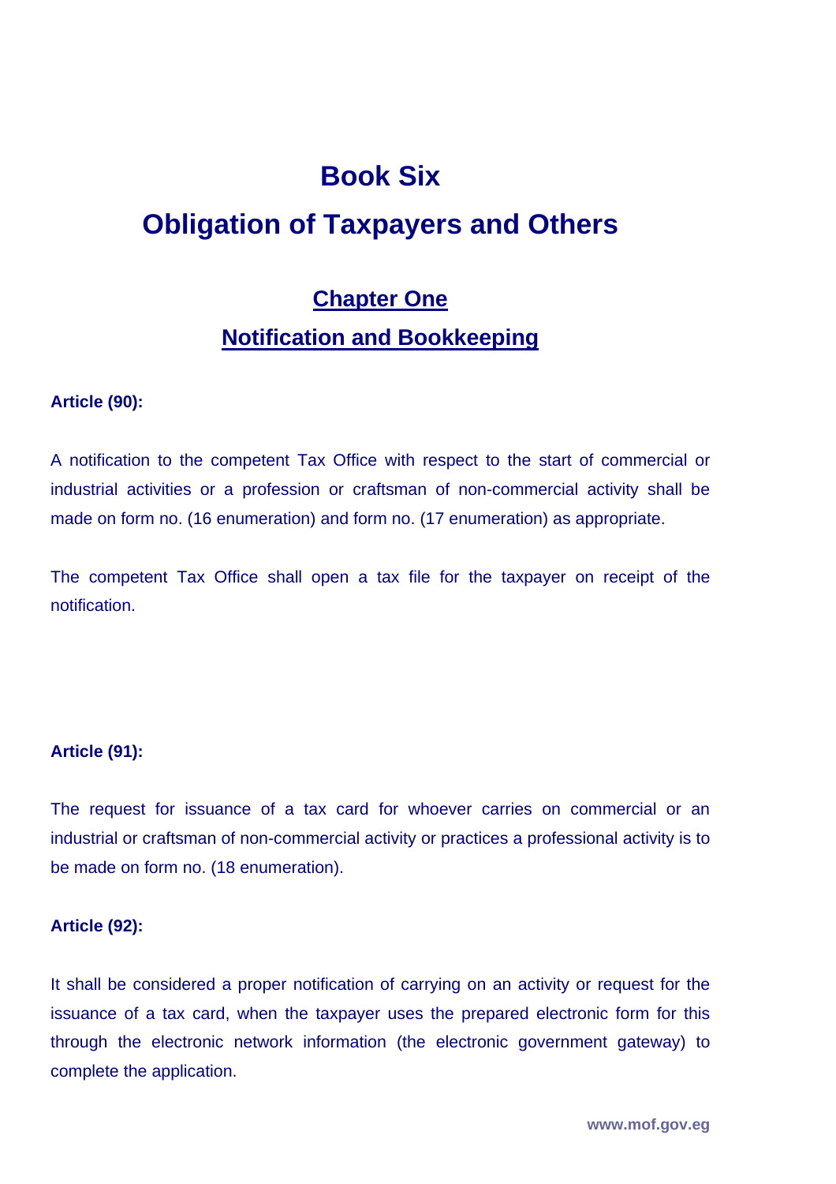# Book Six

# Obligation of Taxpayers and Others

## Chapter One

## Notification and Bookkeeping

**Article (90):**

A notification to the competent Tax Office with respect to the start of commercial or industrial activities or a profession or craftsman of non-commercial activity shall be made on form no. (16 enumeration) and form no. (17 enumeration) as appropriate.

The competent Tax Office shall open a tax file for the taxpayer on receipt of the notification.

**Article (91):**

The request for issuance of a tax card for whoever carries on commercial or an industrial or craftsman of non-commercial activity or practices a professional activity is to be made on form no. (18 enumeration).

**Article (92):**

It shall be considered a proper notification of carrying on an activity or request for the issuance of a tax card, when the taxpayer uses the prepared electronic form for this through the electronic network information (the electronic government gateway) to complete the application.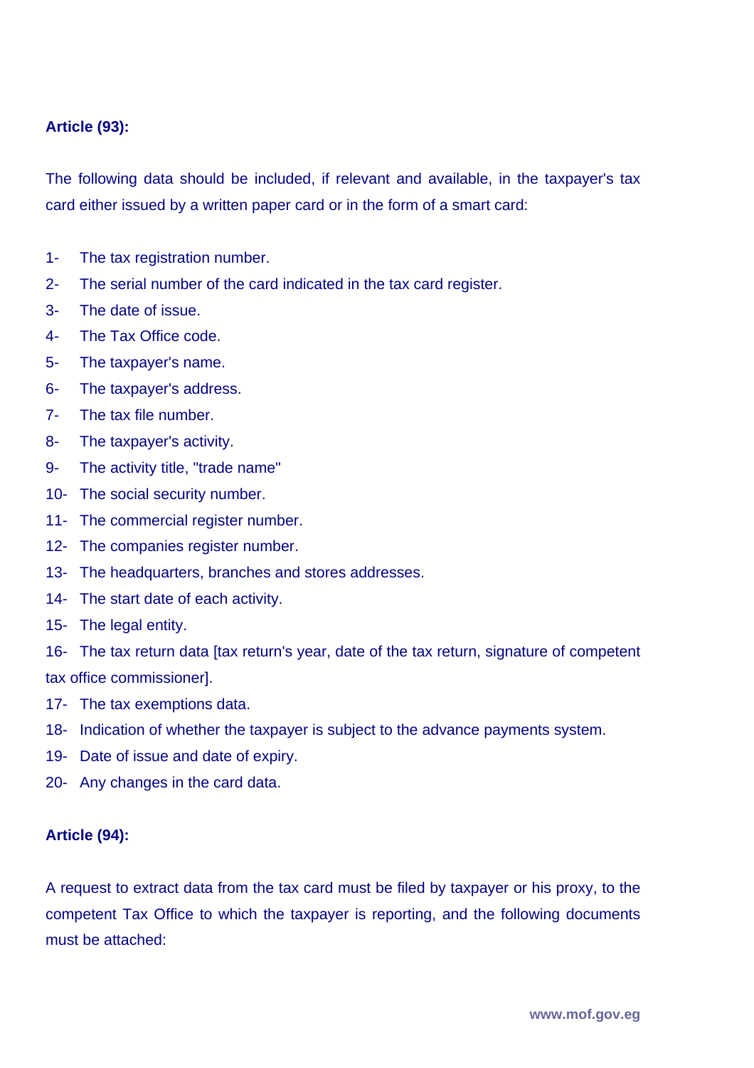**Article (93):**

The following data should be included, if relevant and available, in the taxpayer's tax card either issued by a written paper card or in the form of a smart card:

1- The tax registration number.
2- The serial number of the card indicated in the tax card register.
3- The date of issue.
4- The Tax Office code.
5- The taxpayer's name.
6- The taxpayer's address.
7- The tax file number.
8- The taxpayer's activity.
9- The activity title, "trade name"
10- The social security number.
11- The commercial register number.
12- The companies register number.
13- The headquarters, branches and stores addresses.
14- The start date of each activity.
15- The legal entity.
16- The tax return data [tax return's year, date of the tax return, signature of competent tax office commissioner].
17- The tax exemptions data.
18- Indication of whether the taxpayer is subject to the advance payments system.
19- Date of issue and date of expiry.
20- Any changes in the card data.

**Article (94):**

A request to extract data from the tax card must be filed by taxpayer or his proxy, to the competent Tax Office to which the taxpayer is reporting, and the following documents must be attached: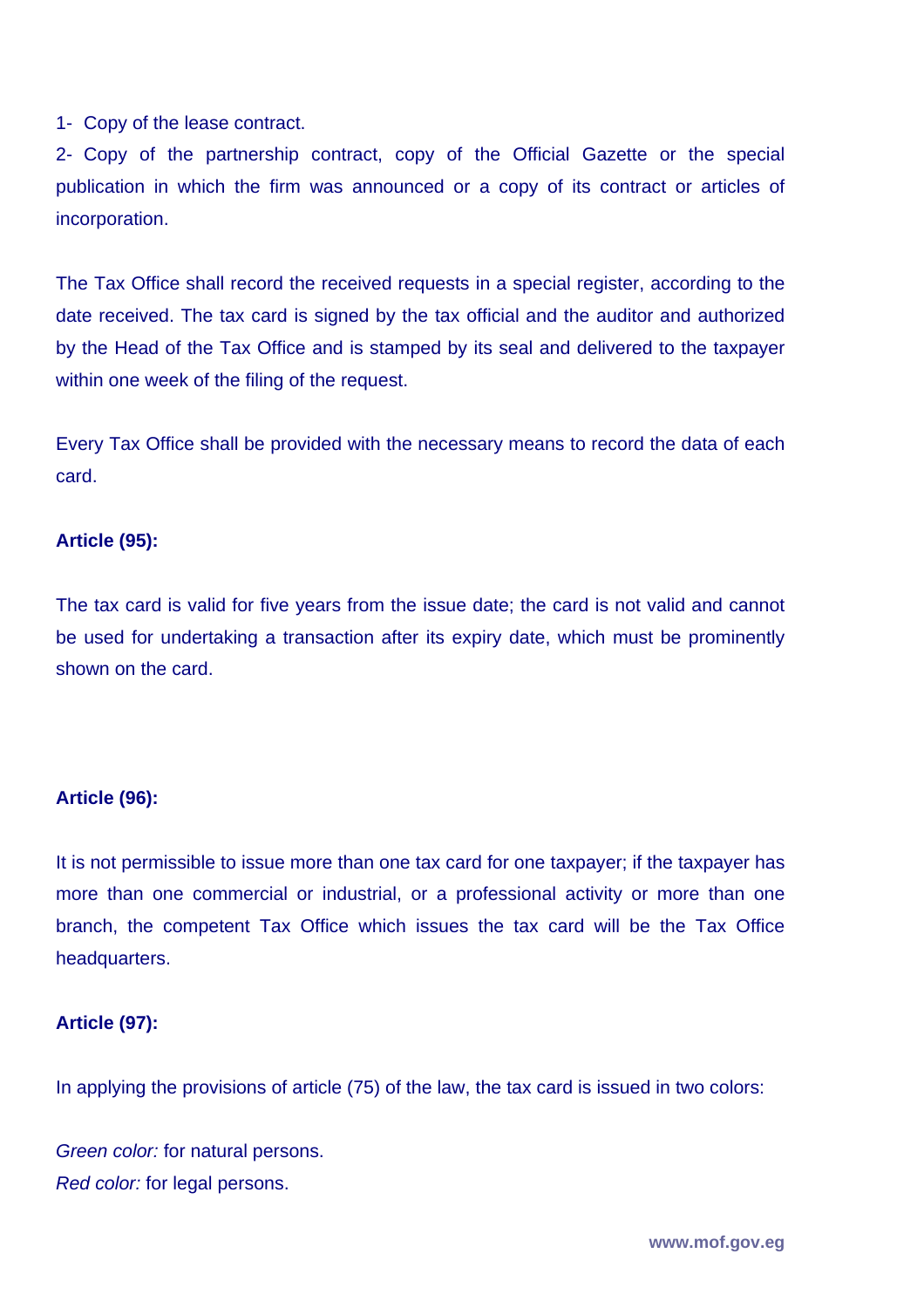1- Copy of the lease contract.

2- Copy of the partnership contract, copy of the Official Gazette or the special publication in which the firm was announced or a copy of its contract or articles of incorporation.

The Tax Office shall record the received requests in a special register, according to the date received. The tax card is signed by the tax official and the auditor and authorized by the Head of the Tax Office and is stamped by its seal and delivered to the taxpayer within one week of the filing of the request.

Every Tax Office shall be provided with the necessary means to record the data of each card.

**Article (95):**

The tax card is valid for five years from the issue date; the card is not valid and cannot be used for undertaking a transaction after its expiry date, which must be prominently shown on the card.

**Article (96):**

It is not permissible to issue more than one tax card for one taxpayer; if the taxpayer has more than one commercial or industrial, or a professional activity or more than one branch, the competent Tax Office which issues the tax card will be the Tax Office headquarters.

**Article (97):**

In applying the provisions of article (75) of the law, the tax card is issued in two colors:

*Green color:* for natural persons.
*Red color:* for legal persons.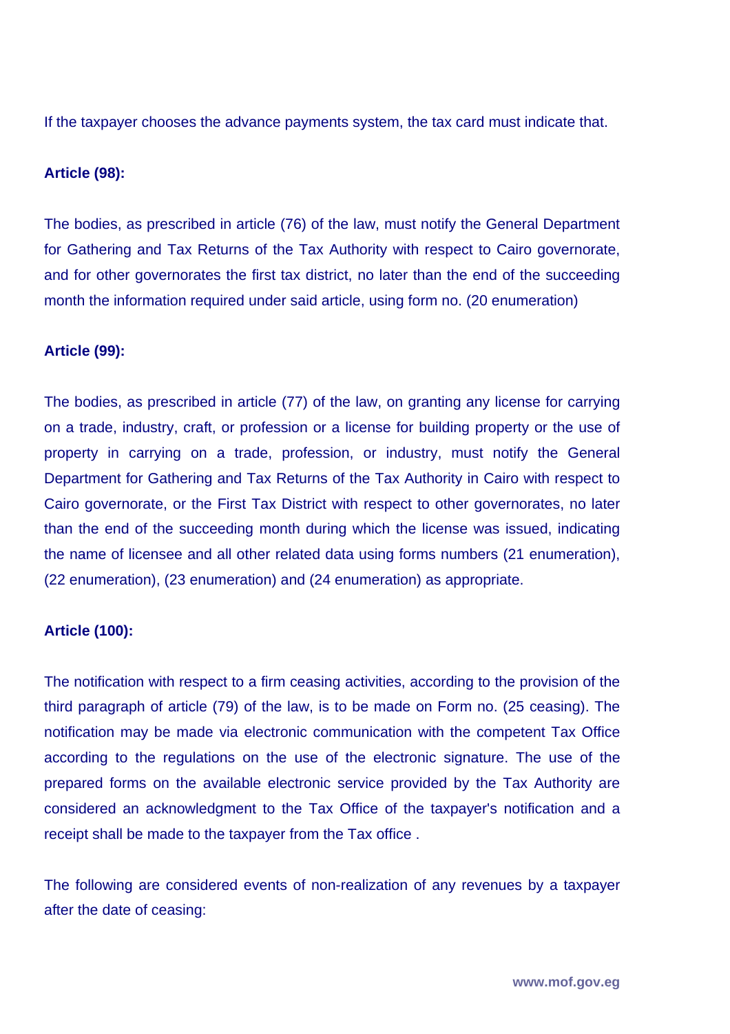If the taxpayer chooses the advance payments system, the tax card must indicate that.

**Article (98):**

The bodies, as prescribed in article (76) of the law, must notify the General Department for Gathering and Tax Returns of the Tax Authority with respect to Cairo governorate, and for other governorates the first tax district, no later than the end of the succeeding month the information required under said article, using form no. (20 enumeration)

**Article (99):**

The bodies, as prescribed in article (77) of the law, on granting any license for carrying on a trade, industry, craft, or profession or a license for building property or the use of property in carrying on a trade, profession, or industry, must notify the General Department for Gathering and Tax Returns of the Tax Authority in Cairo with respect to Cairo governorate, or the First Tax District with respect to other governorates, no later than the end of the succeeding month during which the license was issued, indicating the name of licensee and all other related data using forms numbers (21 enumeration), (22 enumeration), (23 enumeration) and (24 enumeration) as appropriate.

**Article (100):**

The notification with respect to a firm ceasing activities, according to the provision of the third paragraph of article (79) of the law, is to be made on Form no. (25 ceasing). The notification may be made via electronic communication with the competent Tax Office according to the regulations on the use of the electronic signature. The use of the prepared forms on the available electronic service provided by the Tax Authority are considered an acknowledgment to the Tax Office of the taxpayer's notification and a receipt shall be made to the taxpayer from the Tax office .

The following are considered events of non-realization of any revenues by a taxpayer after the date of ceasing: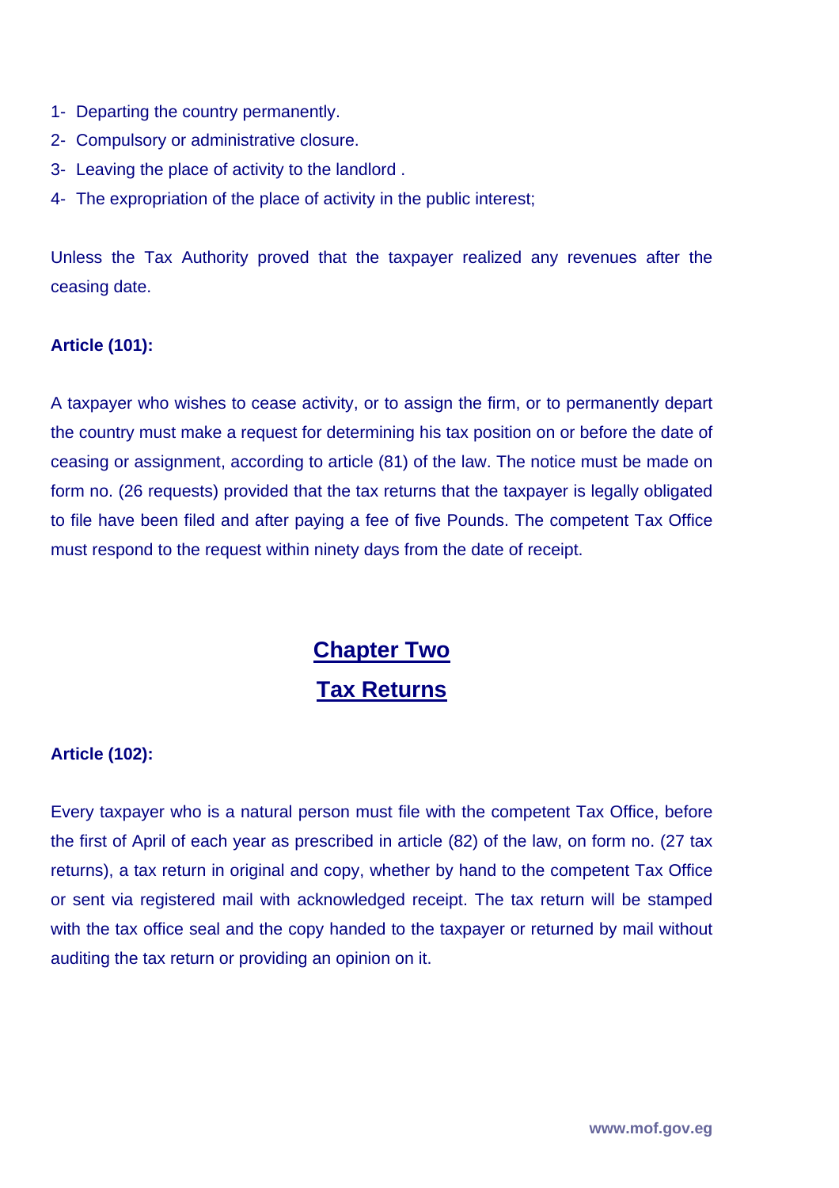1- Departing the country permanently.
2- Compulsory or administrative closure.
3- Leaving the place of activity to the landlord .
4- The expropriation of the place of activity in the public interest;

Unless the Tax Authority proved that the taxpayer realized any revenues after the ceasing date.

**Article (101):**

A taxpayer who wishes to cease activity, or to assign the firm, or to permanently depart the country must make a request for determining his tax position on or before the date of ceasing or assignment, according to article (81) of the law. The notice must be made on form no. (26 requests) provided that the tax returns that the taxpayer is legally obligated to file have been filed and after paying a fee of five Pounds. The competent Tax Office must respond to the request within ninety days from the date of receipt.

## Chapter Two

## Tax Returns

**Article (102):**

Every taxpayer who is a natural person must file with the competent Tax Office, before the first of April of each year as prescribed in article (82) of the law, on form no. (27 tax returns), a tax return in original and copy, whether by hand to the competent Tax Office or sent via registered mail with acknowledged receipt. The tax return will be stamped with the tax office seal and the copy handed to the taxpayer or returned by mail without auditing the tax return or providing an opinion on it.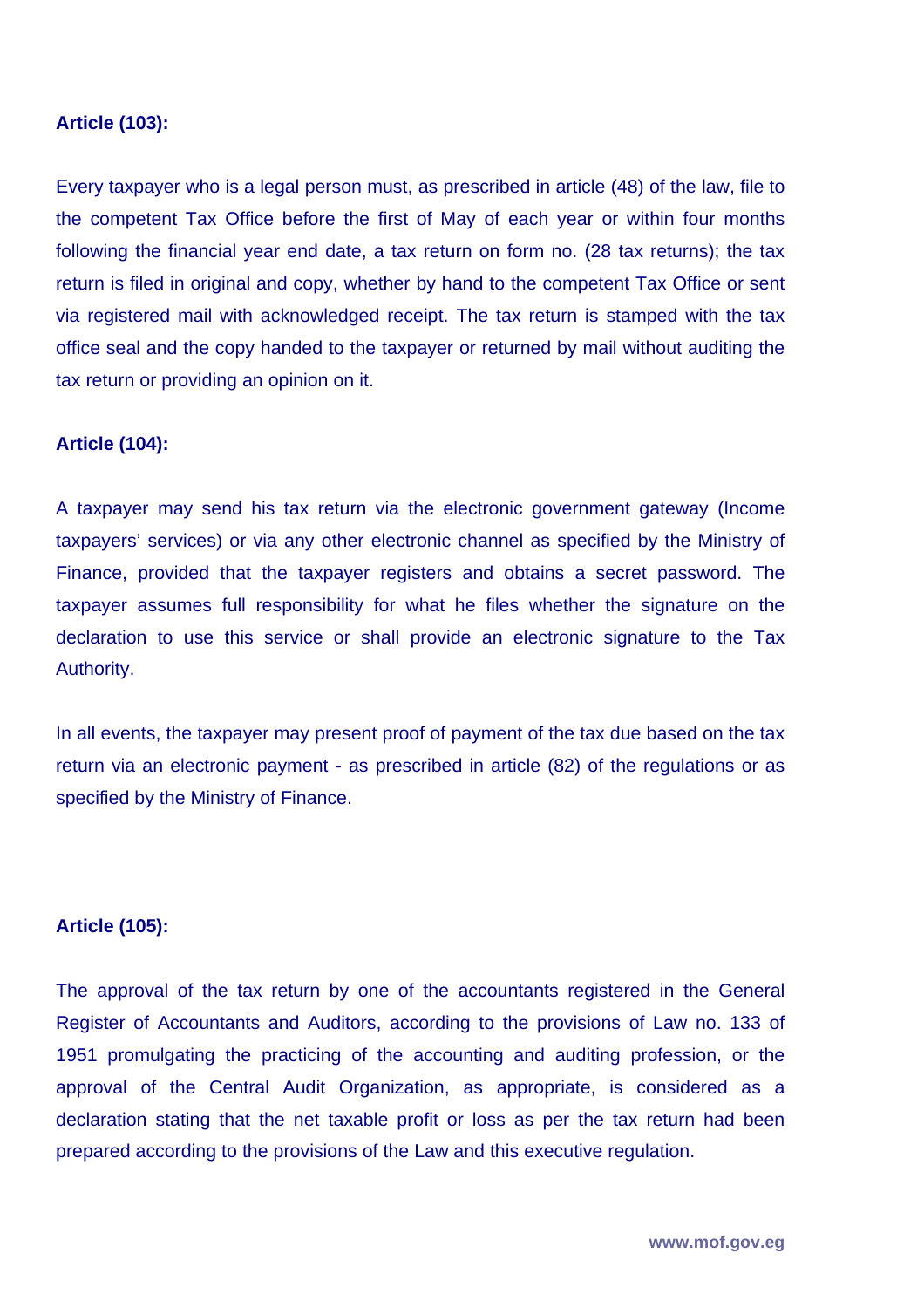**Article (103):**

Every taxpayer who is a legal person must, as prescribed in article (48) of the law, file to the competent Tax Office before the first of May of each year or within four months following the financial year end date, a tax return on form no. (28 tax returns); the tax return is filed in original and copy, whether by hand to the competent Tax Office or sent via registered mail with acknowledged receipt. The tax return is stamped with the tax office seal and the copy handed to the taxpayer or returned by mail without auditing the tax return or providing an opinion on it.

**Article (104):**

A taxpayer may send his tax return via the electronic government gateway (Income taxpayers' services) or via any other electronic channel as specified by the Ministry of Finance, provided that the taxpayer registers and obtains a secret password. The taxpayer assumes full responsibility for what he files whether the signature on the declaration to use this service or shall provide an electronic signature to the Tax Authority.

In all events, the taxpayer may present proof of payment of the tax due based on the tax return via an electronic payment - as prescribed in article (82) of the regulations or as specified by the Ministry of Finance.

**Article (105):**

The approval of the tax return by one of the accountants registered in the General Register of Accountants and Auditors, according to the provisions of Law no. 133 of 1951 promulgating the practicing of the accounting and auditing profession, or the approval of the Central Audit Organization, as appropriate, is considered as a declaration stating that the net taxable profit or loss as per the tax return had been prepared according to the provisions of the Law and this executive regulation.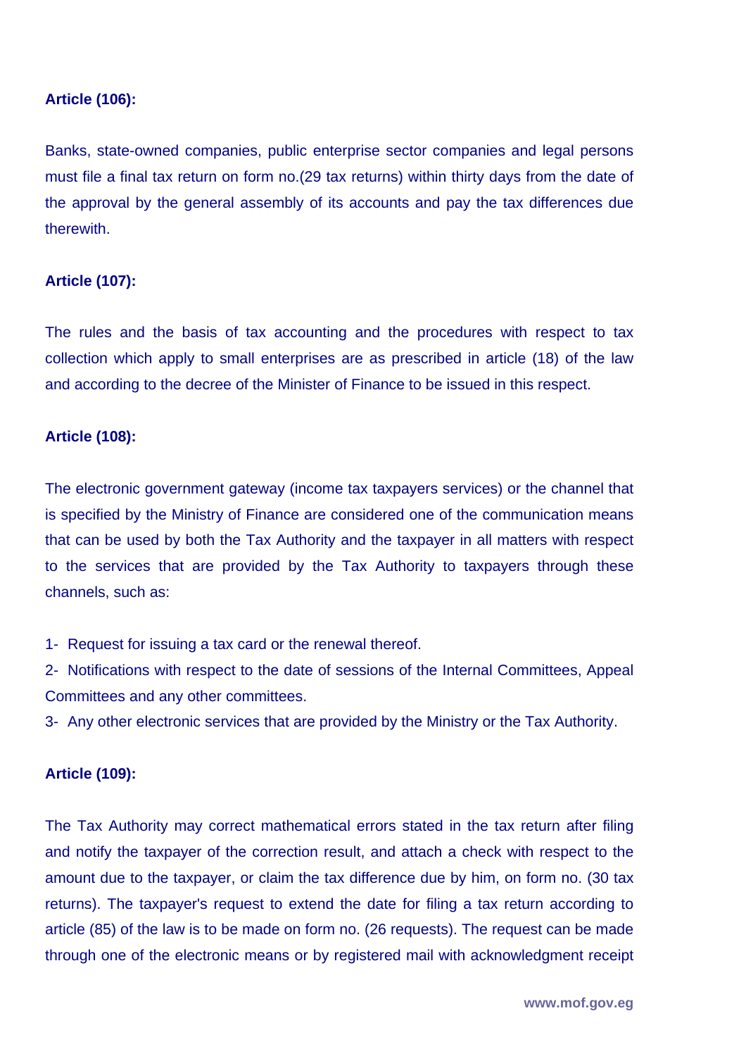**Article (106):**

Banks, state-owned companies, public enterprise sector companies and legal persons must file a final tax return on form no.(29 tax returns) within thirty days from the date of the approval by the general assembly of its accounts and pay the tax differences due therewith.

**Article (107):**

The rules and the basis of tax accounting and the procedures with respect to tax collection which apply to small enterprises are as prescribed in article (18) of the law and according to the decree of the Minister of Finance to be issued in this respect.

**Article (108):**

The electronic government gateway (income tax taxpayers services) or the channel that is specified by the Ministry of Finance are considered one of the communication means that can be used by both the Tax Authority and the taxpayer in all matters with respect to the services that are provided by the Tax Authority to taxpayers through these channels, such as:

1- Request for issuing a tax card or the renewal thereof.
2- Notifications with respect to the date of sessions of the Internal Committees, Appeal Committees and any other committees.
3- Any other electronic services that are provided by the Ministry or the Tax Authority.

**Article (109):**

The Tax Authority may correct mathematical errors stated in the tax return after filing and notify the taxpayer of the correction result, and attach a check with respect to the amount due to the taxpayer, or claim the tax difference due by him, on form no. (30 tax returns). The taxpayer's request to extend the date for filing a tax return according to article (85) of the law is to be made on form no. (26 requests). The request can be made through one of the electronic means or by registered mail with acknowledgment receipt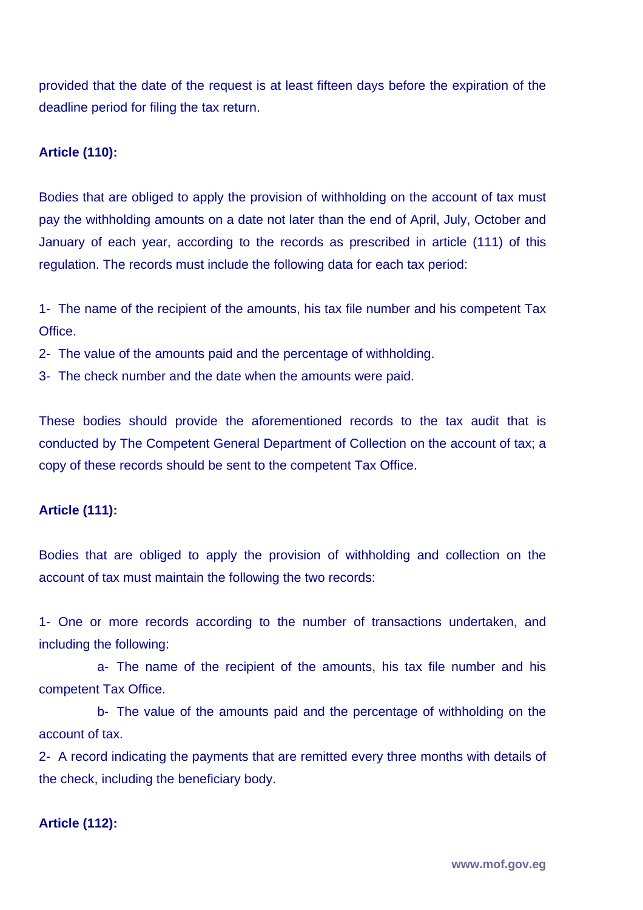provided that the date of the request is at least fifteen days before the expiration of the deadline period for filing the tax return.

**Article (110):**

Bodies that are obliged to apply the provision of withholding on the account of tax must pay the withholding amounts on a date not later than the end of April, July, October and January of each year, according to the records as prescribed in article (111) of this regulation. The records must include the following data for each tax period:

1- The name of the recipient of the amounts, his tax file number and his competent Tax Office.
2- The value of the amounts paid and the percentage of withholding.
3- The check number and the date when the amounts were paid.

These bodies should provide the aforementioned records to the tax audit that is conducted by The Competent General Department of Collection on the account of tax; a copy of these records should be sent to the competent Tax Office.

**Article (111):**

Bodies that are obliged to apply the provision of withholding and collection on the account of tax must maintain the following the two records:

1- One or more records according to the number of transactions undertaken, and including the following:

   a- The name of the recipient of the amounts, his tax file number and his competent Tax Office.

   b- The value of the amounts paid and the percentage of withholding on the account of tax.

2- A record indicating the payments that are remitted every three months with details of the check, including the beneficiary body.

**Article (112):**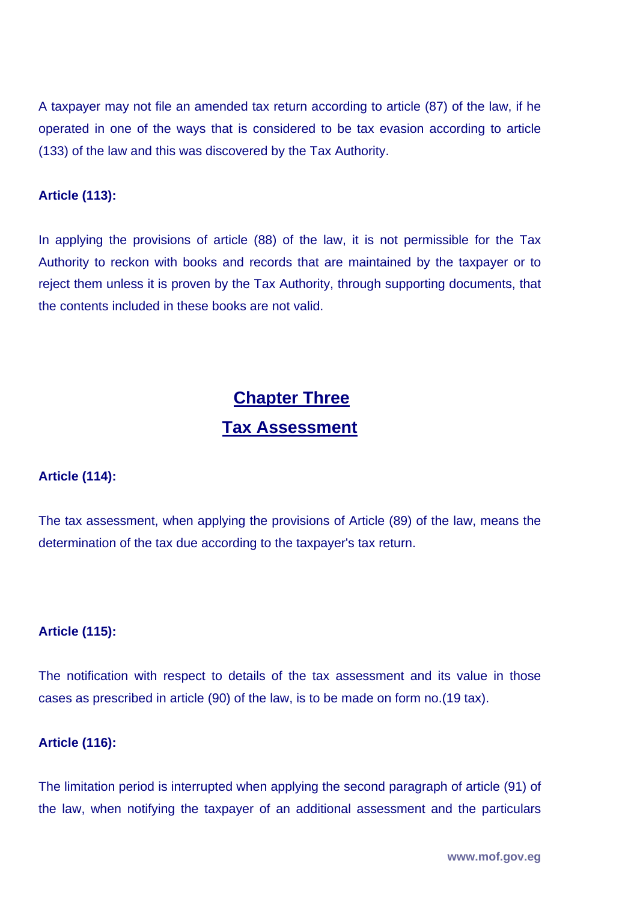A taxpayer may not file an amended tax return according to article (87) of the law, if he operated in one of the ways that is considered to be tax evasion according to article (133) of the law and this was discovered by the Tax Authority.

**Article (113):**

In applying the provisions of article (88) of the law, it is not permissible for the Tax Authority to reckon with books and records that are maintained by the taxpayer or to reject them unless it is proven by the Tax Authority, through supporting documents, that the contents included in these books are not valid.

## Chapter Three
## Tax Assessment

**Article (114):**

The tax assessment, when applying the provisions of Article (89) of the law, means the determination of the tax due according to the taxpayer's tax return.

**Article (115):**

The notification with respect to details of the tax assessment and its value in those cases as prescribed in article (90) of the law, is to be made on form no.(19 tax).

**Article (116):**

The limitation period is interrupted when applying the second paragraph of article (91) of the law, when notifying the taxpayer of an additional assessment and the particulars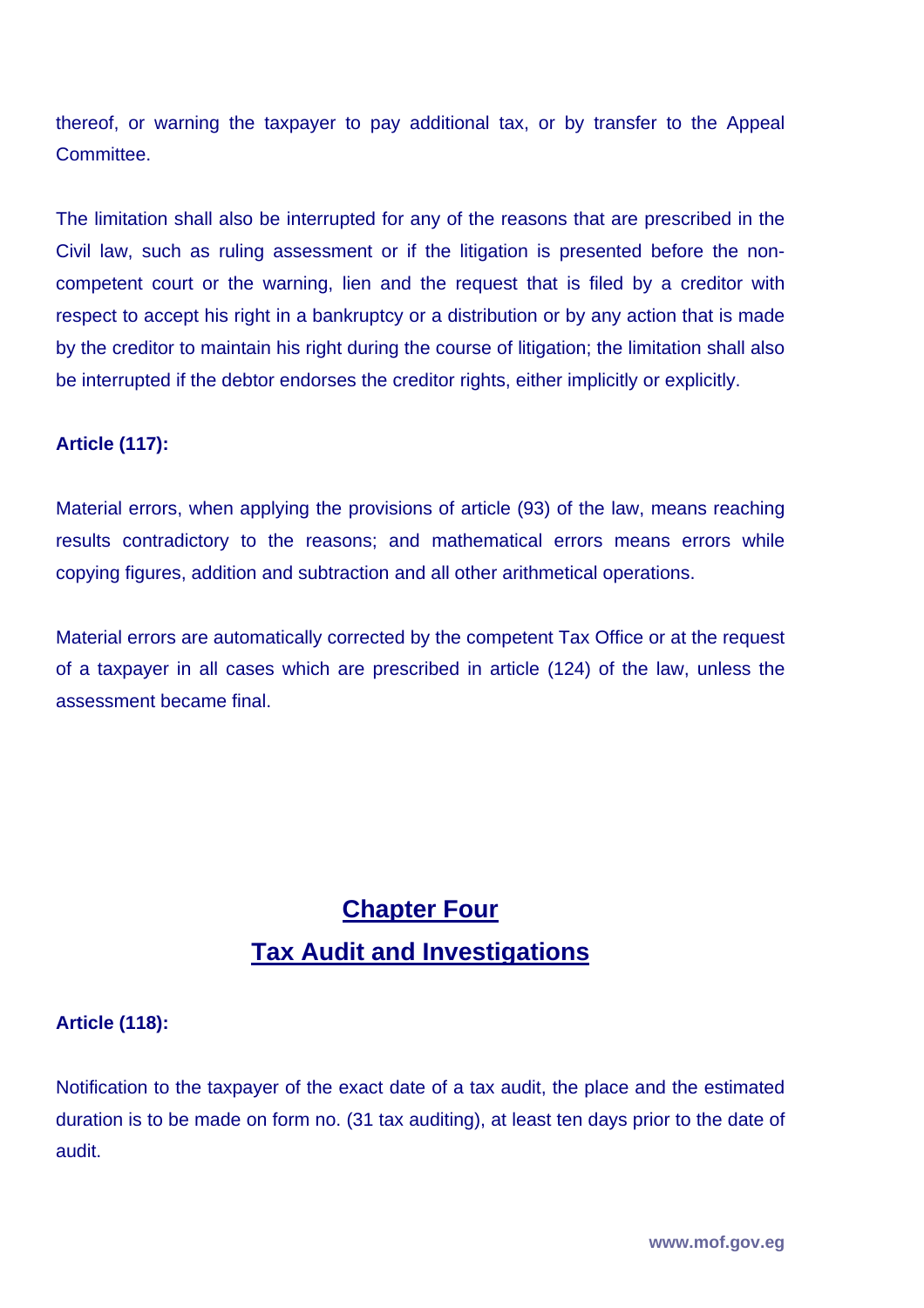thereof, or warning the taxpayer to pay additional tax, or by transfer to the Appeal Committee.

The limitation shall also be interrupted for any of the reasons that are prescribed in the Civil law, such as ruling assessment or if the litigation is presented before the non-competent court or the warning, lien and the request that is filed by a creditor with respect to accept his right in a bankruptcy or a distribution or by any action that is made by the creditor to maintain his right during the course of litigation; the limitation shall also be interrupted if the debtor endorses the creditor rights, either implicitly or explicitly.

**Article (117):**

Material errors, when applying the provisions of article (93) of the law, means reaching results contradictory to the reasons; and mathematical errors means errors while copying figures, addition and subtraction and all other arithmetical operations.

Material errors are automatically corrected by the competent Tax Office or at the request of a taxpayer in all cases which are prescribed in article (124) of the law, unless the assessment became final.

## Chapter Four
## Tax Audit and Investigations

**Article (118):**

Notification to the taxpayer of the exact date of a tax audit, the place and the estimated duration is to be made on form no. (31 tax auditing), at least ten days prior to the date of audit.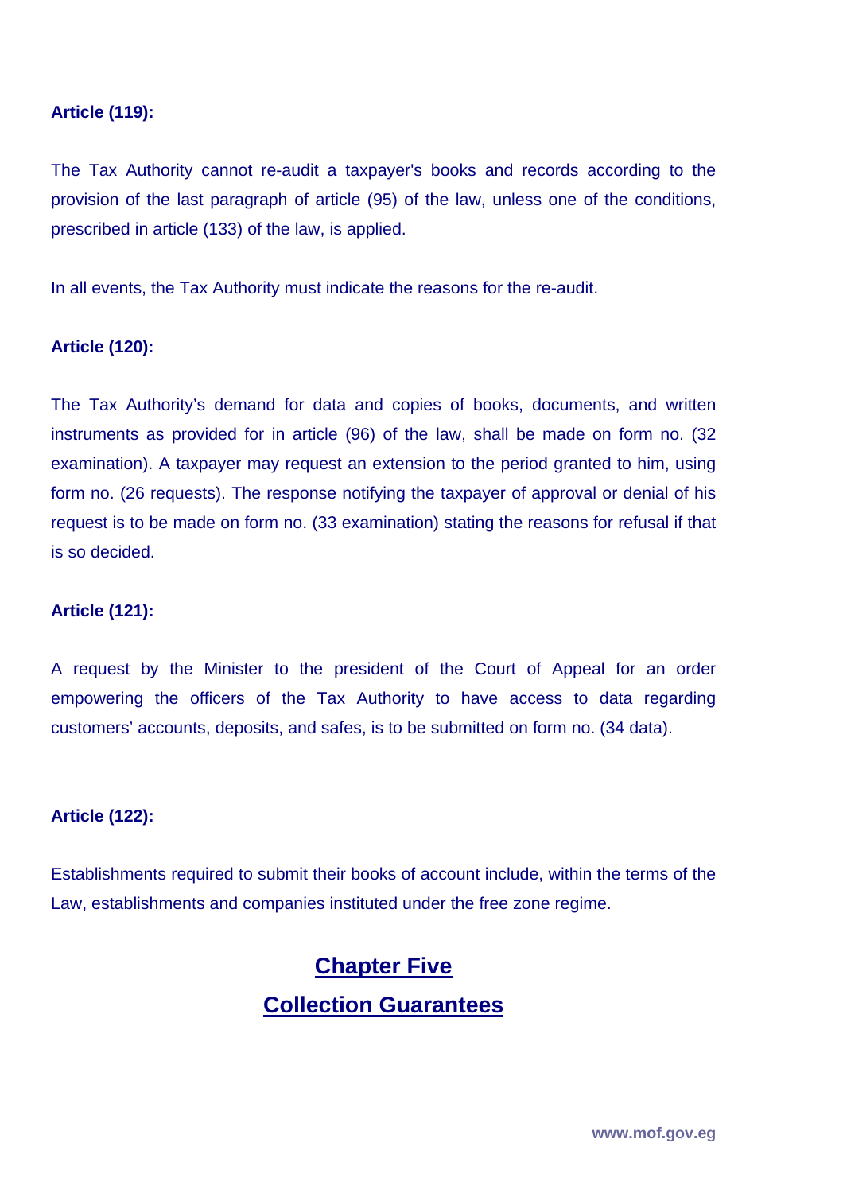**Article (119):**

The Tax Authority cannot re-audit a taxpayer's books and records according to the provision of the last paragraph of article (95) of the law, unless one of the conditions, prescribed in article (133) of the law, is applied.

In all events, the Tax Authority must indicate the reasons for the re-audit.

**Article (120):**

The Tax Authority's demand for data and copies of books, documents, and written instruments as provided for in article (96) of the law, shall be made on form no. (32 examination). A taxpayer may request an extension to the period granted to him, using form no. (26 requests). The response notifying the taxpayer of approval or denial of his request is to be made on form no. (33 examination) stating the reasons for refusal if that is so decided.

**Article (121):**

A request by the Minister to the president of the Court of Appeal for an order empowering the officers of the Tax Authority to have access to data regarding customers' accounts, deposits, and safes, is to be submitted on form no. (34 data).

**Article (122):**

Establishments required to submit their books of account include, within the terms of the Law, establishments and companies instituted under the free zone regime.

## Chapter Five

## Collection Guarantees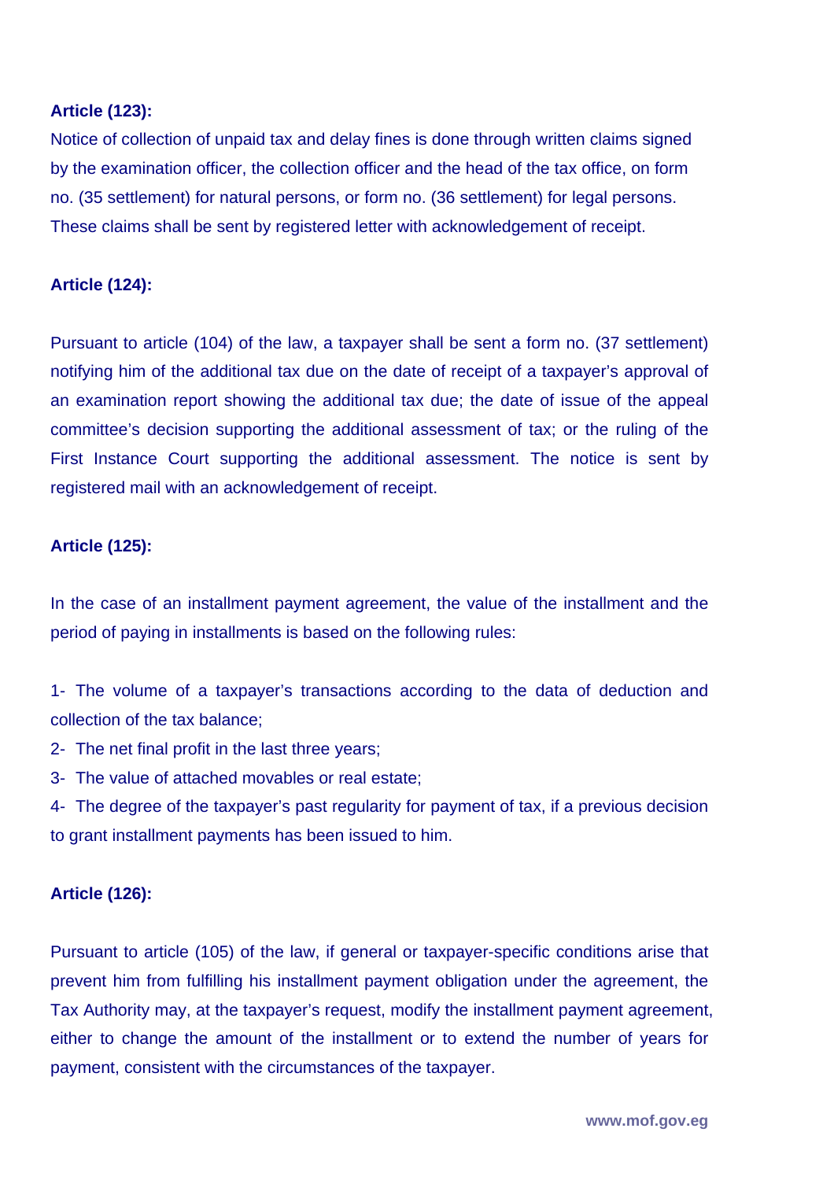**Article (123):**

Notice of collection of unpaid tax and delay fines is done through written claims signed by the examination officer, the collection officer and the head of the tax office, on form no. (35 settlement) for natural persons, or form no. (36 settlement) for legal persons. These claims shall be sent by registered letter with acknowledgement of receipt.

**Article (124):**

Pursuant to article (104) of the law, a taxpayer shall be sent a form no. (37 settlement) notifying him of the additional tax due on the date of receipt of a taxpayer's approval of an examination report showing the additional tax due; the date of issue of the appeal committee's decision supporting the additional assessment of tax; or the ruling of the First Instance Court supporting the additional assessment. The notice is sent by registered mail with an acknowledgement of receipt.

**Article (125):**

In the case of an installment payment agreement, the value of the installment and the period of paying in installments is based on the following rules:

1- The volume of a taxpayer's transactions according to the data of deduction and collection of the tax balance;
2- The net final profit in the last three years;
3- The value of attached movables or real estate;
4- The degree of the taxpayer's past regularity for payment of tax, if a previous decision to grant installment payments has been issued to him.

**Article (126):**

Pursuant to article (105) of the law, if general or taxpayer-specific conditions arise that prevent him from fulfilling his installment payment obligation under the agreement, the Tax Authority may, at the taxpayer's request, modify the installment payment agreement, either to change the amount of the installment or to extend the number of years for payment, consistent with the circumstances of the taxpayer.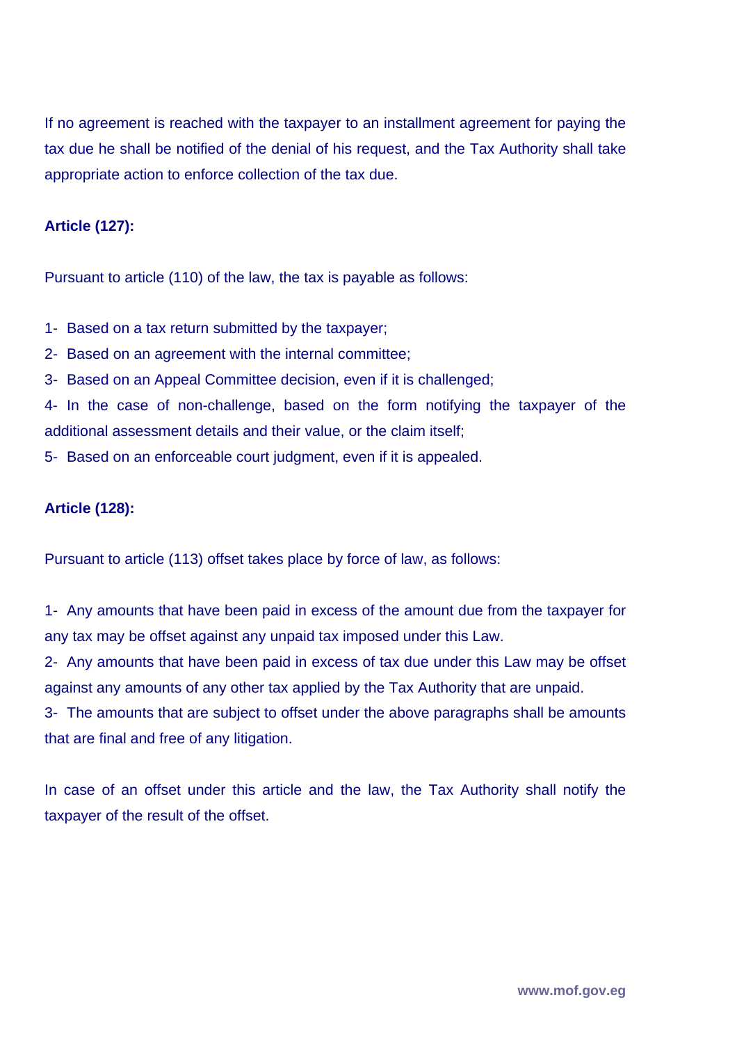If no agreement is reached with the taxpayer to an installment agreement for paying the tax due he shall be notified of the denial of his request, and the Tax Authority shall take appropriate action to enforce collection of the tax due.

**Article (127):**

Pursuant to article (110) of the law, the tax is payable as follows:

1- Based on a tax return submitted by the taxpayer;
2- Based on an agreement with the internal committee;
3- Based on an Appeal Committee decision, even if it is challenged;
4- In the case of non-challenge, based on the form notifying the taxpayer of the additional assessment details and their value, or the claim itself;
5- Based on an enforceable court judgment, even if it is appealed.

**Article (128):**

Pursuant to article (113) offset takes place by force of law, as follows:

1- Any amounts that have been paid in excess of the amount due from the taxpayer for any tax may be offset against any unpaid tax imposed under this Law.
2- Any amounts that have been paid in excess of tax due under this Law may be offset against any amounts of any other tax applied by the Tax Authority that are unpaid.
3- The amounts that are subject to offset under the above paragraphs shall be amounts that are final and free of any litigation.

In case of an offset under this article and the law, the Tax Authority shall notify the taxpayer of the result of the offset.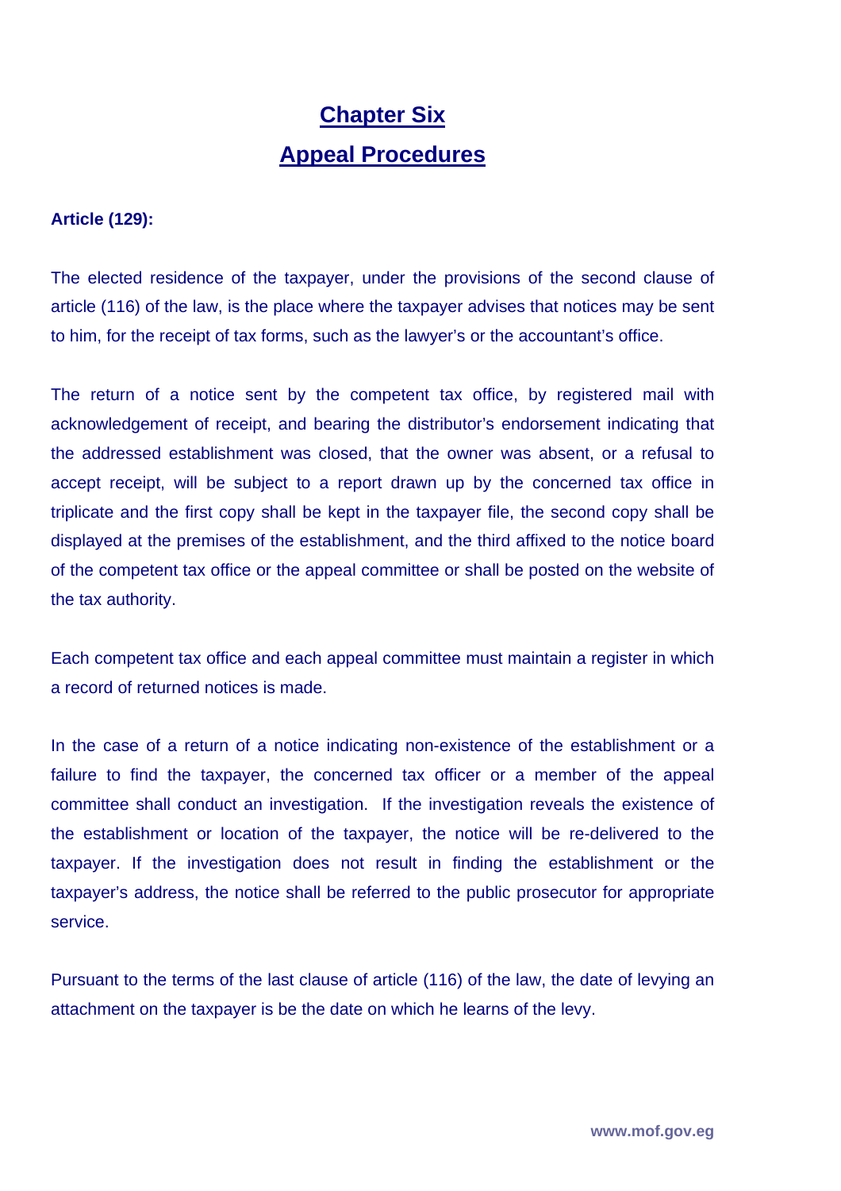# Chapter Six

## Appeal Procedures

**Article (129):**

The elected residence of the taxpayer, under the provisions of the second clause of article (116) of the law, is the place where the taxpayer advises that notices may be sent to him, for the receipt of tax forms, such as the lawyer's or the accountant's office.

The return of a notice sent by the competent tax office, by registered mail with acknowledgement of receipt, and bearing the distributor's endorsement indicating that the addressed establishment was closed, that the owner was absent, or a refusal to accept receipt, will be subject to a report drawn up by the concerned tax office in triplicate and the first copy shall be kept in the taxpayer file, the second copy shall be displayed at the premises of the establishment, and the third affixed to the notice board of the competent tax office or the appeal committee or shall be posted on the website of the tax authority.

Each competent tax office and each appeal committee must maintain a register in which a record of returned notices is made.

In the case of a return of a notice indicating non-existence of the establishment or a failure to find the taxpayer, the concerned tax officer or a member of the appeal committee shall conduct an investigation. If the investigation reveals the existence of the establishment or location of the taxpayer, the notice will be re-delivered to the taxpayer. If the investigation does not result in finding the establishment or the taxpayer's address, the notice shall be referred to the public prosecutor for appropriate service.

Pursuant to the terms of the last clause of article (116) of the law, the date of levying an attachment on the taxpayer is be the date on which he learns of the levy.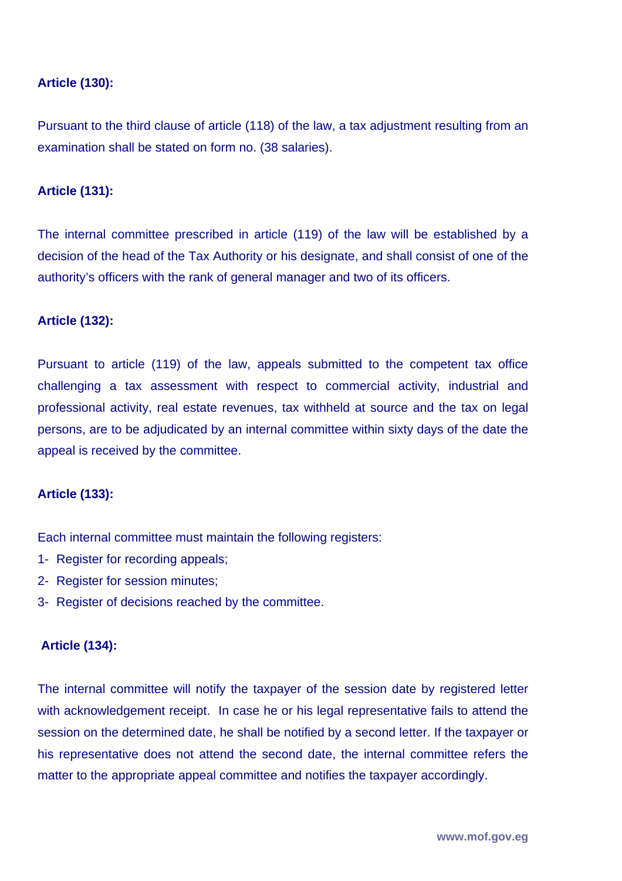**Article (130):**

Pursuant to the third clause of article (118) of the law, a tax adjustment resulting from an examination shall be stated on form no. (38 salaries).

**Article (131):**

The internal committee prescribed in article (119) of the law will be established by a decision of the head of the Tax Authority or his designate, and shall consist of one of the authority's officers with the rank of general manager and two of its officers.

**Article (132):**

Pursuant to article (119) of the law, appeals submitted to the competent tax office challenging a tax assessment with respect to commercial activity, industrial and professional activity, real estate revenues, tax withheld at source and the tax on legal persons, are to be adjudicated by an internal committee within sixty days of the date the appeal is received by the committee.

**Article (133):**

Each internal committee must maintain the following registers:

1- Register for recording appeals;
2- Register for session minutes;
3- Register of decisions reached by the committee.

**Article (134):**

The internal committee will notify the taxpayer of the session date by registered letter with acknowledgement receipt. In case he or his legal representative fails to attend the session on the determined date, he shall be notified by a second letter. If the taxpayer or his representative does not attend the second date, the internal committee refers the matter to the appropriate appeal committee and notifies the taxpayer accordingly.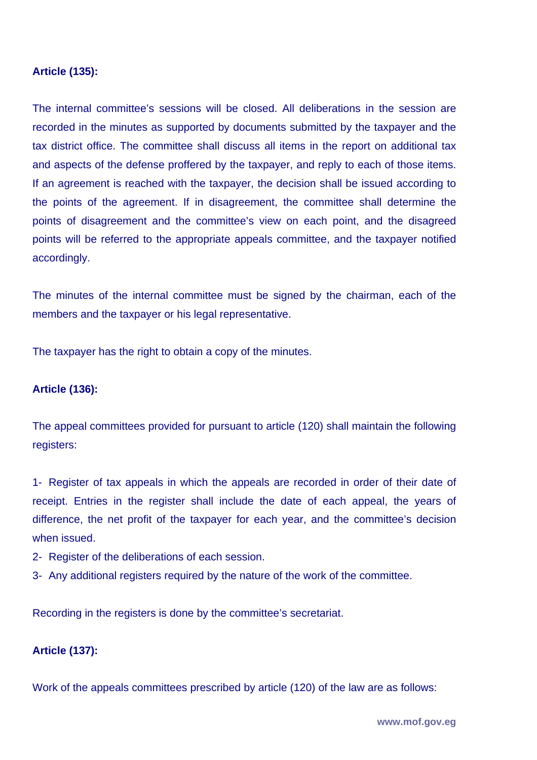**Article (135):**

The internal committee's sessions will be closed. All deliberations in the session are recorded in the minutes as supported by documents submitted by the taxpayer and the tax district office. The committee shall discuss all items in the report on additional tax and aspects of the defense proffered by the taxpayer, and reply to each of those items. If an agreement is reached with the taxpayer, the decision shall be issued according to the points of the agreement. If in disagreement, the committee shall determine the points of disagreement and the committee's view on each point, and the disagreed points will be referred to the appropriate appeals committee, and the taxpayer notified accordingly.

The minutes of the internal committee must be signed by the chairman, each of the members and the taxpayer or his legal representative.

The taxpayer has the right to obtain a copy of the minutes.

**Article (136):**

The appeal committees provided for pursuant to article (120) shall maintain the following registers:

1- Register of tax appeals in which the appeals are recorded in order of their date of receipt. Entries in the register shall include the date of each appeal, the years of difference, the net profit of the taxpayer for each year, and the committee's decision when issued.
2- Register of the deliberations of each session.
3- Any additional registers required by the nature of the work of the committee.

Recording in the registers is done by the committee's secretariat.

**Article (137):**

Work of the appeals committees prescribed by article (120) of the law are as follows: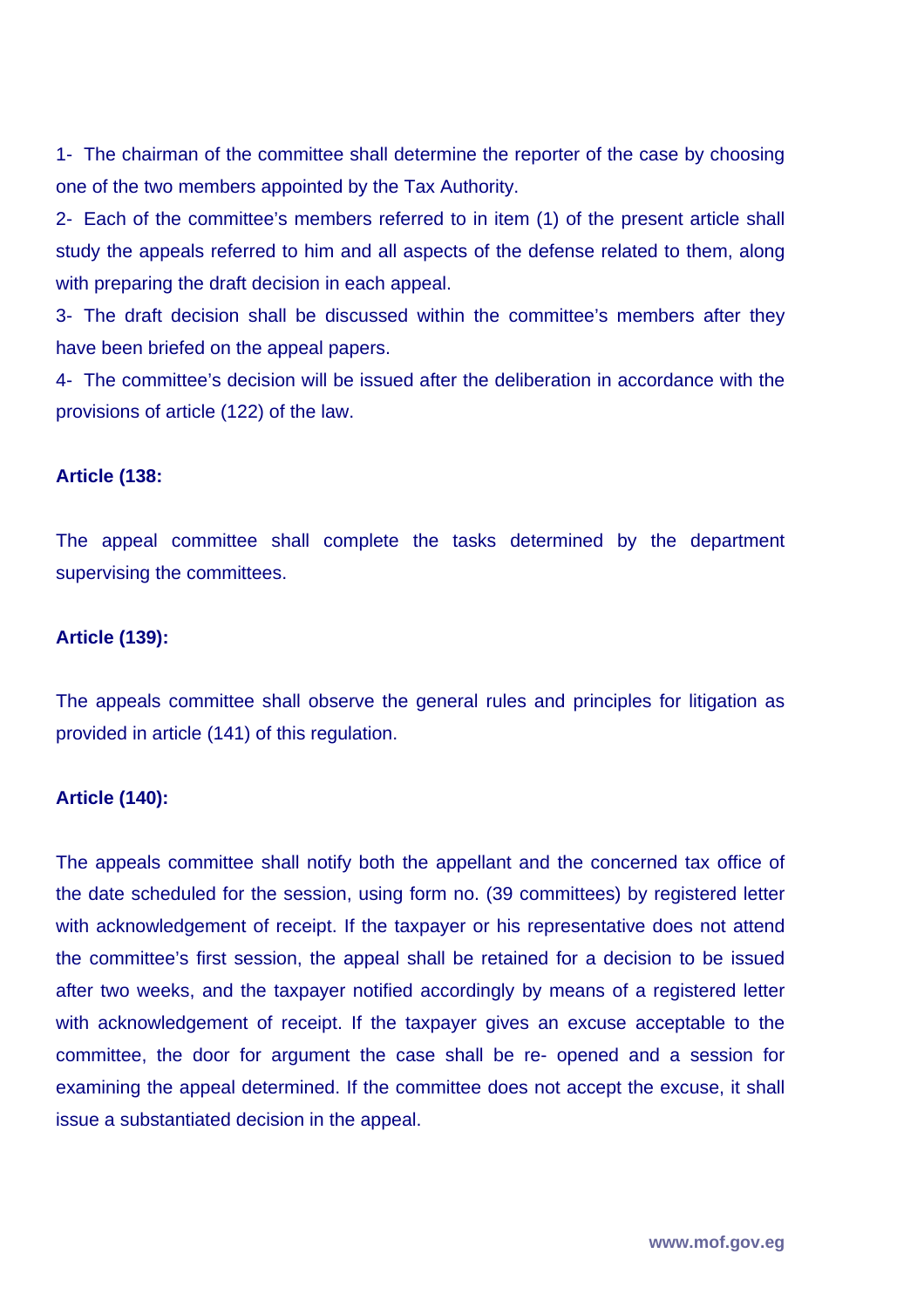1- The chairman of the committee shall determine the reporter of the case by choosing one of the two members appointed by the Tax Authority.

2- Each of the committee's members referred to in item (1) of the present article shall study the appeals referred to him and all aspects of the defense related to them, along with preparing the draft decision in each appeal.

3- The draft decision shall be discussed within the committee's members after they have been briefed on the appeal papers.

4- The committee's decision will be issued after the deliberation in accordance with the provisions of article (122) of the law.

**Article (138:**

The appeal committee shall complete the tasks determined by the department supervising the committees.

**Article (139):**

The appeals committee shall observe the general rules and principles for litigation as provided in article (141) of this regulation.

**Article (140):**

The appeals committee shall notify both the appellant and the concerned tax office of the date scheduled for the session, using form no. (39 committees) by registered letter with acknowledgement of receipt. If the taxpayer or his representative does not attend the committee's first session, the appeal shall be retained for a decision to be issued after two weeks, and the taxpayer notified accordingly by means of a registered letter with acknowledgement of receipt. If the taxpayer gives an excuse acceptable to the committee, the door for argument the case shall be re- opened and a session for examining the appeal determined. If the committee does not accept the excuse, it shall issue a substantiated decision in the appeal.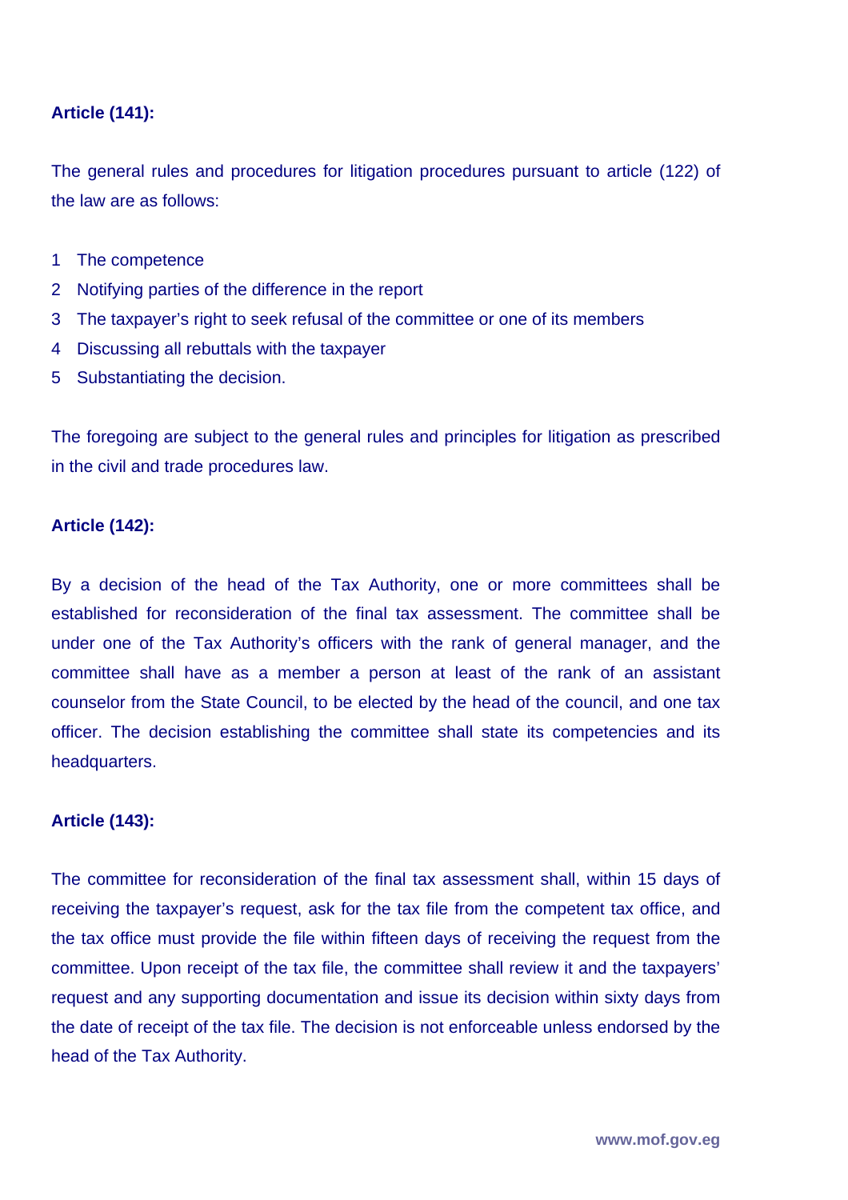**Article (141):**

The general rules and procedures for litigation procedures pursuant to article (122) of the law are as follows:

1 The competence
2 Notifying parties of the difference in the report
3 The taxpayer's right to seek refusal of the committee or one of its members
4 Discussing all rebuttals with the taxpayer
5 Substantiating the decision.

The foregoing are subject to the general rules and principles for litigation as prescribed in the civil and trade procedures law.

**Article (142):**

By a decision of the head of the Tax Authority, one or more committees shall be established for reconsideration of the final tax assessment. The committee shall be under one of the Tax Authority's officers with the rank of general manager, and the committee shall have as a member a person at least of the rank of an assistant counselor from the State Council, to be elected by the head of the council, and one tax officer. The decision establishing the committee shall state its competencies and its headquarters.

**Article (143):**

The committee for reconsideration of the final tax assessment shall, within 15 days of receiving the taxpayer's request, ask for the tax file from the competent tax office, and the tax office must provide the file within fifteen days of receiving the request from the committee. Upon receipt of the tax file, the committee shall review it and the taxpayers' request and any supporting documentation and issue its decision within sixty days from the date of receipt of the tax file. The decision is not enforceable unless endorsed by the head of the Tax Authority.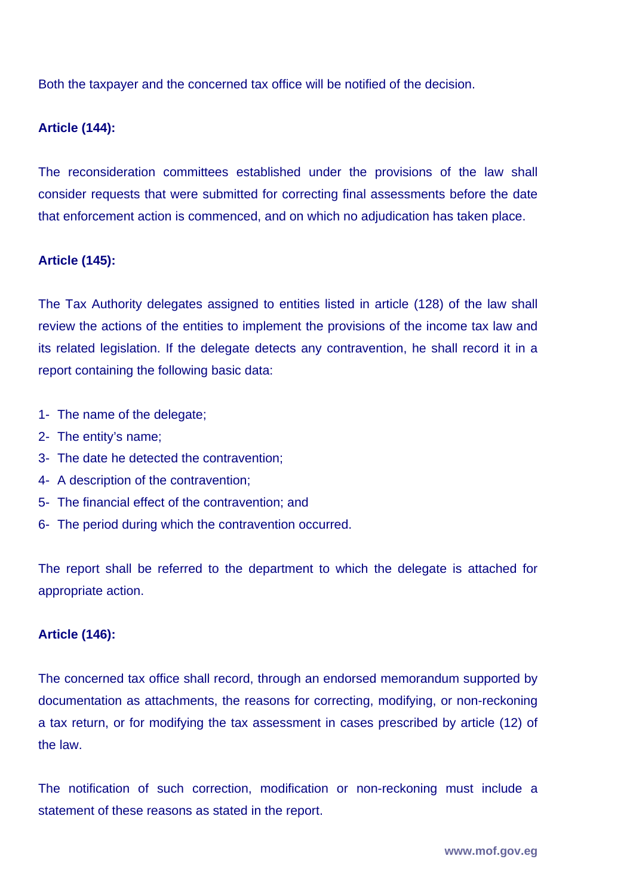Both the taxpayer and the concerned tax office will be notified of the decision.

**Article (144):**

The reconsideration committees established under the provisions of the law shall consider requests that were submitted for correcting final assessments before the date that enforcement action is commenced, and on which no adjudication has taken place.

**Article (145):**

The Tax Authority delegates assigned to entities listed in article (128) of the law shall review the actions of the entities to implement the provisions of the income tax law and its related legislation. If the delegate detects any contravention, he shall record it in a report containing the following basic data:

1- The name of the delegate;
2- The entity's name;
3- The date he detected the contravention;
4- A description of the contravention;
5- The financial effect of the contravention; and
6- The period during which the contravention occurred.

The report shall be referred to the department to which the delegate is attached for appropriate action.

**Article (146):**

The concerned tax office shall record, through an endorsed memorandum supported by documentation as attachments, the reasons for correcting, modifying, or non-reckoning a tax return, or for modifying the tax assessment in cases prescribed by article (12) of the law.

The notification of such correction, modification or non-reckoning must include a statement of these reasons as stated in the report.